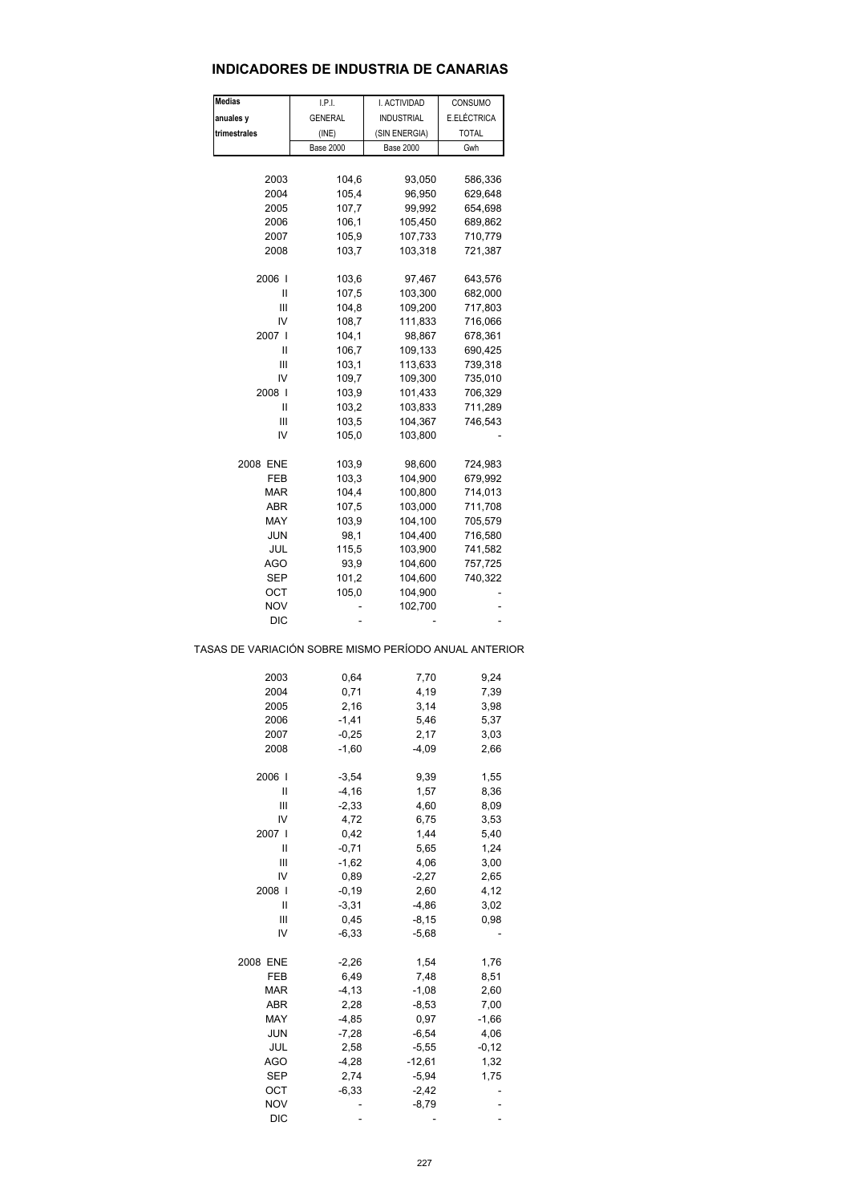## INDICADORES DE INDUSTRIA DE CANARIAS

| Medias anuales y trimestrales | I.P.I. GENERAL (INE) | I. ACTIVIDAD INDUSTRIAL (SIN ENERGIA) | CONSUMO E.ELÉCTRICA TOTAL |
|---|---|---|---|
| | Base 2000 | Base 2000 | Gwh |
| 2003 | 104,6 | 93,050 | 586,336 |
| 2004 | 105,4 | 96,950 | 629,648 |
| 2005 | 107,7 | 99,992 | 654,698 |
| 2006 | 106,1 | 105,450 | 689,862 |
| 2007 | 105,9 | 107,733 | 710,779 |
| 2008 | 103,7 | 103,318 | 721,387 |
| 2006 I | 103,6 | 97,467 | 643,576 |
| II | 107,5 | 103,300 | 682,000 |
| III | 104,8 | 109,200 | 717,803 |
| IV | 108,7 | 111,833 | 716,066 |
| 2007 I | 104,1 | 98,867 | 678,361 |
| II | 106,7 | 109,133 | 690,425 |
| III | 103,1 | 113,633 | 739,318 |
| IV | 109,7 | 109,300 | 735,010 |
| 2008 I | 103,9 | 101,433 | 706,329 |
| II | 103,2 | 103,833 | 711,289 |
| III | 103,5 | 104,367 | 746,543 |
| IV | 105,0 | 103,800 | - |
| 2008 ENE | 103,9 | 98,600 | 724,983 |
| FEB | 103,3 | 104,900 | 679,992 |
| MAR | 104,4 | 100,800 | 714,013 |
| ABR | 107,5 | 103,000 | 711,708 |
| MAY | 103,9 | 104,100 | 705,579 |
| JUN | 98,1 | 104,400 | 716,580 |
| JUL | 115,5 | 103,900 | 741,582 |
| AGO | 93,9 | 104,600 | 757,725 |
| SEP | 101,2 | 104,600 | 740,322 |
| OCT | 105,0 | 104,900 | - |
| NOV | - | 102,700 | - |
| DIC | - | - | - |

TASAS DE VARIACIÓN SOBRE MISMO PERÍODO ANUAL ANTERIOR

| | I.P.I. GENERAL | I. ACTIVIDAD INDUSTRIAL | CONSUMO E.ELÉCTRICA |
|---|---|---|---|
| 2003 | 0,64 | 7,70 | 9,24 |
| 2004 | 0,71 | 4,19 | 7,39 |
| 2005 | 2,16 | 3,14 | 3,98 |
| 2006 | -1,41 | 5,46 | 5,37 |
| 2007 | -0,25 | 2,17 | 3,03 |
| 2008 | -1,60 | -4,09 | 2,66 |
| 2006 I | -3,54 | 9,39 | 1,55 |
| II | -4,16 | 1,57 | 8,36 |
| III | -2,33 | 4,60 | 8,09 |
| IV | 4,72 | 6,75 | 3,53 |
| 2007 I | 0,42 | 1,44 | 5,40 |
| II | -0,71 | 5,65 | 1,24 |
| III | -1,62 | 4,06 | 3,00 |
| IV | 0,89 | -2,27 | 2,65 |
| 2008 I | -0,19 | 2,60 | 4,12 |
| II | -3,31 | -4,86 | 3,02 |
| III | 0,45 | -8,15 | 0,98 |
| IV | -6,33 | -5,68 | - |
| 2008 ENE | -2,26 | 1,54 | 1,76 |
| FEB | 6,49 | 7,48 | 8,51 |
| MAR | -4,13 | -1,08 | 2,60 |
| ABR | 2,28 | -8,53 | 7,00 |
| MAY | -4,85 | 0,97 | -1,66 |
| JUN | -7,28 | -6,54 | 4,06 |
| JUL | 2,58 | -5,55 | -0,12 |
| AGO | -4,28 | -12,61 | 1,32 |
| SEP | 2,74 | -5,94 | 1,75 |
| OCT | -6,33 | -2,42 | - |
| NOV | - | -8,79 | - |
| DIC | - | - | - |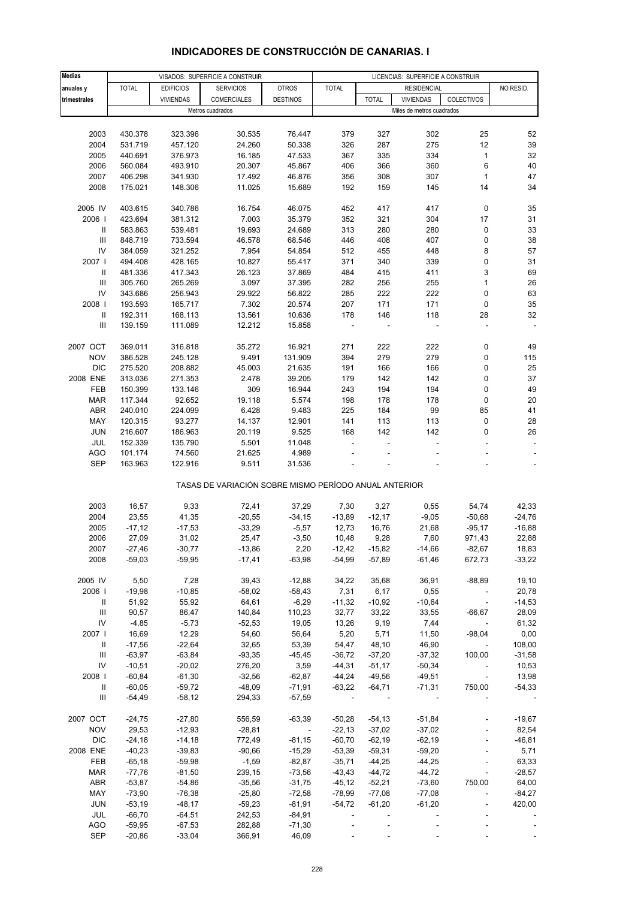# INDICADORES DE CONSTRUCCIÓN DE CANARIAS. I

| Medias anuales y trimestrales | VISADOS: SUPERFICIE A CONSTRUIR | | | | LICENCIAS: SUPERFICIE A CONSTRUIR | | | | |
|---|---|---|---|---|---|---|---|---|---|
| | TOTAL | EDIFICIOS VIVIENDAS | SERVICIOS COMERCIALES | OTROS DESTINOS | TOTAL | RESIDENCIAL | | | NO RESID. |
| | | | | | | TOTAL | VIVIENDAS | COLECTIVOS | |
| | Metros cuadrados | | | | Miles de metros cuadrados | | | | |
| 2003 | 430.378 | 323.396 | 30.535 | 76.447 | 379 | 327 | 302 | 25 | 52 |
| 2004 | 531.719 | 457.120 | 24.260 | 50.338 | 326 | 287 | 275 | 12 | 39 |
| 2005 | 440.691 | 376.973 | 16.185 | 47.533 | 367 | 335 | 334 | 1 | 32 |
| 2006 | 560.084 | 493.910 | 20.307 | 45.867 | 406 | 366 | 360 | 6 | 40 |
| 2007 | 406.298 | 341.930 | 17.492 | 46.876 | 356 | 308 | 307 | 1 | 47 |
| 2008 | 175.021 | 148.306 | 11.025 | 15.689 | 192 | 159 | 145 | 14 | 34 |
| 2005 IV | 403.615 | 340.786 | 16.754 | 46.075 | 452 | 417 | 417 | 0 | 35 |
| 2006 I | 423.694 | 381.312 | 7.003 | 35.379 | 352 | 321 | 304 | 17 | 31 |
| II | 583.863 | 539.481 | 19.693 | 24.689 | 313 | 280 | 280 | 0 | 33 |
| III | 848.719 | 733.594 | 46.578 | 68.546 | 446 | 408 | 407 | 0 | 38 |
| IV | 384.059 | 321.252 | 7.954 | 54.854 | 512 | 455 | 448 | 8 | 57 |
| 2007 I | 494.408 | 428.165 | 10.827 | 55.417 | 371 | 340 | 339 | 0 | 31 |
| II | 481.336 | 417.343 | 26.123 | 37.869 | 484 | 415 | 411 | 3 | 69 |
| III | 305.760 | 265.269 | 3.097 | 37.395 | 282 | 256 | 255 | 1 | 26 |
| IV | 343.686 | 256.943 | 29.922 | 56.822 | 285 | 222 | 222 | 0 | 63 |
| 2008 I | 193.593 | 165.717 | 7.302 | 20.574 | 207 | 171 | 171 | 0 | 35 |
| II | 192.311 | 168.113 | 13.561 | 10.636 | 178 | 146 | 118 | 28 | 32 |
| III | 139.159 | 111.089 | 12.212 | 15.858 | - | - | - | - | - |
| 2007 OCT | 369.011 | 316.818 | 35.272 | 16.921 | 271 | 222 | 222 | 0 | 49 |
| NOV | 386.528 | 245.128 | 9.491 | 131.909 | 394 | 279 | 279 | 0 | 115 |
| DIC | 275.520 | 208.882 | 45.003 | 21.635 | 191 | 166 | 166 | 0 | 25 |
| 2008 ENE | 313.036 | 271.353 | 2.478 | 39.205 | 179 | 142 | 142 | 0 | 37 |
| FEB | 150.399 | 133.146 | 309 | 16.944 | 243 | 194 | 194 | 0 | 49 |
| MAR | 117.344 | 92.652 | 19.118 | 5.574 | 198 | 178 | 178 | 0 | 20 |
| ABR | 240.010 | 224.099 | 6.428 | 9.483 | 225 | 184 | 99 | 85 | 41 |
| MAY | 120.315 | 93.277 | 14.137 | 12.901 | 141 | 113 | 113 | 0 | 28 |
| JUN | 216.607 | 186.963 | 20.119 | 9.525 | 168 | 142 | 142 | 0 | 26 |
| JUL | 152.339 | 135.790 | 5.501 | 11.048 | - | - | - | - | - |
| AGO | 101.174 | 74.560 | 21.625 | 4.989 | - | - | - | - | - |
| SEP | 163.963 | 122.916 | 9.511 | 31.536 | - | - | - | - | - |
| | TASAS DE VARIACIÓN SOBRE MISMO PERÍODO ANUAL ANTERIOR | | | | | | | | |
| 2003 | 16,57 | 9,33 | 72,41 | 37,29 | 7,30 | 3,27 | 0,55 | 54,74 | 42,33 |
| 2004 | 23,55 | 41,35 | -20,55 | -34,15 | -13,89 | -12,17 | -9,05 | -50,68 | -24,76 |
| 2005 | -17,12 | -17,53 | -33,29 | -5,57 | 12,73 | 16,76 | 21,68 | -95,17 | -16,88 |
| 2006 | 27,09 | 31,02 | 25,47 | -3,50 | 10,48 | 9,28 | 7,60 | 971,43 | 22,88 |
| 2007 | -27,46 | -30,77 | -13,86 | 2,20 | -12,42 | -15,82 | -14,66 | -82,67 | 18,83 |
| 2008 | -59,03 | -59,95 | -17,41 | -63,98 | -54,99 | -57,89 | -61,46 | 672,73 | -33,22 |
| 2005 IV | 5,50 | 7,28 | 39,43 | -12,88 | 34,22 | 35,68 | 36,91 | -88,89 | 19,10 |
| 2006 I | -19,98 | -10,85 | -58,02 | -58,43 | 7,31 | 6,17 | 0,55 | - | 20,78 |
| II | 51,92 | 55,92 | 64,61 | -6,29 | -11,32 | -10,92 | -10,64 | - | -14,53 |
| III | 90,57 | 86,47 | 140,84 | 110,23 | 32,77 | 33,22 | 33,55 | -66,67 | 28,09 |
| IV | -4,85 | -5,73 | -52,53 | 19,05 | 13,26 | 9,19 | 7,44 | - | 61,32 |
| 2007 I | 16,69 | 12,29 | 54,60 | 56,64 | 5,20 | 5,71 | 11,50 | -98,04 | 0,00 |
| II | -17,56 | -22,64 | 32,65 | 53,39 | 54,47 | 48,10 | 46,90 | - | 108,00 |
| III | -63,97 | -63,84 | -93,35 | -45,45 | -36,72 | -37,20 | -37,32 | 100,00 | -31,58 |
| IV | -10,51 | -20,02 | 276,20 | 3,59 | -44,31 | -51,17 | -50,34 | - | 10,53 |
| 2008 I | -60,84 | -61,30 | -32,56 | -62,87 | -44,24 | -49,56 | -49,51 | - | 13,98 |
| II | -60,05 | -59,72 | -48,09 | -71,91 | -63,22 | -64,71 | -71,31 | 750,00 | -54,33 |
| III | -54,49 | -58,12 | 294,33 | -57,59 | - | - | - | - | - |
| 2007 OCT | -24,75 | -27,80 | 556,59 | -63,39 | -50,28 | -54,13 | -51,84 | - | -19,67 |
| NOV | 29,53 | -12,93 | -28,81 | - | -22,13 | -37,02 | -37,02 | - | 82,54 |
| DIC | -24,18 | -14,18 | 772,49 | -81,15 | -60,70 | -62,19 | -62,19 | - | -46,81 |
| 2008 ENE | -40,23 | -39,83 | -90,66 | -15,29 | -53,39 | -59,31 | -59,20 | - | 5,71 |
| FEB | -65,18 | -59,98 | -1,59 | -82,87 | -35,71 | -44,25 | -44,25 | - | 63,33 |
| MAR | -77,76 | -81,50 | 239,15 | -73,56 | -43,43 | -44,72 | -44,72 | - | -28,57 |
| ABR | -53,87 | -54,86 | -35,56 | -31,75 | -45,12 | -52,21 | -73,60 | 750,00 | 64,00 |
| MAY | -73,90 | -76,38 | -25,80 | -72,58 | -78,99 | -77,08 | -77,08 | - | -84,27 |
| JUN | -53,19 | -48,17 | -59,23 | -81,91 | -54,72 | -61,20 | -61,20 | - | 420,00 |
| JUL | -66,70 | -64,51 | 242,53 | -84,91 | - | - | - | - | - |
| AGO | -59,95 | -67,53 | 282,88 | -71,30 | - | - | - | - | - |
| SEP | -20,86 | -33,04 | 366,91 | 46,09 | - | - | - | - | - |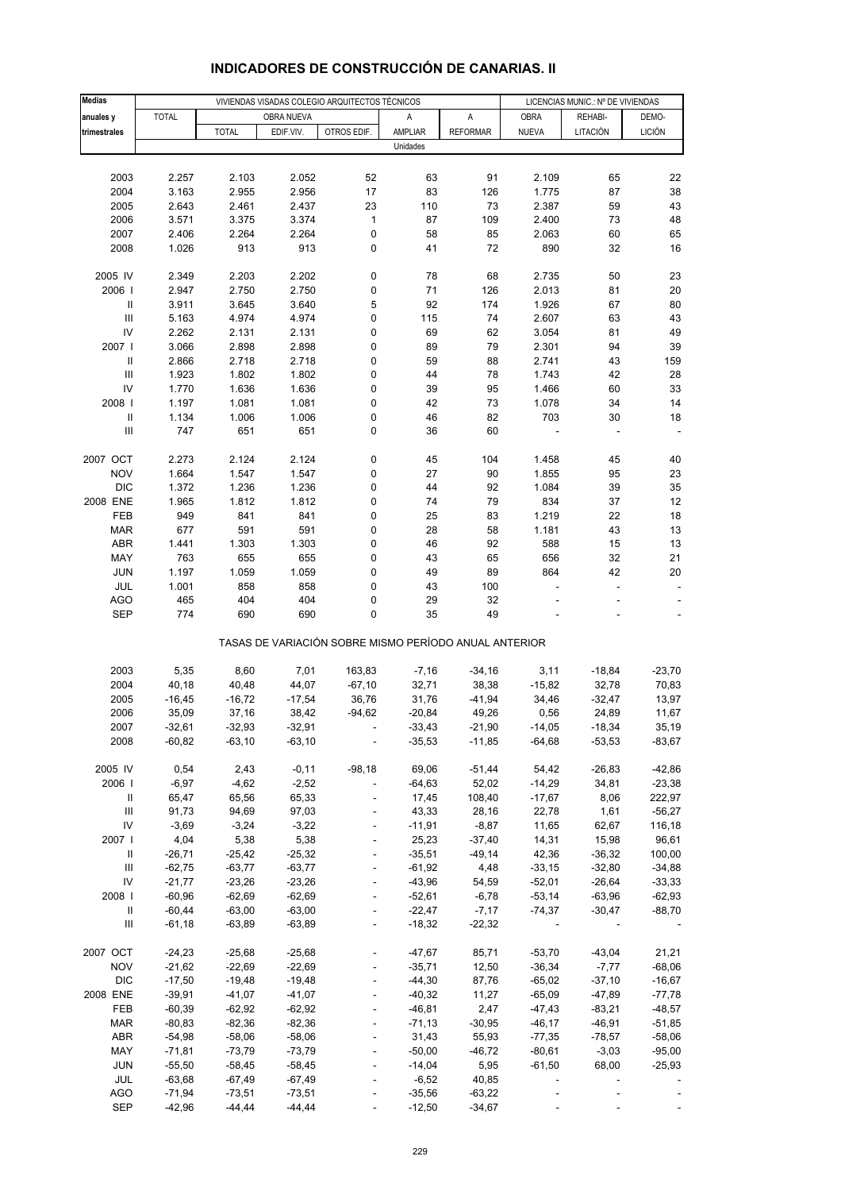# INDICADORES DE CONSTRUCCIÓN DE CANARIAS. II

| Medias anuales y trimestrales | VIVIENDAS VISADAS COLEGIO ARQUITECTOS TÉCNICOS | | | | | | LICENCIAS MUNIC.: Nº DE VIVIENDAS | | |
|---|---|---|---|---|---|---|---|---|---|
| | TOTAL | OBRA NUEVA | | | A | A | OBRA | REHABI- | DEMO- |
| | | TOTAL | EDIF.VIV. | OTROS EDIF. | AMPLIAR | REFORMAR | NUEVA | LITACIÓN | LICIÓN |
| | Unidades | | | | | | | | |
| 2003 | 2.257 | 2.103 | 2.052 | 52 | 63 | 91 | 2.109 | 65 | 22 |
| 2004 | 3.163 | 2.955 | 2.956 | 17 | 83 | 126 | 1.775 | 87 | 38 |
| 2005 | 2.643 | 2.461 | 2.437 | 23 | 110 | 73 | 2.387 | 59 | 43 |
| 2006 | 3.571 | 3.375 | 3.374 | 1 | 87 | 109 | 2.400 | 73 | 48 |
| 2007 | 2.406 | 2.264 | 2.264 | 0 | 58 | 85 | 2.063 | 60 | 65 |
| 2008 | 1.026 | 913 | 913 | 0 | 41 | 72 | 890 | 32 | 16 |
| 2005 IV | 2.349 | 2.203 | 2.202 | 0 | 78 | 68 | 2.735 | 50 | 23 |
| 2006 I | 2.947 | 2.750 | 2.750 | 0 | 71 | 126 | 2.013 | 81 | 20 |
| II | 3.911 | 3.645 | 3.640 | 5 | 92 | 174 | 1.926 | 67 | 80 |
| III | 5.163 | 4.974 | 4.974 | 0 | 115 | 74 | 2.607 | 63 | 43 |
| IV | 2.262 | 2.131 | 2.131 | 0 | 69 | 62 | 3.054 | 81 | 49 |
| 2007 I | 3.066 | 2.898 | 2.898 | 0 | 89 | 79 | 2.301 | 94 | 39 |
| II | 2.866 | 2.718 | 2.718 | 0 | 59 | 88 | 2.741 | 43 | 159 |
| III | 1.923 | 1.802 | 1.802 | 0 | 44 | 78 | 1.743 | 42 | 28 |
| IV | 1.770 | 1.636 | 1.636 | 0 | 39 | 95 | 1.466 | 60 | 33 |
| 2008 I | 1.197 | 1.081 | 1.081 | 0 | 42 | 73 | 1.078 | 34 | 14 |
| II | 1.134 | 1.006 | 1.006 | 0 | 46 | 82 | 703 | 30 | 18 |
| III | 747 | 651 | 651 | 0 | 36 | 60 | - | - | - |
| 2007 OCT | 2.273 | 2.124 | 2.124 | 0 | 45 | 104 | 1.458 | 45 | 40 |
| NOV | 1.664 | 1.547 | 1.547 | 0 | 27 | 90 | 1.855 | 95 | 23 |
| DIC | 1.372 | 1.236 | 1.236 | 0 | 44 | 92 | 1.084 | 39 | 35 |
| 2008 ENE | 1.965 | 1.812 | 1.812 | 0 | 74 | 79 | 834 | 37 | 12 |
| FEB | 949 | 841 | 841 | 0 | 25 | 83 | 1.219 | 22 | 18 |
| MAR | 677 | 591 | 591 | 0 | 28 | 58 | 1.181 | 43 | 13 |
| ABR | 1.441 | 1.303 | 1.303 | 0 | 46 | 92 | 588 | 15 | 13 |
| MAY | 763 | 655 | 655 | 0 | 43 | 65 | 656 | 32 | 21 |
| JUN | 1.197 | 1.059 | 1.059 | 0 | 49 | 89 | 864 | 42 | 20 |
| JUL | 1.001 | 858 | 858 | 0 | 43 | 100 | - | - | - |
| AGO | 465 | 404 | 404 | 0 | 29 | 32 | - | - | - |
| SEP | 774 | 690 | 690 | 0 | 35 | 49 | - | - | - |
| | TASAS DE VARIACIÓN SOBRE MISMO PERÍODO ANUAL ANTERIOR | | | | | | | | |
| 2003 | 5,35 | 8,60 | 7,01 | 163,83 | -7,16 | -34,16 | 3,11 | -18,84 | -23,70 |
| 2004 | 40,18 | 40,48 | 44,07 | -67,10 | 32,71 | 38,38 | -15,82 | 32,78 | 70,83 |
| 2005 | -16,45 | -16,72 | -17,54 | 36,76 | 31,76 | -41,94 | 34,46 | -32,47 | 13,97 |
| 2006 | 35,09 | 37,16 | 38,42 | -94,62 | -20,84 | 49,26 | 0,56 | 24,89 | 11,67 |
| 2007 | -32,61 | -32,93 | -32,91 | - | -33,43 | -21,90 | -14,05 | -18,34 | 35,19 |
| 2008 | -60,82 | -63,10 | -63,10 | - | -35,53 | -11,85 | -64,68 | -53,53 | -83,67 |
| 2005 IV | 0,54 | 2,43 | -0,11 | -98,18 | 69,06 | -51,44 | 54,42 | -26,83 | -42,86 |
| 2006 I | -6,97 | -4,62 | -2,52 | - | -64,63 | 52,02 | -14,29 | 34,81 | -23,38 |
| II | 65,47 | 65,56 | 65,33 | - | 17,45 | 108,40 | -17,67 | 8,06 | 222,97 |
| III | 91,73 | 94,69 | 97,03 | - | 43,33 | 28,16 | 22,78 | 1,61 | -56,27 |
| IV | -3,69 | -3,24 | -3,22 | - | -11,91 | -8,87 | 11,65 | 62,67 | 116,18 |
| 2007 I | 4,04 | 5,38 | 5,38 | - | 25,23 | -37,40 | 14,31 | 15,98 | 96,61 |
| II | -26,71 | -25,42 | -25,32 | - | -35,51 | -49,14 | 42,36 | -36,32 | 100,00 |
| III | -62,75 | -63,77 | -63,77 | - | -61,92 | 4,48 | -33,15 | -32,80 | -34,88 |
| IV | -21,77 | -23,26 | -23,26 | - | -43,96 | 54,59 | -52,01 | -26,64 | -33,33 |
| 2008 I | -60,96 | -62,69 | -62,69 | - | -52,61 | -6,78 | -53,14 | -63,96 | -62,93 |
| II | -60,44 | -63,00 | -63,00 | - | -22,47 | -7,17 | -74,37 | -30,47 | -88,70 |
| III | -61,18 | -63,89 | -63,89 | - | -18,32 | -22,32 | - | - | - |
| 2007 OCT | -24,23 | -25,68 | -25,68 | - | -47,67 | 85,71 | -53,70 | -43,04 | 21,21 |
| NOV | -21,62 | -22,69 | -22,69 | - | -35,71 | 12,50 | -36,34 | -7,77 | -68,06 |
| DIC | -17,50 | -19,48 | -19,48 | - | -44,30 | 87,76 | -65,02 | -37,10 | -16,67 |
| 2008 ENE | -39,91 | -41,07 | -41,07 | - | -40,32 | 11,27 | -65,09 | -47,89 | -77,78 |
| FEB | -60,39 | -62,92 | -62,92 | - | -46,81 | 2,47 | -47,43 | -83,21 | -48,57 |
| MAR | -80,83 | -82,36 | -82,36 | - | -71,13 | -30,95 | -46,17 | -46,91 | -51,85 |
| ABR | -54,98 | -58,06 | -58,06 | - | 31,43 | 55,93 | -77,35 | -78,57 | -58,06 |
| MAY | -71,81 | -73,79 | -73,79 | - | -50,00 | -46,72 | -80,61 | -3,03 | -95,00 |
| JUN | -55,50 | -58,45 | -58,45 | - | -14,04 | 5,95 | -61,50 | 68,00 | -25,93 |
| JUL | -63,68 | -67,49 | -67,49 | - | -6,52 | 40,85 | - | - | - |
| AGO | -71,94 | -73,51 | -73,51 | - | -35,56 | -63,22 | - | - | - |
| SEP | -42,96 | -44,44 | -44,44 | - | -12,50 | -34,67 | - | - | - |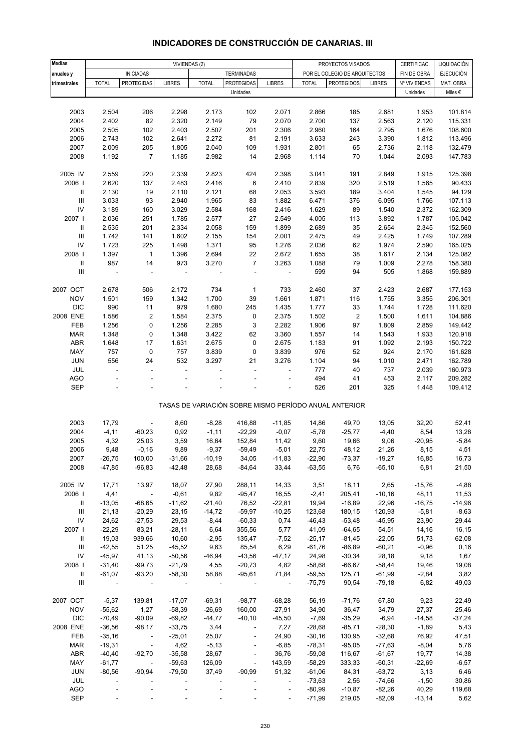# INDICADORES DE CONSTRUCCIÓN DE CANARIAS. III

| Medias anuales y trimestrales | VIVIENDAS (2) | | | | | | PROYECTOS VISADOS POR EL COLEGIO DE ARQUITECTOS | | | CERTIFICAC. FIN DE OBRA | LIQUIDACIÓN EJECUCIÓN |
|---|---|---|---|---|---|---|---|---|---|---|---|
| | INICIADAS | | | TERMINADAS | | | | | | | |
| | TOTAL | PROTEGIDAS | LIBRES | TOTAL | PROTEGIDAS | LIBRES | TOTAL | PROTEGIDOS | LIBRES | Nº VIVIENDAS | MAT. OBRA |
| | Unidades | | | | | | | | | Unidades | Miles € |
| 2003 | 2.504 | 206 | 2.298 | 2.173 | 102 | 2.071 | 2.866 | 185 | 2.681 | 1.953 | 101.814 |
| 2004 | 2.402 | 82 | 2.320 | 2.149 | 79 | 2.070 | 2.700 | 137 | 2.563 | 2.120 | 115.331 |
| 2005 | 2.505 | 102 | 2.403 | 2.507 | 201 | 2.306 | 2.960 | 164 | 2.795 | 1.676 | 108.600 |
| 2006 | 2.743 | 102 | 2.641 | 2.272 | 81 | 2.191 | 3.633 | 243 | 3.390 | 1.812 | 113.496 |
| 2007 | 2.009 | 205 | 1.805 | 2.040 | 109 | 1.931 | 2.801 | 65 | 2.736 | 2.118 | 132.479 |
| 2008 | 1.192 | 7 | 1.185 | 2.982 | 14 | 2.968 | 1.114 | 70 | 1.044 | 2.093 | 147.783 |
| 2005 IV | 2.559 | 220 | 2.339 | 2.823 | 424 | 2.398 | 3.041 | 191 | 2.849 | 1.915 | 125.398 |
| 2006 I | 2.620 | 137 | 2.483 | 2.416 | 6 | 2.410 | 2.839 | 320 | 2.519 | 1.565 | 90.433 |
| II | 2.130 | 19 | 2.110 | 2.121 | 68 | 2.053 | 3.593 | 189 | 3.404 | 1.545 | 94.129 |
| III | 3.033 | 93 | 2.940 | 1.965 | 83 | 1.882 | 6.471 | 376 | 6.095 | 1.766 | 107.113 |
| IV | 3.189 | 160 | 3.029 | 2.584 | 168 | 2.416 | 1.629 | 89 | 1.540 | 2.372 | 162.309 |
| 2007 I | 2.036 | 251 | 1.785 | 2.577 | 27 | 2.549 | 4.005 | 113 | 3.892 | 1.787 | 105.042 |
| II | 2.535 | 201 | 2.334 | 2.058 | 159 | 1.899 | 2.689 | 35 | 2.654 | 2.345 | 152.560 |
| III | 1.742 | 141 | 1.602 | 2.155 | 154 | 2.001 | 2.475 | 49 | 2.425 | 1.749 | 107.289 |
| IV | 1.723 | 225 | 1.498 | 1.371 | 95 | 1.276 | 2.036 | 62 | 1.974 | 2.590 | 165.025 |
| 2008 I | 1.397 | 1 | 1.396 | 2.694 | 22 | 2.672 | 1.655 | 38 | 1.617 | 2.134 | 125.082 |
| II | 987 | 14 | 973 | 3.270 | 7 | 3.263 | 1.088 | 79 | 1.009 | 2.278 | 158.380 |
| III | - | - | - | - | - | - | 599 | 94 | 505 | 1.868 | 159.889 |
| 2007 OCT | 2.678 | 506 | 2.172 | 734 | 1 | 733 | 2.460 | 37 | 2.423 | 2.687 | 177.153 |
| NOV | 1.501 | 159 | 1.342 | 1.700 | 39 | 1.661 | 1.871 | 116 | 1.755 | 3.355 | 206.301 |
| DIC | 990 | 11 | 979 | 1.680 | 245 | 1.435 | 1.777 | 33 | 1.744 | 1.728 | 111.620 |
| 2008 ENE | 1.586 | 2 | 1.584 | 2.375 | 0 | 2.375 | 1.502 | 2 | 1.500 | 1.611 | 104.886 |
| FEB | 1.256 | 0 | 1.256 | 2.285 | 3 | 2.282 | 1.906 | 97 | 1.809 | 2.859 | 149.442 |
| MAR | 1.348 | 0 | 1.348 | 3.422 | 62 | 3.360 | 1.557 | 14 | 1.543 | 1.933 | 120.918 |
| ABR | 1.648 | 17 | 1.631 | 2.675 | 0 | 2.675 | 1.183 | 91 | 1.092 | 2.193 | 150.722 |
| MAY | 757 | 0 | 757 | 3.839 | 0 | 3.839 | 976 | 52 | 924 | 2.170 | 161.628 |
| JUN | 556 | 24 | 532 | 3.297 | 21 | 3.276 | 1.104 | 94 | 1.010 | 2.471 | 162.789 |
| JUL | - | - | - | - | - | - | 777 | 40 | 737 | 2.039 | 160.973 |
| AGO | - | - | - | - | - | - | 494 | 41 | 453 | 2.117 | 209.282 |
| SEP | - | - | - | - | - | - | 526 | 201 | 325 | 1.448 | 109.412 |
| | TASAS DE VARIACIÓN SOBRE MISMO PERÍODO ANUAL ANTERIOR | | | | | | | | | | |
| 2003 | 17,79 | - | 8,60 | -8,28 | 416,88 | -11,85 | 14,86 | 49,70 | 13,05 | 32,20 | 52,41 |
| 2004 | -4,11 | -60,23 | 0,92 | -1,11 | -22,29 | -0,07 | -5,78 | -25,77 | -4,40 | 8,54 | 13,28 |
| 2005 | 4,32 | 25,03 | 3,59 | 16,64 | 152,84 | 11,42 | 9,60 | 19,66 | 9,06 | -20,95 | -5,84 |
| 2006 | 9,48 | -0,16 | 9,89 | -9,37 | -59,49 | -5,01 | 22,75 | 48,12 | 21,26 | 8,15 | 4,51 |
| 2007 | -26,75 | 100,00 | -31,66 | -10,19 | 34,05 | -11,83 | -22,90 | -73,37 | -19,27 | 16,85 | 16,73 |
| 2008 | -47,85 | -96,83 | -42,48 | 28,68 | -84,64 | 33,44 | -63,55 | 6,76 | -65,10 | 6,81 | 21,50 |
| 2005 IV | 17,71 | 13,97 | 18,07 | 27,90 | 288,11 | 14,33 | 3,51 | 18,11 | 2,65 | -15,76 | -4,88 |
| 2006 I | 4,41 | - | -0,61 | 9,82 | -95,47 | 16,55 | -2,41 | 205,41 | -10,16 | 48,11 | 11,53 |
| II | -13,05 | -68,65 | -11,62 | -21,40 | 76,52 | -22,81 | 19,94 | -16,89 | 22,96 | -16,75 | -14,96 |
| III | 21,13 | -20,29 | 23,15 | -14,72 | -59,97 | -10,25 | 123,68 | 180,15 | 120,93 | -5,81 | -8,63 |
| IV | 24,62 | -27,53 | 29,53 | -8,44 | -60,33 | 0,74 | -46,43 | -53,48 | -45,95 | 23,90 | 29,44 |
| 2007 I | -22,29 | 83,21 | -28,11 | 6,64 | 355,56 | 5,77 | 41,09 | -64,65 | 54,51 | 14,16 | 16,15 |
| II | 19,03 | 939,66 | 10,60 | -2,95 | 135,47 | -7,52 | -25,17 | -81,45 | -22,05 | 51,73 | 62,08 |
| III | -42,55 | 51,25 | -45,52 | 9,63 | 85,54 | 6,29 | -61,76 | -86,89 | -60,21 | -0,96 | 0,16 |
| IV | -45,97 | 41,13 | -50,56 | -46,94 | -43,56 | -47,17 | 24,98 | -30,34 | 28,18 | 9,18 | 1,67 |
| 2008 I | -31,40 | -99,73 | -21,79 | 4,55 | -20,73 | 4,82 | -58,68 | -66,67 | -58,44 | 19,46 | 19,08 |
| II | -61,07 | -93,20 | -58,30 | 58,88 | -95,61 | 71,84 | -59,55 | 125,71 | -61,99 | -2,84 | 3,82 |
| III | - | - | - | - | - | - | -75,79 | 90,54 | -79,18 | 6,82 | 49,03 |
| 2007 OCT | -5,37 | 139,81 | -17,07 | -69,31 | -98,77 | -68,28 | 56,19 | -71,76 | 67,80 | 9,23 | 22,49 |
| NOV | -55,62 | 1,27 | -58,39 | -26,69 | 160,00 | -27,91 | 34,90 | 36,47 | 34,79 | 27,37 | 25,46 |
| DIC | -70,49 | -90,09 | -69,82 | -44,77 | -40,10 | -45,50 | -7,69 | -35,29 | -6,94 | -14,58 | -37,24 |
| 2008 ENE | -36,56 | -98,17 | -33,75 | 3,44 | - | 7,27 | -28,68 | -85,71 | -28,30 | -1,89 | 5,43 |
| FEB | -35,16 | - | -25,01 | 25,07 | - | 24,90 | -30,16 | 130,95 | -32,68 | 76,92 | 47,51 |
| MAR | -19,31 | - | 4,62 | -5,13 | - | -6,85 | -78,31 | -95,05 | -77,63 | -8,04 | 5,76 |
| ABR | -40,40 | -92,70 | -35,58 | 28,67 | - | 36,76 | -59,08 | 116,67 | -61,67 | 19,77 | 14,38 |
| MAY | -61,77 | - | -59,63 | 126,09 | - | 143,59 | -58,29 | 333,33 | -60,31 | -22,69 | -6,57 |
| JUN | -80,56 | -90,94 | -79,50 | 37,49 | -90,99 | 51,32 | -61,06 | 84,31 | -63,72 | 3,13 | 6,46 |
| JUL | - | - | - | - | - | - | -73,63 | 2,56 | -74,66 | -1,50 | 30,86 |
| AGO | - | - | - | - | - | - | -80,99 | -10,87 | -82,26 | 40,29 | 119,68 |
| SEP | - | - | - | - | - | - | -71,99 | 219,05 | -82,09 | -13,14 | 5,62 |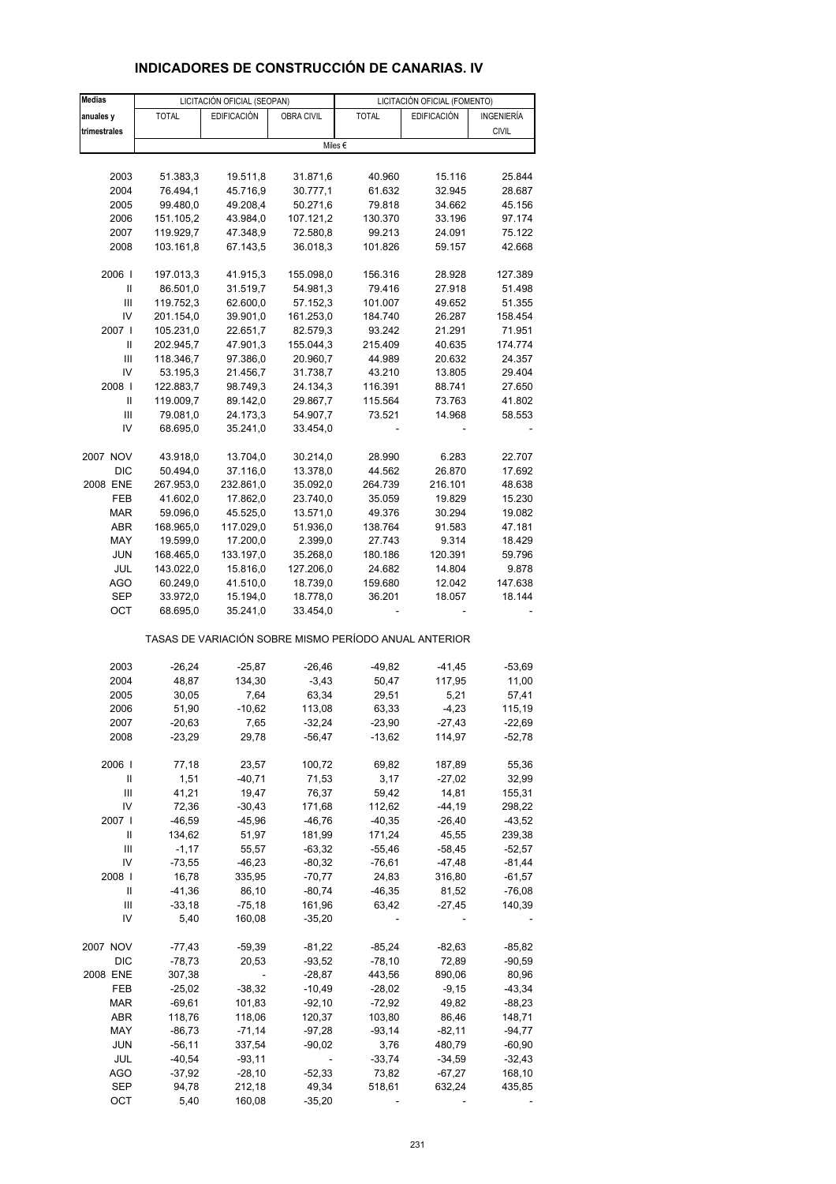# INDICADORES DE CONSTRUCCIÓN DE CANARIAS. IV

| Medias anuales y trimestrales | LICITACIÓN OFICIAL (SEOPAN) | | | LICITACIÓN OFICIAL (FOMENTO) | | |
|---|---|---|---|---|---|---|
| | TOTAL | EDIFICACIÓN | OBRA CIVIL | TOTAL | EDIFICACIÓN | INGENIERÍA CIVIL |
| | Miles € | | | | | |
| 2003 | 51.383,3 | 19.511,8 | 31.871,6 | 40.960 | 15.116 | 25.844 |
| 2004 | 76.494,1 | 45.716,9 | 30.777,1 | 61.632 | 32.945 | 28.687 |
| 2005 | 99.480,0 | 49.208,4 | 50.271,6 | 79.818 | 34.662 | 45.156 |
| 2006 | 151.105,2 | 43.984,0 | 107.121,2 | 130.370 | 33.196 | 97.174 |
| 2007 | 119.929,7 | 47.348,9 | 72.580,8 | 99.213 | 24.091 | 75.122 |
| 2008 | 103.161,8 | 67.143,5 | 36.018,3 | 101.826 | 59.157 | 42.668 |
| 2006 I | 197.013,3 | 41.915,3 | 155.098,0 | 156.316 | 28.928 | 127.389 |
| II | 86.501,0 | 31.519,7 | 54.981,3 | 79.416 | 27.918 | 51.498 |
| III | 119.752,3 | 62.600,0 | 57.152,3 | 101.007 | 49.652 | 51.355 |
| IV | 201.154,0 | 39.901,0 | 161.253,0 | 184.740 | 26.287 | 158.454 |
| 2007 I | 105.231,0 | 22.651,7 | 82.579,3 | 93.242 | 21.291 | 71.951 |
| II | 202.945,7 | 47.901,3 | 155.044,3 | 215.409 | 40.635 | 174.774 |
| III | 118.346,7 | 97.386,0 | 20.960,7 | 44.989 | 20.632 | 24.357 |
| IV | 53.195,3 | 21.456,7 | 31.738,7 | 43.210 | 13.805 | 29.404 |
| 2008 I | 122.883,7 | 98.749,3 | 24.134,3 | 116.391 | 88.741 | 27.650 |
| II | 119.009,7 | 89.142,0 | 29.867,7 | 115.564 | 73.763 | 41.802 |
| III | 79.081,0 | 24.173,3 | 54.907,7 | 73.521 | 14.968 | 58.553 |
| IV | 68.695,0 | 35.241,0 | 33.454,0 | - | - | - |
| 2007 NOV | 43.918,0 | 13.704,0 | 30.214,0 | 28.990 | 6.283 | 22.707 |
| DIC | 50.494,0 | 37.116,0 | 13.378,0 | 44.562 | 26.870 | 17.692 |
| 2008 ENE | 267.953,0 | 232.861,0 | 35.092,0 | 264.739 | 216.101 | 48.638 |
| FEB | 41.602,0 | 17.862,0 | 23.740,0 | 35.059 | 19.829 | 15.230 |
| MAR | 59.096,0 | 45.525,0 | 13.571,0 | 49.376 | 30.294 | 19.082 |
| ABR | 168.965,0 | 117.029,0 | 51.936,0 | 138.764 | 91.583 | 47.181 |
| MAY | 19.599,0 | 17.200,0 | 2.399,0 | 27.743 | 9.314 | 18.429 |
| JUN | 168.465,0 | 133.197,0 | 35.268,0 | 180.186 | 120.391 | 59.796 |
| JUL | 143.022,0 | 15.816,0 | 127.206,0 | 24.682 | 14.804 | 9.878 |
| AGO | 60.249,0 | 41.510,0 | 18.739,0 | 159.680 | 12.042 | 147.638 |
| SEP | 33.972,0 | 15.194,0 | 18.778,0 | 36.201 | 18.057 | 18.144 |
| OCT | 68.695,0 | 35.241,0 | 33.454,0 | - | - | - |
| | TASAS DE VARIACIÓN SOBRE MISMO PERÍODO ANUAL ANTERIOR | | | | | |
| 2003 | -26,24 | -25,87 | -26,46 | -49,82 | -41,45 | -53,69 |
| 2004 | 48,87 | 134,30 | -3,43 | 50,47 | 117,95 | 11,00 |
| 2005 | 30,05 | 7,64 | 63,34 | 29,51 | 5,21 | 57,41 |
| 2006 | 51,90 | -10,62 | 113,08 | 63,33 | -4,23 | 115,19 |
| 2007 | -20,63 | 7,65 | -32,24 | -23,90 | -27,43 | -22,69 |
| 2008 | -23,29 | 29,78 | -56,47 | -13,62 | 114,97 | -52,78 |
| 2006 I | 77,18 | 23,57 | 100,72 | 69,82 | 187,89 | 55,36 |
| II | 1,51 | -40,71 | 71,53 | 3,17 | -27,02 | 32,99 |
| III | 41,21 | 19,47 | 76,37 | 59,42 | 14,81 | 155,31 |
| IV | 72,36 | -30,43 | 171,68 | 112,62 | -44,19 | 298,22 |
| 2007 I | -46,59 | -45,96 | -46,76 | -40,35 | -26,40 | -43,52 |
| II | 134,62 | 51,97 | 181,99 | 171,24 | 45,55 | 239,38 |
| III | -1,17 | 55,57 | -63,32 | -55,46 | -58,45 | -52,57 |
| IV | -73,55 | -46,23 | -80,32 | -76,61 | -47,48 | -81,44 |
| 2008 I | 16,78 | 335,95 | -70,77 | 24,83 | 316,80 | -61,57 |
| II | -41,36 | 86,10 | -80,74 | -46,35 | 81,52 | -76,08 |
| III | -33,18 | -75,18 | 161,96 | 63,42 | -27,45 | 140,39 |
| IV | 5,40 | 160,08 | -35,20 | - | - | - |
| 2007 NOV | -77,43 | -59,39 | -81,22 | -85,24 | -82,63 | -85,82 |
| DIC | -78,73 | 20,53 | -93,52 | -78,10 | 72,89 | -90,59 |
| 2008 ENE | 307,38 | - | -28,87 | 443,56 | 890,06 | 80,96 |
| FEB | -25,02 | -38,32 | -10,49 | -28,02 | -9,15 | -43,34 |
| MAR | -69,61 | 101,83 | -92,10 | -72,92 | 49,82 | -88,23 |
| ABR | 118,76 | 118,06 | 120,37 | 103,80 | 86,46 | 148,71 |
| MAY | -86,73 | -71,14 | -97,28 | -93,14 | -82,11 | -94,77 |
| JUN | -56,11 | 337,54 | -90,02 | 3,76 | 480,79 | -60,90 |
| JUL | -40,54 | -93,11 | - | -33,74 | -34,59 | -32,43 |
| AGO | -37,92 | -28,10 | -52,33 | 73,82 | -67,27 | 168,10 |
| SEP | 94,78 | 212,18 | 49,34 | 518,61 | 632,24 | 435,85 |
| OCT | 5,40 | 160,08 | -35,20 | - | - | - |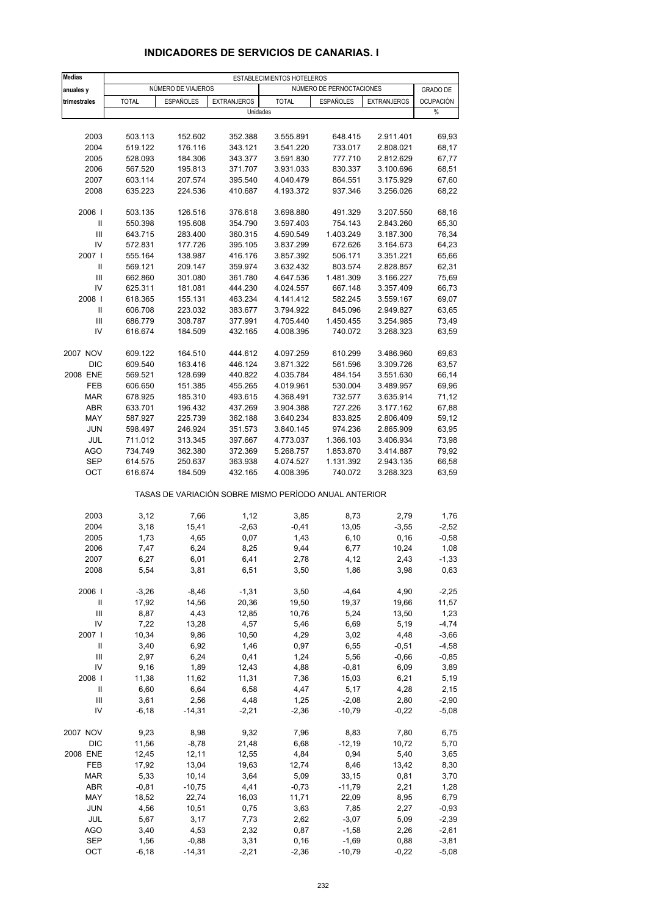# INDICADORES DE SERVICIOS DE CANARIAS. I

| Medias anuales y trimestrales | ESTABLECIMIENTOS HOTELEROS | | | | | | |
|---|---|---|---|---|---|---|---|
| | NÚMERO DE VIAJEROS | | | NÚMERO DE PERNOCTACIONES | | | GRADO DE OCUPACIÓN |
| | TOTAL | ESPAÑOLES | EXTRANJEROS | TOTAL | ESPAÑOLES | EXTRANJEROS | |
| | Unidades | | | | | | % |
| 2003 | 503.113 | 152.602 | 352.388 | 3.555.891 | 648.415 | 2.911.401 | 69,93 |
| 2004 | 519.122 | 176.116 | 343.121 | 3.541.220 | 733.017 | 2.808.021 | 68,17 |
| 2005 | 528.093 | 184.306 | 343.377 | 3.591.830 | 777.710 | 2.812.629 | 67,77 |
| 2006 | 567.520 | 195.813 | 371.707 | 3.931.033 | 830.337 | 3.100.696 | 68,51 |
| 2007 | 603.114 | 207.574 | 395.540 | 4.040.479 | 864.551 | 3.175.929 | 67,60 |
| 2008 | 635.223 | 224.536 | 410.687 | 4.193.372 | 937.346 | 3.256.026 | 68,22 |
| 2006 I | 503.135 | 126.516 | 376.618 | 3.698.880 | 491.329 | 3.207.550 | 68,16 |
| II | 550.398 | 195.608 | 354.790 | 3.597.403 | 754.143 | 2.843.260 | 65,30 |
| III | 643.715 | 283.400 | 360.315 | 4.590.549 | 1.403.249 | 3.187.300 | 76,34 |
| IV | 572.831 | 177.726 | 395.105 | 3.837.299 | 672.626 | 3.164.673 | 64,23 |
| 2007 I | 555.164 | 138.987 | 416.176 | 3.857.392 | 506.171 | 3.351.221 | 65,66 |
| II | 569.121 | 209.147 | 359.974 | 3.632.432 | 803.574 | 2.828.857 | 62,31 |
| III | 662.860 | 301.080 | 361.780 | 4.647.536 | 1.481.309 | 3.166.227 | 75,69 |
| IV | 625.311 | 181.081 | 444.230 | 4.024.557 | 667.148 | 3.357.409 | 66,73 |
| 2008 I | 618.365 | 155.131 | 463.234 | 4.141.412 | 582.245 | 3.559.167 | 69,07 |
| II | 606.708 | 223.032 | 383.677 | 3.794.922 | 845.096 | 2.949.827 | 63,65 |
| III | 686.779 | 308.787 | 377.991 | 4.705.440 | 1.450.455 | 3.254.985 | 73,49 |
| IV | 616.674 | 184.509 | 432.165 | 4.008.395 | 740.072 | 3.268.323 | 63,59 |
| 2007 NOV | 609.122 | 164.510 | 444.612 | 4.097.259 | 610.299 | 3.486.960 | 69,63 |
| DIC | 609.540 | 163.416 | 446.124 | 3.871.322 | 561.596 | 3.309.726 | 63,57 |
| 2008 ENE | 569.521 | 128.699 | 440.822 | 4.035.784 | 484.154 | 3.551.630 | 66,14 |
| FEB | 606.650 | 151.385 | 455.265 | 4.019.961 | 530.004 | 3.489.957 | 69,96 |
| MAR | 678.925 | 185.310 | 493.615 | 4.368.491 | 732.577 | 3.635.914 | 71,12 |
| ABR | 633.701 | 196.432 | 437.269 | 3.904.388 | 727.226 | 3.177.162 | 67,88 |
| MAY | 587.927 | 225.739 | 362.188 | 3.640.234 | 833.825 | 2.806.409 | 59,12 |
| JUN | 598.497 | 246.924 | 351.573 | 3.840.145 | 974.236 | 2.865.909 | 63,95 |
| JUL | 711.012 | 313.345 | 397.667 | 4.773.037 | 1.366.103 | 3.406.934 | 73,98 |
| AGO | 734.749 | 362.380 | 372.369 | 5.268.757 | 1.853.870 | 3.414.887 | 79,92 |
| SEP | 614.575 | 250.637 | 363.938 | 4.074.527 | 1.131.392 | 2.943.135 | 66,58 |
| OCT | 616.674 | 184.509 | 432.165 | 4.008.395 | 740.072 | 3.268.323 | 63,59 |
| | TASAS DE VARIACIÓN SOBRE MISMO PERÍODO ANUAL ANTERIOR | | | | | | |
| 2003 | 3,12 | 7,66 | 1,12 | 3,85 | 8,73 | 2,79 | 1,76 |
| 2004 | 3,18 | 15,41 | -2,63 | -0,41 | 13,05 | -3,55 | -2,52 |
| 2005 | 1,73 | 4,65 | 0,07 | 1,43 | 6,10 | 0,16 | -0,58 |
| 2006 | 7,47 | 6,24 | 8,25 | 9,44 | 6,77 | 10,24 | 1,08 |
| 2007 | 6,27 | 6,01 | 6,41 | 2,78 | 4,12 | 2,43 | -1,33 |
| 2008 | 5,54 | 3,81 | 6,51 | 3,50 | 1,86 | 3,98 | 0,63 |
| 2006 I | -3,26 | -8,46 | -1,31 | 3,50 | -4,64 | 4,90 | -2,25 |
| II | 17,92 | 14,56 | 20,36 | 19,50 | 19,37 | 19,66 | 11,57 |
| III | 8,87 | 4,43 | 12,85 | 10,76 | 5,24 | 13,50 | 1,23 |
| IV | 7,22 | 13,28 | 4,57 | 5,46 | 6,69 | 5,19 | -4,74 |
| 2007 I | 10,34 | 9,86 | 10,50 | 4,29 | 3,02 | 4,48 | -3,66 |
| II | 3,40 | 6,92 | 1,46 | 0,97 | 6,55 | -0,51 | -4,58 |
| III | 2,97 | 6,24 | 0,41 | 1,24 | 5,56 | -0,66 | -0,85 |
| IV | 9,16 | 1,89 | 12,43 | 4,88 | -0,81 | 6,09 | 3,89 |
| 2008 I | 11,38 | 11,62 | 11,31 | 7,36 | 15,03 | 6,21 | 5,19 |
| II | 6,60 | 6,64 | 6,58 | 4,47 | 5,17 | 4,28 | 2,15 |
| III | 3,61 | 2,56 | 4,48 | 1,25 | -2,08 | 2,80 | -2,90 |
| IV | -6,18 | -14,31 | -2,21 | -2,36 | -10,79 | -0,22 | -5,08 |
| 2007 NOV | 9,23 | 8,98 | 9,32 | 7,96 | 8,83 | 7,80 | 6,75 |
| DIC | 11,56 | -8,78 | 21,48 | 6,68 | -12,19 | 10,72 | 5,70 |
| 2008 ENE | 12,45 | 12,11 | 12,55 | 4,84 | 0,94 | 5,40 | 3,65 |
| FEB | 17,92 | 13,04 | 19,63 | 12,74 | 8,46 | 13,42 | 8,30 |
| MAR | 5,33 | 10,14 | 3,64 | 5,09 | 33,15 | 0,81 | 3,70 |
| ABR | -0,81 | -10,75 | 4,41 | -0,73 | -11,79 | 2,21 | 1,28 |
| MAY | 18,52 | 22,74 | 16,03 | 11,71 | 22,09 | 8,95 | 6,79 |
| JUN | 4,56 | 10,51 | 0,75 | 3,63 | 7,85 | 2,27 | -0,93 |
| JUL | 5,67 | 3,17 | 7,73 | 2,62 | -3,07 | 5,09 | -2,39 |
| AGO | 3,40 | 4,53 | 2,32 | 0,87 | -1,58 | 2,26 | -2,61 |
| SEP | 1,56 | -0,88 | 3,31 | 0,16 | -1,69 | 0,88 | -3,81 |
| OCT | -6,18 | -14,31 | -2,21 | -2,36 | -10,79 | -0,22 | -5,08 |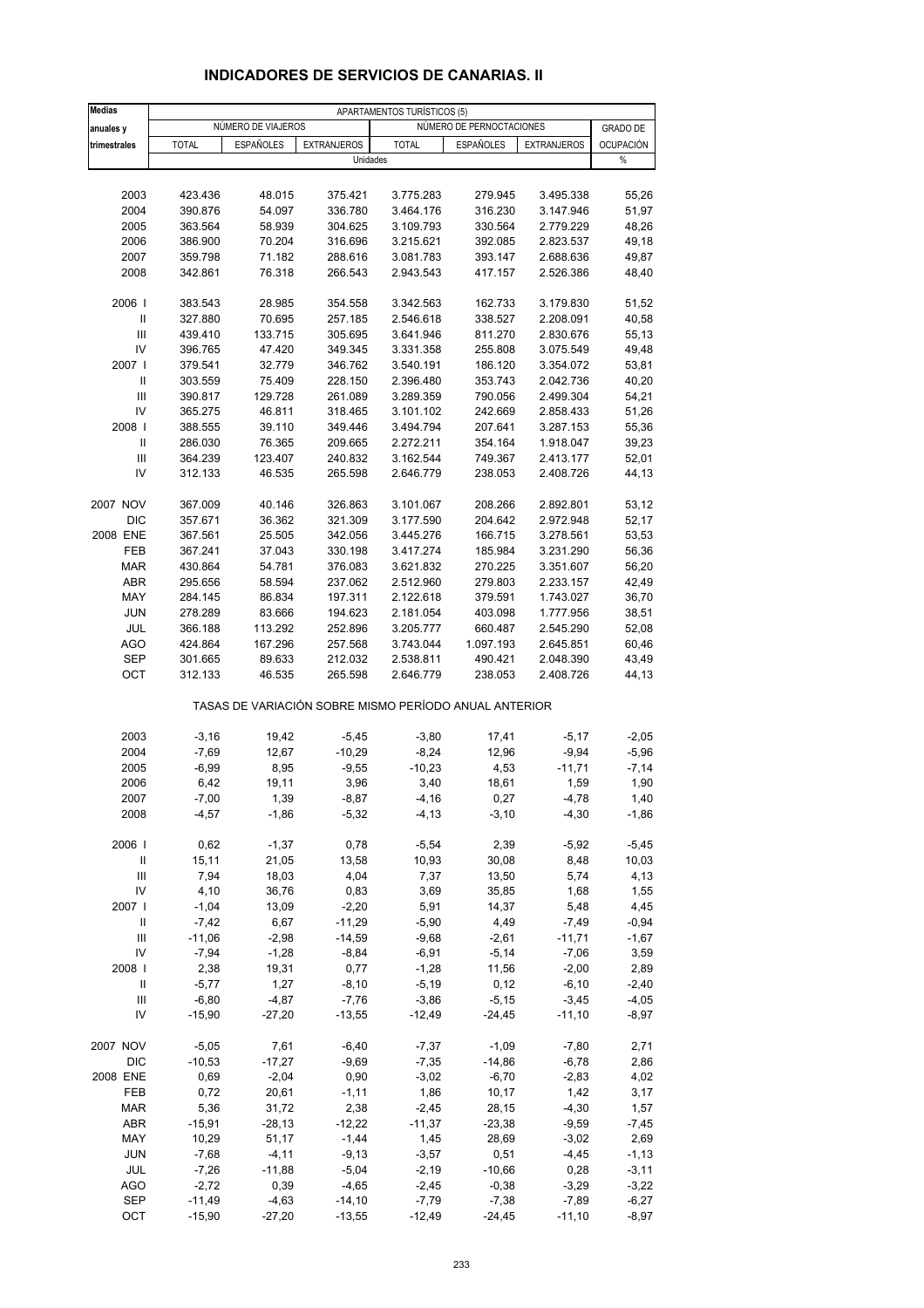# INDICADORES DE SERVICIOS DE CANARIAS. II

| Medias anuales y trimestrales | APARTAMENTOS TURÍSTICOS (5) | | | | | | |
|---|---|---|---|---|---|---|---|
| | NÚMERO DE VIAJEROS | | | NÚMERO DE PERNOCTACIONES | | | GRADO DE OCUPACIÓN |
| | TOTAL | ESPAÑOLES | EXTRANJEROS | TOTAL | ESPAÑOLES | EXTRANJEROS | |
| | Unidades | | | | | | % |
| 2003 | 423.436 | 48.015 | 375.421 | 3.775.283 | 279.945 | 3.495.338 | 55,26 |
| 2004 | 390.876 | 54.097 | 336.780 | 3.464.176 | 316.230 | 3.147.946 | 51,97 |
| 2005 | 363.564 | 58.939 | 304.625 | 3.109.793 | 330.564 | 2.779.229 | 48,26 |
| 2006 | 386.900 | 70.204 | 316.696 | 3.215.621 | 392.085 | 2.823.537 | 49,18 |
| 2007 | 359.798 | 71.182 | 288.616 | 3.081.783 | 393.147 | 2.688.636 | 49,87 |
| 2008 | 342.861 | 76.318 | 266.543 | 2.943.543 | 417.157 | 2.526.386 | 48,40 |
| 2006 I | 383.543 | 28.985 | 354.558 | 3.342.563 | 162.733 | 3.179.830 | 51,52 |
| II | 327.880 | 70.695 | 257.185 | 2.546.618 | 338.527 | 2.208.091 | 40,58 |
| III | 439.410 | 133.715 | 305.695 | 3.641.946 | 811.270 | 2.830.676 | 55,13 |
| IV | 396.765 | 47.420 | 349.345 | 3.331.358 | 255.808 | 3.075.549 | 49,48 |
| 2007 I | 379.541 | 32.779 | 346.762 | 3.540.191 | 186.120 | 3.354.072 | 53,81 |
| II | 303.559 | 75.409 | 228.150 | 2.396.480 | 353.743 | 2.042.736 | 40,20 |
| III | 390.817 | 129.728 | 261.089 | 3.289.359 | 790.056 | 2.499.304 | 54,21 |
| IV | 365.275 | 46.811 | 318.465 | 3.101.102 | 242.669 | 2.858.433 | 51,26 |
| 2008 I | 388.555 | 39.110 | 349.446 | 3.494.794 | 207.641 | 3.287.153 | 55,36 |
| II | 286.030 | 76.365 | 209.665 | 2.272.211 | 354.164 | 1.918.047 | 39,23 |
| III | 364.239 | 123.407 | 240.832 | 3.162.544 | 749.367 | 2.413.177 | 52,01 |
| IV | 312.133 | 46.535 | 265.598 | 2.646.779 | 238.053 | 2.408.726 | 44,13 |
| 2007 NOV | 367.009 | 40.146 | 326.863 | 3.101.067 | 208.266 | 2.892.801 | 53,12 |
| DIC | 357.671 | 36.362 | 321.309 | 3.177.590 | 204.642 | 2.972.948 | 52,17 |
| 2008 ENE | 367.561 | 25.505 | 342.056 | 3.445.276 | 166.715 | 3.278.561 | 53,53 |
| FEB | 367.241 | 37.043 | 330.198 | 3.417.274 | 185.984 | 3.231.290 | 56,36 |
| MAR | 430.864 | 54.781 | 376.083 | 3.621.832 | 270.225 | 3.351.607 | 56,20 |
| ABR | 295.656 | 58.594 | 237.062 | 2.512.960 | 279.803 | 2.233.157 | 42,49 |
| MAY | 284.145 | 86.834 | 197.311 | 2.122.618 | 379.591 | 1.743.027 | 36,70 |
| JUN | 278.289 | 83.666 | 194.623 | 2.181.054 | 403.098 | 1.777.956 | 38,51 |
| JUL | 366.188 | 113.292 | 252.896 | 3.205.777 | 660.487 | 2.545.290 | 52,08 |
| AGO | 424.864 | 167.296 | 257.568 | 3.743.044 | 1.097.193 | 2.645.851 | 60,46 |
| SEP | 301.665 | 89.633 | 212.032 | 2.538.811 | 490.421 | 2.048.390 | 43,49 |
| OCT | 312.133 | 46.535 | 265.598 | 2.646.779 | 238.053 | 2.408.726 | 44,13 |
| | TASAS DE VARIACIÓN SOBRE MISMO PERÍODO ANUAL ANTERIOR | | | | | | |
| 2003 | -3,16 | 19,42 | -5,45 | -3,80 | 17,41 | -5,17 | -2,05 |
| 2004 | -7,69 | 12,67 | -10,29 | -8,24 | 12,96 | -9,94 | -5,96 |
| 2005 | -6,99 | 8,95 | -9,55 | -10,23 | 4,53 | -11,71 | -7,14 |
| 2006 | 6,42 | 19,11 | 3,96 | 3,40 | 18,61 | 1,59 | 1,90 |
| 2007 | -7,00 | 1,39 | -8,87 | -4,16 | 0,27 | -4,78 | 1,40 |
| 2008 | -4,57 | -1,86 | -5,32 | -4,13 | -3,10 | -4,30 | -1,86 |
| 2006 I | 0,62 | -1,37 | 0,78 | -5,54 | 2,39 | -5,92 | -5,45 |
| II | 15,11 | 21,05 | 13,58 | 10,93 | 30,08 | 8,48 | 10,03 |
| III | 7,94 | 18,03 | 4,04 | 7,37 | 13,50 | 5,74 | 4,13 |
| IV | 4,10 | 36,76 | 0,83 | 3,69 | 35,85 | 1,68 | 1,55 |
| 2007 I | -1,04 | 13,09 | -2,20 | 5,91 | 14,37 | 5,48 | 4,45 |
| II | -7,42 | 6,67 | -11,29 | -5,90 | 4,49 | -7,49 | -0,94 |
| III | -11,06 | -2,98 | -14,59 | -9,68 | -2,61 | -11,71 | -1,67 |
| IV | -7,94 | -1,28 | -8,84 | -6,91 | -5,14 | -7,06 | 3,59 |
| 2008 I | 2,38 | 19,31 | 0,77 | -1,28 | 11,56 | -2,00 | 2,89 |
| II | -5,77 | 1,27 | -8,10 | -5,19 | 0,12 | -6,10 | -2,40 |
| III | -6,80 | -4,87 | -7,76 | -3,86 | -5,15 | -3,45 | -4,05 |
| IV | -15,90 | -27,20 | -13,55 | -12,49 | -24,45 | -11,10 | -8,97 |
| 2007 NOV | -5,05 | 7,61 | -6,40 | -7,37 | -1,09 | -7,80 | 2,71 |
| DIC | -10,53 | -17,27 | -9,69 | -7,35 | -14,86 | -6,78 | 2,86 |
| 2008 ENE | 0,69 | -2,04 | 0,90 | -3,02 | -6,70 | -2,83 | 4,02 |
| FEB | 0,72 | 20,61 | -1,11 | 1,86 | 10,17 | 1,42 | 3,17 |
| MAR | 5,36 | 31,72 | 2,38 | -2,45 | 28,15 | -4,30 | 1,57 |
| ABR | -15,91 | -28,13 | -12,22 | -11,37 | -23,38 | -9,59 | -7,45 |
| MAY | 10,29 | 51,17 | -1,44 | 1,45 | 28,69 | -3,02 | 2,69 |
| JUN | -7,68 | -4,11 | -9,13 | -3,57 | 0,51 | -4,45 | -1,13 |
| JUL | -7,26 | -11,88 | -5,04 | -2,19 | -10,66 | 0,28 | -3,11 |
| AGO | -2,72 | 0,39 | -4,65 | -2,45 | -0,38 | -3,29 | -3,22 |
| SEP | -11,49 | -4,63 | -14,10 | -7,79 | -7,38 | -7,89 | -6,27 |
| OCT | -15,90 | -27,20 | -13,55 | -12,49 | -24,45 | -11,10 | -8,97 |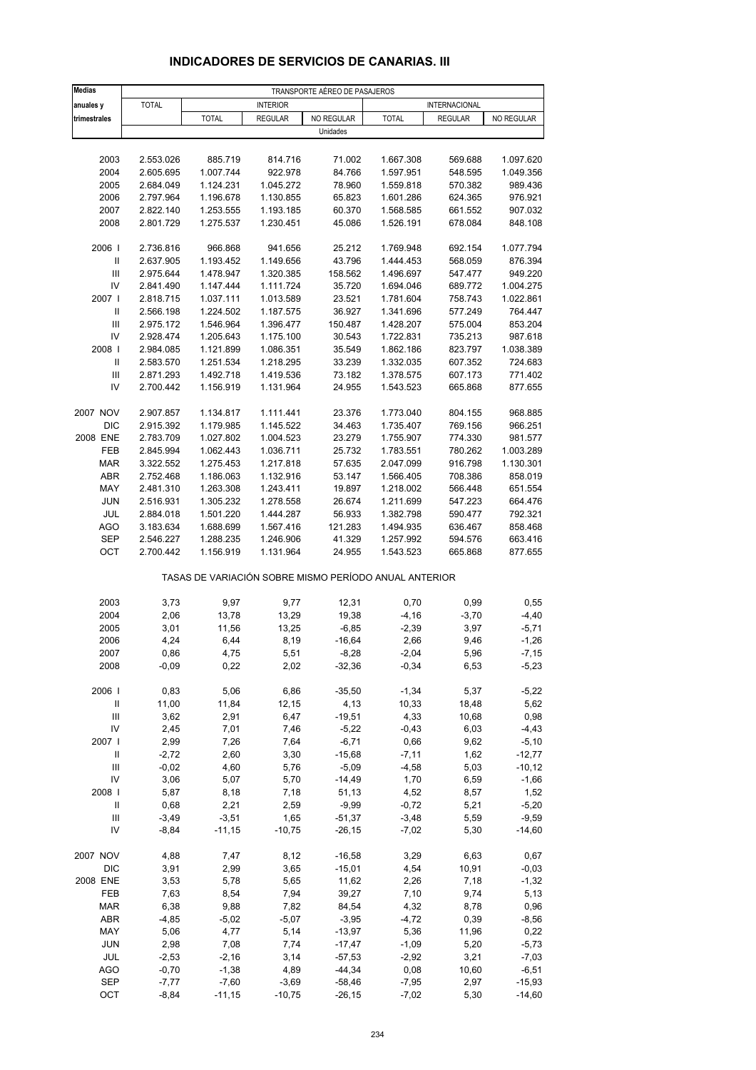# INDICADORES DE SERVICIOS DE CANARIAS. III

| Medias anuales y trimestrales | TRANSPORTE AÉREO DE PASAJEROS | | | | | | |
|---|---|---|---|---|---|---|---|
| | TOTAL | INTERIOR | | | INTERNACIONAL | | |
| | | TOTAL | REGULAR | NO REGULAR | TOTAL | REGULAR | NO REGULAR |
| | Unidades | | | | | | |
| 2003 | 2.553.026 | 885.719 | 814.716 | 71.002 | 1.667.308 | 569.688 | 1.097.620 |
| 2004 | 2.605.695 | 1.007.744 | 922.978 | 84.766 | 1.597.951 | 548.595 | 1.049.356 |
| 2005 | 2.684.049 | 1.124.231 | 1.045.272 | 78.960 | 1.559.818 | 570.382 | 989.436 |
| 2006 | 2.797.964 | 1.196.678 | 1.130.855 | 65.823 | 1.601.286 | 624.365 | 976.921 |
| 2007 | 2.822.140 | 1.253.555 | 1.193.185 | 60.370 | 1.568.585 | 661.552 | 907.032 |
| 2008 | 2.801.729 | 1.275.537 | 1.230.451 | 45.086 | 1.526.191 | 678.084 | 848.108 |
| 2006 I | 2.736.816 | 966.868 | 941.656 | 25.212 | 1.769.948 | 692.154 | 1.077.794 |
| II | 2.637.905 | 1.193.452 | 1.149.656 | 43.796 | 1.444.453 | 568.059 | 876.394 |
| III | 2.975.644 | 1.478.947 | 1.320.385 | 158.562 | 1.496.697 | 547.477 | 949.220 |
| IV | 2.841.490 | 1.147.444 | 1.111.724 | 35.720 | 1.694.046 | 689.772 | 1.004.275 |
| 2007 I | 2.818.715 | 1.037.111 | 1.013.589 | 23.521 | 1.781.604 | 758.743 | 1.022.861 |
| II | 2.566.198 | 1.224.502 | 1.187.575 | 36.927 | 1.341.696 | 577.249 | 764.447 |
| III | 2.975.172 | 1.546.964 | 1.396.477 | 150.487 | 1.428.207 | 575.004 | 853.204 |
| IV | 2.928.474 | 1.205.643 | 1.175.100 | 30.543 | 1.722.831 | 735.213 | 987.618 |
| 2008 I | 2.984.085 | 1.121.899 | 1.086.351 | 35.549 | 1.862.186 | 823.797 | 1.038.389 |
| II | 2.583.570 | 1.251.534 | 1.218.295 | 33.239 | 1.332.035 | 607.352 | 724.683 |
| III | 2.871.293 | 1.492.718 | 1.419.536 | 73.182 | 1.378.575 | 607.173 | 771.402 |
| IV | 2.700.442 | 1.156.919 | 1.131.964 | 24.955 | 1.543.523 | 665.868 | 877.655 |
| 2007 NOV | 2.907.857 | 1.134.817 | 1.111.441 | 23.376 | 1.773.040 | 804.155 | 968.885 |
| DIC | 2.915.392 | 1.179.985 | 1.145.522 | 34.463 | 1.735.407 | 769.156 | 966.251 |
| 2008 ENE | 2.783.709 | 1.027.802 | 1.004.523 | 23.279 | 1.755.907 | 774.330 | 981.577 |
| FEB | 2.845.994 | 1.062.443 | 1.036.711 | 25.732 | 1.783.551 | 780.262 | 1.003.289 |
| MAR | 3.322.552 | 1.275.453 | 1.217.818 | 57.635 | 2.047.099 | 916.798 | 1.130.301 |
| ABR | 2.752.468 | 1.186.063 | 1.132.916 | 53.147 | 1.566.405 | 708.386 | 858.019 |
| MAY | 2.481.310 | 1.263.308 | 1.243.411 | 19.897 | 1.218.002 | 566.448 | 651.554 |
| JUN | 2.516.931 | 1.305.232 | 1.278.558 | 26.674 | 1.211.699 | 547.223 | 664.476 |
| JUL | 2.884.018 | 1.501.220 | 1.444.287 | 56.933 | 1.382.798 | 590.477 | 792.321 |
| AGO | 3.183.634 | 1.688.699 | 1.567.416 | 121.283 | 1.494.935 | 636.467 | 858.468 |
| SEP | 2.546.227 | 1.288.235 | 1.246.906 | 41.329 | 1.257.992 | 594.576 | 663.416 |
| OCT | 2.700.442 | 1.156.919 | 1.131.964 | 24.955 | 1.543.523 | 665.868 | 877.655 |
| | TASAS DE VARIACIÓN SOBRE MISMO PERÍODO ANUAL ANTERIOR | | | | | | |
| 2003 | 3,73 | 9,97 | 9,77 | 12,31 | 0,70 | 0,99 | 0,55 |
| 2004 | 2,06 | 13,78 | 13,29 | 19,38 | -4,16 | -3,70 | -4,40 |
| 2005 | 3,01 | 11,56 | 13,25 | -6,85 | -2,39 | 3,97 | -5,71 |
| 2006 | 4,24 | 6,44 | 8,19 | -16,64 | 2,66 | 9,46 | -1,26 |
| 2007 | 0,86 | 4,75 | 5,51 | -8,28 | -2,04 | 5,96 | -7,15 |
| 2008 | -0,09 | 0,22 | 2,02 | -32,36 | -0,34 | 6,53 | -5,23 |
| 2006 I | 0,83 | 5,06 | 6,86 | -35,50 | -1,34 | 5,37 | -5,22 |
| II | 11,00 | 11,84 | 12,15 | 4,13 | 10,33 | 18,48 | 5,62 |
| III | 3,62 | 2,91 | 6,47 | -19,51 | 4,33 | 10,68 | 0,98 |
| IV | 2,45 | 7,01 | 7,46 | -5,22 | -0,43 | 6,03 | -4,43 |
| 2007 I | 2,99 | 7,26 | 7,64 | -6,71 | 0,66 | 9,62 | -5,10 |
| II | -2,72 | 2,60 | 3,30 | -15,68 | -7,11 | 1,62 | -12,77 |
| III | -0,02 | 4,60 | 5,76 | -5,09 | -4,58 | 5,03 | -10,12 |
| IV | 3,06 | 5,07 | 5,70 | -14,49 | 1,70 | 6,59 | -1,66 |
| 2008 I | 5,87 | 8,18 | 7,18 | 51,13 | 4,52 | 8,57 | 1,52 |
| II | 0,68 | 2,21 | 2,59 | -9,99 | -0,72 | 5,21 | -5,20 |
| III | -3,49 | -3,51 | 1,65 | -51,37 | -3,48 | 5,59 | -9,59 |
| IV | -8,84 | -11,15 | -10,75 | -26,15 | -7,02 | 5,30 | -14,60 |
| 2007 NOV | 4,88 | 7,47 | 8,12 | -16,58 | 3,29 | 6,63 | 0,67 |
| DIC | 3,91 | 2,99 | 3,65 | -15,01 | 4,54 | 10,91 | -0,03 |
| 2008 ENE | 3,53 | 5,78 | 5,65 | 11,62 | 2,26 | 7,18 | -1,32 |
| FEB | 7,63 | 8,54 | 7,94 | 39,27 | 7,10 | 9,74 | 5,13 |
| MAR | 6,38 | 9,88 | 7,82 | 84,54 | 4,32 | 8,78 | 0,96 |
| ABR | -4,85 | -5,02 | -5,07 | -3,95 | -4,72 | 0,39 | -8,56 |
| MAY | 5,06 | 4,77 | 5,14 | -13,97 | 5,36 | 11,96 | 0,22 |
| JUN | 2,98 | 7,08 | 7,74 | -17,47 | -1,09 | 5,20 | -5,73 |
| JUL | -2,53 | -2,16 | 3,14 | -57,53 | -2,92 | 3,21 | -7,03 |
| AGO | -0,70 | -1,38 | 4,89 | -44,34 | 0,08 | 10,60 | -6,51 |
| SEP | -7,77 | -7,60 | -3,69 | -58,46 | -7,95 | 2,97 | -15,93 |
| OCT | -8,84 | -11,15 | -10,75 | -26,15 | -7,02 | 5,30 | -14,60 |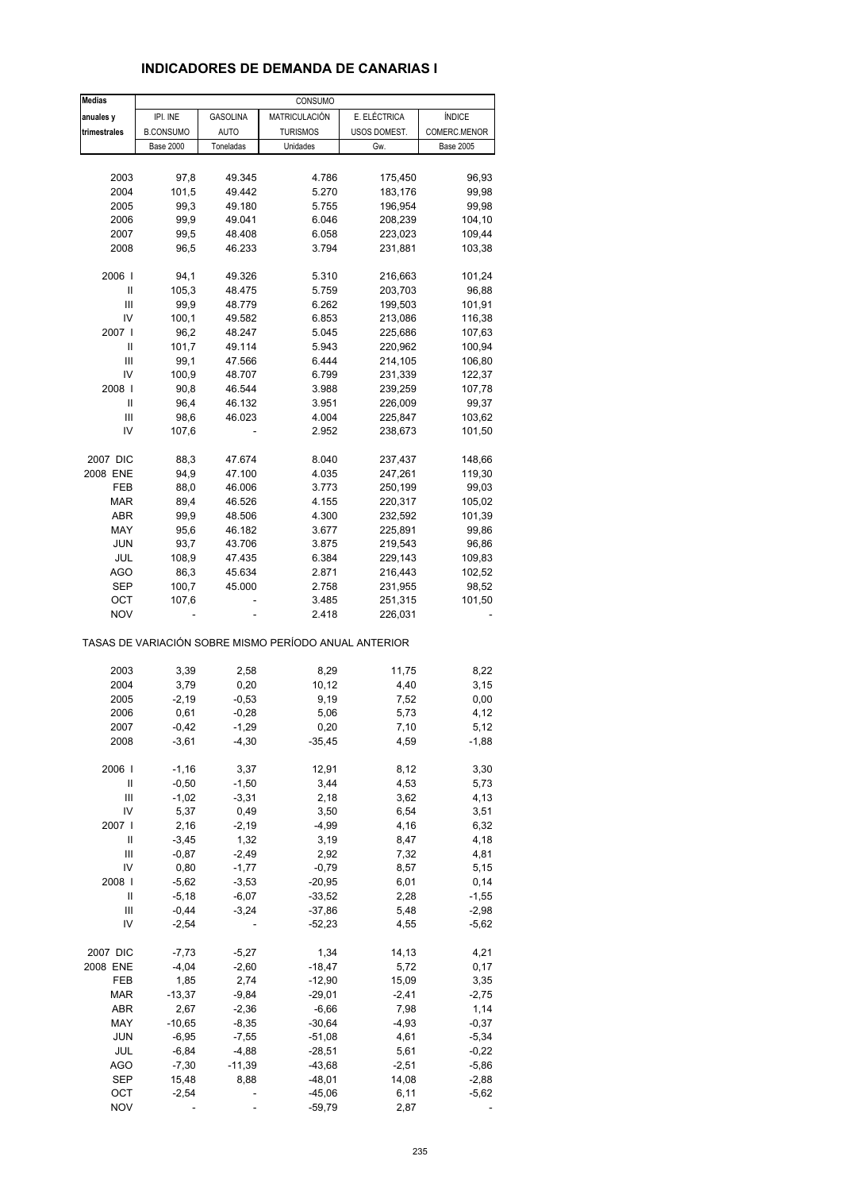# INDICADORES DE DEMANDA DE CANARIAS I

| Medias | CONSUMO | | | | |
|---|---|---|---|---|---|
| anuales y | IPI. INE | GASOLINA | MATRICULACIÓN | E. ELÉCTRICA | ÍNDICE |
| trimestrales | B.CONSUMO | AUTO | TURISMOS | USOS DOMEST. | COMERC.MENOR |
| | Base 2000 | Toneladas | Unidades | Gw. | Base 2005 |
| 2003 | 97,8 | 49.345 | 4.786 | 175,450 | 96,93 |
| 2004 | 101,5 | 49.442 | 5.270 | 183,176 | 99,98 |
| 2005 | 99,3 | 49.180 | 5.755 | 196,954 | 99,98 |
| 2006 | 99,9 | 49.041 | 6.046 | 208,239 | 104,10 |
| 2007 | 99,5 | 48.408 | 6.058 | 223,023 | 109,44 |
| 2008 | 96,5 | 46.233 | 3.794 | 231,881 | 103,38 |
| 2006 I | 94,1 | 49.326 | 5.310 | 216,663 | 101,24 |
| II | 105,3 | 48.475 | 5.759 | 203,703 | 96,88 |
| III | 99,9 | 48.779 | 6.262 | 199,503 | 101,91 |
| IV | 100,1 | 49.582 | 6.853 | 213,086 | 116,38 |
| 2007 I | 96,2 | 48.247 | 5.045 | 225,686 | 107,63 |
| II | 101,7 | 49.114 | 5.943 | 220,962 | 100,94 |
| III | 99,1 | 47.566 | 6.444 | 214,105 | 106,80 |
| IV | 100,9 | 48.707 | 6.799 | 231,339 | 122,37 |
| 2008 I | 90,8 | 46.544 | 3.988 | 239,259 | 107,78 |
| II | 96,4 | 46.132 | 3.951 | 226,009 | 99,37 |
| III | 98,6 | 46.023 | 4.004 | 225,847 | 103,62 |
| IV | 107,6 | - | 2.952 | 238,673 | 101,50 |
| 2007 DIC | 88,3 | 47.674 | 8.040 | 237,437 | 148,66 |
| 2008 ENE | 94,9 | 47.100 | 4.035 | 247,261 | 119,30 |
| FEB | 88,0 | 46.006 | 3.773 | 250,199 | 99,03 |
| MAR | 89,4 | 46.526 | 4.155 | 220,317 | 105,02 |
| ABR | 99,9 | 48.506 | 4.300 | 232,592 | 101,39 |
| MAY | 95,6 | 46.182 | 3.677 | 225,891 | 99,86 |
| JUN | 93,7 | 43.706 | 3.875 | 219,543 | 96,86 |
| JUL | 108,9 | 47.435 | 6.384 | 229,143 | 109,83 |
| AGO | 86,3 | 45.634 | 2.871 | 216,443 | 102,52 |
| SEP | 100,7 | 45.000 | 2.758 | 231,955 | 98,52 |
| OCT | 107,6 | - | 3.485 | 251,315 | 101,50 |
| NOV | - | - | 2.418 | 226,031 | - |
| TASAS DE VARIACIÓN SOBRE MISMO PERÍODO ANUAL ANTERIOR | | | | | |
| 2003 | 3,39 | 2,58 | 8,29 | 11,75 | 8,22 |
| 2004 | 3,79 | 0,20 | 10,12 | 4,40 | 3,15 |
| 2005 | -2,19 | -0,53 | 9,19 | 7,52 | 0,00 |
| 2006 | 0,61 | -0,28 | 5,06 | 5,73 | 4,12 |
| 2007 | -0,42 | -1,29 | 0,20 | 7,10 | 5,12 |
| 2008 | -3,61 | -4,30 | -35,45 | 4,59 | -1,88 |
| 2006 I | -1,16 | 3,37 | 12,91 | 8,12 | 3,30 |
| II | -0,50 | -1,50 | 3,44 | 4,53 | 5,73 |
| III | -1,02 | -3,31 | 2,18 | 3,62 | 4,13 |
| IV | 5,37 | 0,49 | 3,50 | 6,54 | 3,51 |
| 2007 I | 2,16 | -2,19 | -4,99 | 4,16 | 6,32 |
| II | -3,45 | 1,32 | 3,19 | 8,47 | 4,18 |
| III | -0,87 | -2,49 | 2,92 | 7,32 | 4,81 |
| IV | 0,80 | -1,77 | -0,79 | 8,57 | 5,15 |
| 2008 I | -5,62 | -3,53 | -20,95 | 6,01 | 0,14 |
| II | -5,18 | -6,07 | -33,52 | 2,28 | -1,55 |
| III | -0,44 | -3,24 | -37,86 | 5,48 | -2,98 |
| IV | -2,54 | - | -52,23 | 4,55 | -5,62 |
| 2007 DIC | -7,73 | -5,27 | 1,34 | 14,13 | 4,21 |
| 2008 ENE | -4,04 | -2,60 | -18,47 | 5,72 | 0,17 |
| FEB | 1,85 | 2,74 | -12,90 | 15,09 | 3,35 |
| MAR | -13,37 | -9,84 | -29,01 | -2,41 | -2,75 |
| ABR | 2,67 | -2,36 | -6,66 | 7,98 | 1,14 |
| MAY | -10,65 | -8,35 | -30,64 | -4,93 | -0,37 |
| JUN | -6,95 | -7,55 | -51,08 | 4,61 | -5,34 |
| JUL | -6,84 | -4,88 | -28,51 | 5,61 | -0,22 |
| AGO | -7,30 | -11,39 | -43,68 | -2,51 | -5,86 |
| SEP | 15,48 | 8,88 | -48,01 | 14,08 | -2,88 |
| OCT | -2,54 | - | -45,06 | 6,11 | -5,62 |
| NOV | - | - | -59,79 | 2,87 | - |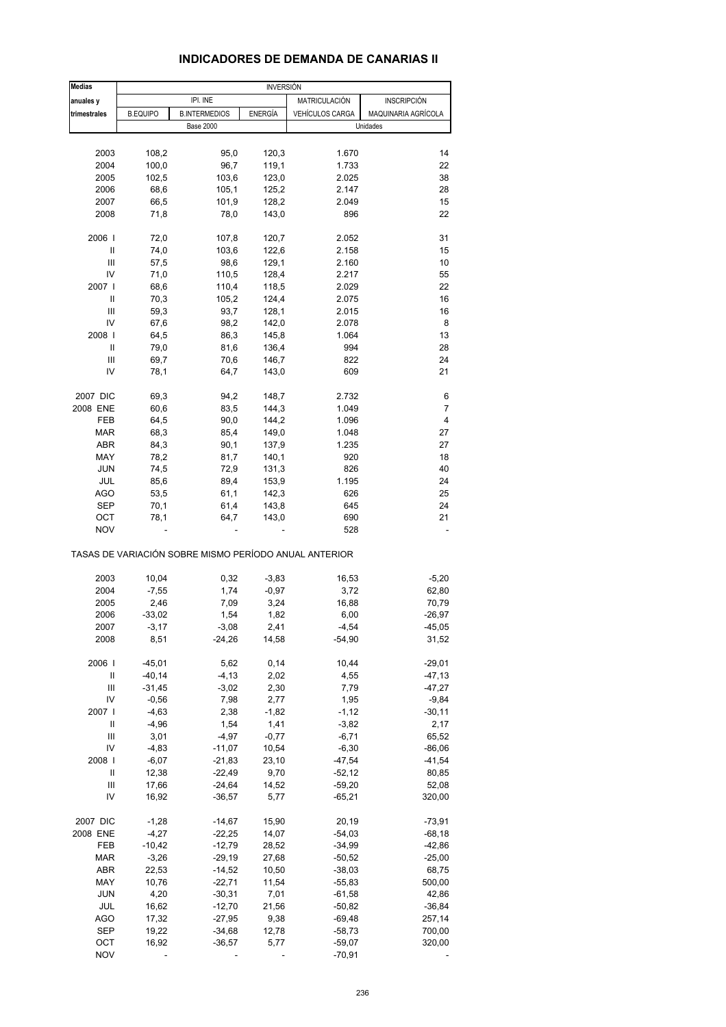## INDICADORES DE DEMANDA DE CANARIAS II

| Medias anuales y trimestrales | INVERSIÓN | | | | |
|---|---|---|---|---|---|
| | IPI. INE | | | MATRICULACIÓN | INSCRIPCIÓN |
| | B.EQUIPO | B.INTERMEDIOS | ENERGÍA | VEHÍCULOS CARGA | MAQUINARIA AGRÍCOLA |
| | Base 2000 | | | Unidades | |
| 2003 | 108,2 | 95,0 | 120,3 | 1.670 | 14 |
| 2004 | 100,0 | 96,7 | 119,1 | 1.733 | 22 |
| 2005 | 102,5 | 103,6 | 123,0 | 2.025 | 38 |
| 2006 | 68,6 | 105,1 | 125,2 | 2.147 | 28 |
| 2007 | 66,5 | 101,9 | 128,2 | 2.049 | 15 |
| 2008 | 71,8 | 78,0 | 143,0 | 896 | 22 |
| 2006 I | 72,0 | 107,8 | 120,7 | 2.052 | 31 |
| II | 74,0 | 103,6 | 122,6 | 2.158 | 15 |
| III | 57,5 | 98,6 | 129,1 | 2.160 | 10 |
| IV | 71,0 | 110,5 | 128,4 | 2.217 | 55 |
| 2007 I | 68,6 | 110,4 | 118,5 | 2.029 | 22 |
| II | 70,3 | 105,2 | 124,4 | 2.075 | 16 |
| III | 59,3 | 93,7 | 128,1 | 2.015 | 16 |
| IV | 67,6 | 98,2 | 142,0 | 2.078 | 8 |
| 2008 I | 64,5 | 86,3 | 145,8 | 1.064 | 13 |
| II | 79,0 | 81,6 | 136,4 | 994 | 28 |
| III | 69,7 | 70,6 | 146,7 | 822 | 24 |
| IV | 78,1 | 64,7 | 143,0 | 609 | 21 |
| 2007 DIC | 69,3 | 94,2 | 148,7 | 2.732 | 6 |
| 2008 ENE | 60,6 | 83,5 | 144,3 | 1.049 | 7 |
| FEB | 64,5 | 90,0 | 144,2 | 1.096 | 4 |
| MAR | 68,3 | 85,4 | 149,0 | 1.048 | 27 |
| ABR | 84,3 | 90,1 | 137,9 | 1.235 | 27 |
| MAY | 78,2 | 81,7 | 140,1 | 920 | 18 |
| JUN | 74,5 | 72,9 | 131,3 | 826 | 40 |
| JUL | 85,6 | 89,4 | 153,9 | 1.195 | 24 |
| AGO | 53,5 | 61,1 | 142,3 | 626 | 25 |
| SEP | 70,1 | 61,4 | 143,8 | 645 | 24 |
| OCT | 78,1 | 64,7 | 143,0 | 690 | 21 |
| NOV | - | - | - | 528 | - |

TASAS DE VARIACIÓN SOBRE MISMO PERÍODO ANUAL ANTERIOR

| | B.EQUIPO | B.INTERMEDIOS | ENERGÍA | VEHÍCULOS CARGA | MAQUINARIA AGRÍCOLA |
|---|---|---|---|---|---|
| 2003 | 10,04 | 0,32 | -3,83 | 16,53 | -5,20 |
| 2004 | -7,55 | 1,74 | -0,97 | 3,72 | 62,80 |
| 2005 | 2,46 | 7,09 | 3,24 | 16,88 | 70,79 |
| 2006 | -33,02 | 1,54 | 1,82 | 6,00 | -26,97 |
| 2007 | -3,17 | -3,08 | 2,41 | -4,54 | -45,05 |
| 2008 | 8,51 | -24,26 | 14,58 | -54,90 | 31,52 |
| 2006 I | -45,01 | 5,62 | 0,14 | 10,44 | -29,01 |
| II | -40,14 | -4,13 | 2,02 | 4,55 | -47,13 |
| III | -31,45 | -3,02 | 2,30 | 7,79 | -47,27 |
| IV | -0,56 | 7,98 | 2,77 | 1,95 | -9,84 |
| 2007 I | -4,63 | 2,38 | -1,82 | -1,12 | -30,11 |
| II | -4,96 | 1,54 | 1,41 | -3,82 | 2,17 |
| III | 3,01 | -4,97 | -0,77 | -6,71 | 65,52 |
| IV | -4,83 | -11,07 | 10,54 | -6,30 | -86,06 |
| 2008 I | -6,07 | -21,83 | 23,10 | -47,54 | -41,54 |
| II | 12,38 | -22,49 | 9,70 | -52,12 | 80,85 |
| III | 17,66 | -24,64 | 14,52 | -59,20 | 52,08 |
| IV | 16,92 | -36,57 | 5,77 | -65,21 | 320,00 |
| 2007 DIC | -1,28 | -14,67 | 15,90 | 20,19 | -73,91 |
| 2008 ENE | -4,27 | -22,25 | 14,07 | -54,03 | -68,18 |
| FEB | -10,42 | -12,79 | 28,52 | -34,99 | -42,86 |
| MAR | -3,26 | -29,19 | 27,68 | -50,52 | -25,00 |
| ABR | 22,53 | -14,52 | 10,50 | -38,03 | 68,75 |
| MAY | 10,76 | -22,71 | 11,54 | -55,83 | 500,00 |
| JUN | 4,20 | -30,31 | 7,01 | -61,58 | 42,86 |
| JUL | 16,62 | -12,70 | 21,56 | -50,82 | -36,84 |
| AGO | 17,32 | -27,95 | 9,38 | -69,48 | 257,14 |
| SEP | 19,22 | -34,68 | 12,78 | -58,73 | 700,00 |
| OCT | 16,92 | -36,57 | 5,77 | -59,07 | 320,00 |
| NOV | - | - | - | -70,91 | - |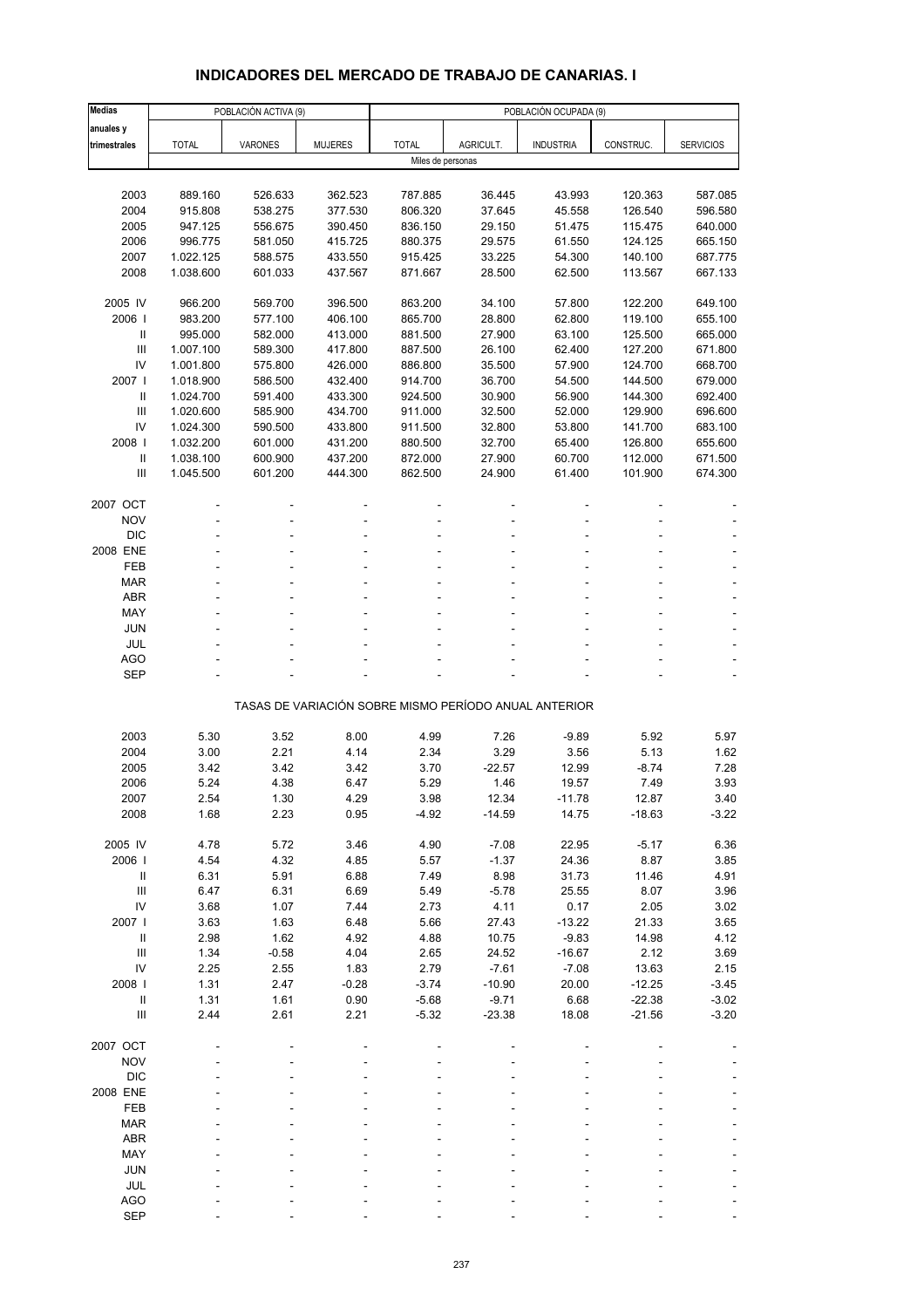# INDICADORES DEL MERCADO DE TRABAJO DE CANARIAS. I

| Medias anuales y trimestrales | POBLACIÓN ACTIVA (9) | | | POBLACIÓN OCUPADA (9) | | | | |
|---|---|---|---|---|---|---|---|---|
| | TOTAL | VARONES | MUJERES | TOTAL | AGRICULT. | INDUSTRIA | CONSTRUC. | SERVICIOS |
| | Miles de personas | | | | | | | |
| 2003 | 889.160 | 526.633 | 362.523 | 787.885 | 36.445 | 43.993 | 120.363 | 587.085 |
| 2004 | 915.808 | 538.275 | 377.530 | 806.320 | 37.645 | 45.558 | 126.540 | 596.580 |
| 2005 | 947.125 | 556.675 | 390.450 | 836.150 | 29.150 | 51.475 | 115.475 | 640.000 |
| 2006 | 996.775 | 581.050 | 415.725 | 880.375 | 29.575 | 61.550 | 124.125 | 665.150 |
| 2007 | 1.022.125 | 588.575 | 433.550 | 915.425 | 33.225 | 54.300 | 140.100 | 687.775 |
| 2008 | 1.038.600 | 601.033 | 437.567 | 871.667 | 28.500 | 62.500 | 113.567 | 667.133 |
| 2005 IV | 966.200 | 569.700 | 396.500 | 863.200 | 34.100 | 57.800 | 122.200 | 649.100 |
| 2006 I | 983.200 | 577.100 | 406.100 | 865.700 | 28.800 | 62.800 | 119.100 | 655.100 |
| II | 995.000 | 582.000 | 413.000 | 881.500 | 27.900 | 63.100 | 125.500 | 665.000 |
| III | 1.007.100 | 589.300 | 417.800 | 887.500 | 26.100 | 62.400 | 127.200 | 671.800 |
| IV | 1.001.800 | 575.800 | 426.000 | 886.800 | 35.500 | 57.900 | 124.700 | 668.700 |
| 2007 I | 1.018.900 | 586.500 | 432.400 | 914.700 | 36.700 | 54.500 | 144.500 | 679.000 |
| II | 1.024.700 | 591.400 | 433.300 | 924.500 | 30.900 | 56.900 | 144.300 | 692.400 |
| III | 1.020.600 | 585.900 | 434.700 | 911.000 | 32.500 | 52.000 | 129.900 | 696.600 |
| IV | 1.024.300 | 590.500 | 433.800 | 911.500 | 32.800 | 53.800 | 141.700 | 683.100 |
| 2008 I | 1.032.200 | 601.000 | 431.200 | 880.500 | 32.700 | 65.400 | 126.800 | 655.600 |
| II | 1.038.100 | 600.900 | 437.200 | 872.000 | 27.900 | 60.700 | 112.000 | 671.500 |
| III | 1.045.500 | 601.200 | 444.300 | 862.500 | 24.900 | 61.400 | 101.900 | 674.300 |
| 2007 OCT | - | - | - | - | - | - | - | - |
| NOV | - | - | - | - | - | - | - | - |
| DIC | - | - | - | - | - | - | - | - |
| 2008 ENE | - | - | - | - | - | - | - | - |
| FEB | - | - | - | - | - | - | - | - |
| MAR | - | - | - | - | - | - | - | - |
| ABR | - | - | - | - | - | - | - | - |
| MAY | - | - | - | - | - | - | - | - |
| JUN | - | - | - | - | - | - | - | - |
| JUL | - | - | - | - | - | - | - | - |
| AGO | - | - | - | - | - | - | - | - |
| SEP | - | - | - | - | - | - | - | - |

TASAS DE VARIACIÓN SOBRE MISMO PERÍODO ANUAL ANTERIOR

| | TOTAL | VARONES | MUJERES | TOTAL | AGRICULT. | INDUSTRIA | CONSTRUC. | SERVICIOS |
|---|---|---|---|---|---|---|---|---|
| 2003 | 5.30 | 3.52 | 8.00 | 4.99 | 7.26 | -9.89 | 5.92 | 5.97 |
| 2004 | 3.00 | 2.21 | 4.14 | 2.34 | 3.29 | 3.56 | 5.13 | 1.62 |
| 2005 | 3.42 | 3.42 | 3.42 | 3.70 | -22.57 | 12.99 | -8.74 | 7.28 |
| 2006 | 5.24 | 4.38 | 6.47 | 5.29 | 1.46 | 19.57 | 7.49 | 3.93 |
| 2007 | 2.54 | 1.30 | 4.29 | 3.98 | 12.34 | -11.78 | 12.87 | 3.40 |
| 2008 | 1.68 | 2.23 | 0.95 | -4.92 | -14.59 | 14.75 | -18.63 | -3.22 |
| 2005 IV | 4.78 | 5.72 | 3.46 | 4.90 | -7.08 | 22.95 | -5.17 | 6.36 |
| 2006 I | 4.54 | 4.32 | 4.85 | 5.57 | -1.37 | 24.36 | 8.87 | 3.85 |
| II | 6.31 | 5.91 | 6.88 | 7.49 | 8.98 | 31.73 | 11.46 | 4.91 |
| III | 6.47 | 6.31 | 6.69 | 5.49 | -5.78 | 25.55 | 8.07 | 3.96 |
| IV | 3.68 | 1.07 | 7.44 | 2.73 | 4.11 | 0.17 | 2.05 | 3.02 |
| 2007 I | 3.63 | 1.63 | 6.48 | 5.66 | 27.43 | -13.22 | 21.33 | 3.65 |
| II | 2.98 | 1.62 | 4.92 | 4.88 | 10.75 | -9.83 | 14.98 | 4.12 |
| III | 1.34 | -0.58 | 4.04 | 2.65 | 24.52 | -16.67 | 2.12 | 3.69 |
| IV | 2.25 | 2.55 | 1.83 | 2.79 | -7.61 | -7.08 | 13.63 | 2.15 |
| 2008 I | 1.31 | 2.47 | -0.28 | -3.74 | -10.90 | 20.00 | -12.25 | -3.45 |
| II | 1.31 | 1.61 | 0.90 | -5.68 | -9.71 | 6.68 | -22.38 | -3.02 |
| III | 2.44 | 2.61 | 2.21 | -5.32 | -23.38 | 18.08 | -21.56 | -3.20 |
| 2007 OCT | - | - | - | - | - | - | - | - |
| NOV | - | - | - | - | - | - | - | - |
| DIC | - | - | - | - | - | - | - | - |
| 2008 ENE | - | - | - | - | - | - | - | - |
| FEB | - | - | - | - | - | - | - | - |
| MAR | - | - | - | - | - | - | - | - |
| ABR | - | - | - | - | - | - | - | - |
| MAY | - | - | - | - | - | - | - | - |
| JUN | - | - | - | - | - | - | - | - |
| JUL | - | - | - | - | - | - | - | - |
| AGO | - | - | - | - | - | - | - | - |
| SEP | - | - | - | - | - | - | - | - |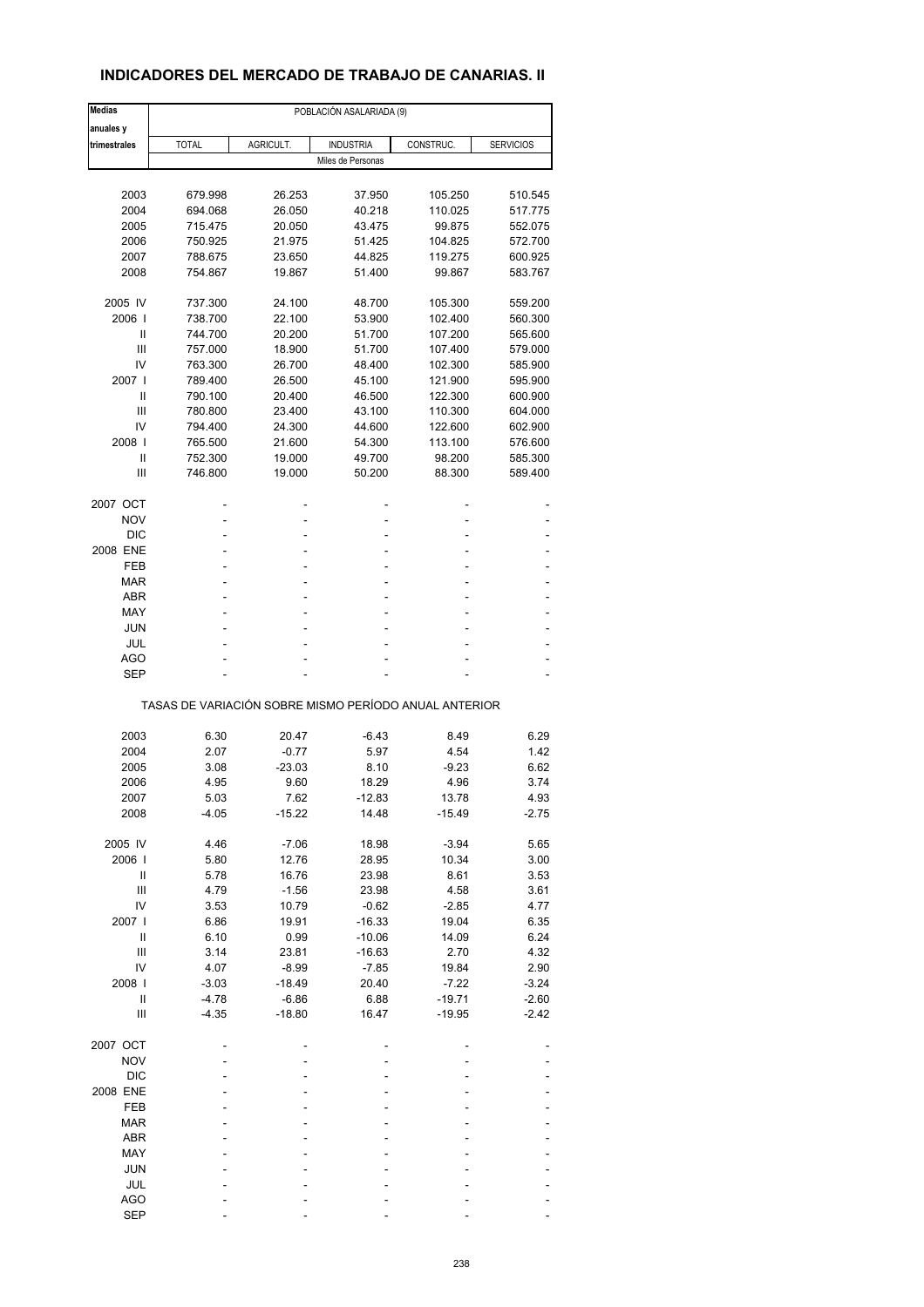## INDICADORES DEL MERCADO DE TRABAJO DE CANARIAS. II

| Medias anuales y trimestrales | POBLACIÓN ASALARIADA (9) | | | | |
|---|---|---|---|---|---|
| | TOTAL | AGRICULT. | INDUSTRIA | CONSTRUC. | SERVICIOS |
| | Miles de Personas | | | | |
| 2003 | 679.998 | 26.253 | 37.950 | 105.250 | 510.545 |
| 2004 | 694.068 | 26.050 | 40.218 | 110.025 | 517.775 |
| 2005 | 715.475 | 20.050 | 43.475 | 99.875 | 552.075 |
| 2006 | 750.925 | 21.975 | 51.425 | 104.825 | 572.700 |
| 2007 | 788.675 | 23.650 | 44.825 | 119.275 | 600.925 |
| 2008 | 754.867 | 19.867 | 51.400 | 99.867 | 583.767 |
| 2005 IV | 737.300 | 24.100 | 48.700 | 105.300 | 559.200 |
| 2006 I | 738.700 | 22.100 | 53.900 | 102.400 | 560.300 |
| II | 744.700 | 20.200 | 51.700 | 107.200 | 565.600 |
| III | 757.000 | 18.900 | 51.700 | 107.400 | 579.000 |
| IV | 763.300 | 26.700 | 48.400 | 102.300 | 585.900 |
| 2007 I | 789.400 | 26.500 | 45.100 | 121.900 | 595.900 |
| II | 790.100 | 20.400 | 46.500 | 122.300 | 600.900 |
| III | 780.800 | 23.400 | 43.100 | 110.300 | 604.000 |
| IV | 794.400 | 24.300 | 44.600 | 122.600 | 602.900 |
| 2008 I | 765.500 | 21.600 | 54.300 | 113.100 | 576.600 |
| II | 752.300 | 19.000 | 49.700 | 98.200 | 585.300 |
| III | 746.800 | 19.000 | 50.200 | 88.300 | 589.400 |
| 2007 OCT | - | - | - | - | - |
| NOV | - | - | - | - | - |
| DIC | - | - | - | - | - |
| 2008 ENE | - | - | - | - | - |
| FEB | - | - | - | - | - |
| MAR | - | - | - | - | - |
| ABR | - | - | - | - | - |
| MAY | - | - | - | - | - |
| JUN | - | - | - | - | - |
| JUL | - | - | - | - | - |
| AGO | - | - | - | - | - |
| SEP | - | - | - | - | - |
| | TASAS DE VARIACIÓN SOBRE MISMO PERÍODO ANUAL ANTERIOR | | | | |
| 2003 | 6.30 | 20.47 | -6.43 | 8.49 | 6.29 |
| 2004 | 2.07 | -0.77 | 5.97 | 4.54 | 1.42 |
| 2005 | 3.08 | -23.03 | 8.10 | -9.23 | 6.62 |
| 2006 | 4.95 | 9.60 | 18.29 | 4.96 | 3.74 |
| 2007 | 5.03 | 7.62 | -12.83 | 13.78 | 4.93 |
| 2008 | -4.05 | -15.22 | 14.48 | -15.49 | -2.75 |
| 2005 IV | 4.46 | -7.06 | 18.98 | -3.94 | 5.65 |
| 2006 I | 5.80 | 12.76 | 28.95 | 10.34 | 3.00 |
| II | 5.78 | 16.76 | 23.98 | 8.61 | 3.53 |
| III | 4.79 | -1.56 | 23.98 | 4.58 | 3.61 |
| IV | 3.53 | 10.79 | -0.62 | -2.85 | 4.77 |
| 2007 I | 6.86 | 19.91 | -16.33 | 19.04 | 6.35 |
| II | 6.10 | 0.99 | -10.06 | 14.09 | 6.24 |
| III | 3.14 | 23.81 | -16.63 | 2.70 | 4.32 |
| IV | 4.07 | -8.99 | -7.85 | 19.84 | 2.90 |
| 2008 I | -3.03 | -18.49 | 20.40 | -7.22 | -3.24 |
| II | -4.78 | -6.86 | 6.88 | -19.71 | -2.60 |
| III | -4.35 | -18.80 | 16.47 | -19.95 | -2.42 |
| 2007 OCT | - | - | - | - | - |
| NOV | - | - | - | - | - |
| DIC | - | - | - | - | - |
| 2008 ENE | - | - | - | - | - |
| FEB | - | - | - | - | - |
| MAR | - | - | - | - | - |
| ABR | - | - | - | - | - |
| MAY | - | - | - | - | - |
| JUN | - | - | - | - | - |
| JUL | - | - | - | - | - |
| AGO | - | - | - | - | - |
| SEP | - | - | - | - | - |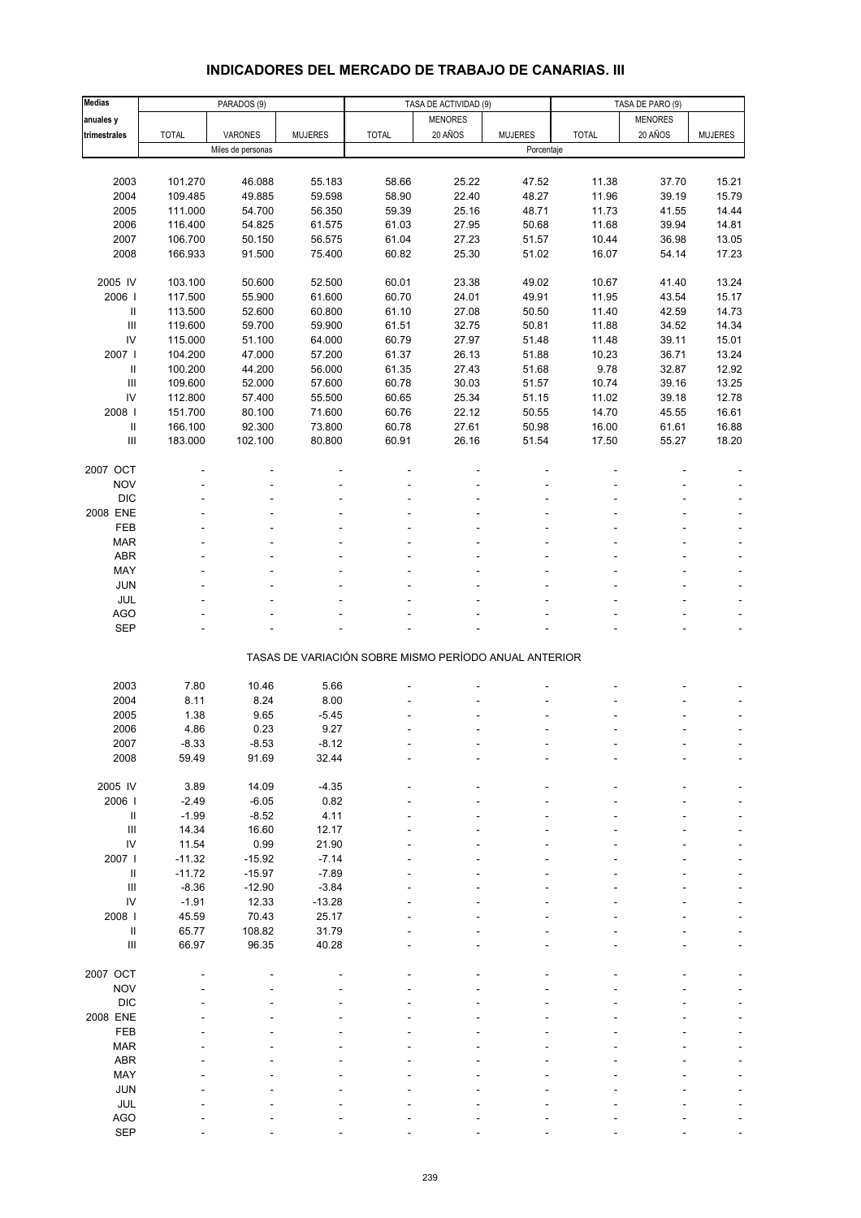# INDICADORES DEL MERCADO DE TRABAJO DE CANARIAS. III

| Medias anuales y trimestrales | PARADOS (9) | | | TASA DE ACTIVIDAD (9) | | | TASA DE PARO (9) | | |
|---|---|---|---|---|---|---|---|---|---|
| | TOTAL | VARONES | MUJERES | TOTAL | MENORES 20 AÑOS | MUJERES | TOTAL | MENORES 20 AÑOS | MUJERES |
| | Miles de personas | | | Porcentaje | | | | | |
| 2003 | 101.270 | 46.088 | 55.183 | 58.66 | 25.22 | 47.52 | 11.38 | 37.70 | 15.21 |
| 2004 | 109.485 | 49.885 | 59.598 | 58.90 | 22.40 | 48.27 | 11.96 | 39.19 | 15.79 |
| 2005 | 111.000 | 54.700 | 56.350 | 59.39 | 25.16 | 48.71 | 11.73 | 41.55 | 14.44 |
| 2006 | 116.400 | 54.825 | 61.575 | 61.03 | 27.95 | 50.68 | 11.68 | 39.94 | 14.81 |
| 2007 | 106.700 | 50.150 | 56.575 | 61.04 | 27.23 | 51.57 | 10.44 | 36.98 | 13.05 |
| 2008 | 166.933 | 91.500 | 75.400 | 60.82 | 25.30 | 51.02 | 16.07 | 54.14 | 17.23 |
| 2005 IV | 103.100 | 50.600 | 52.500 | 60.01 | 23.38 | 49.02 | 10.67 | 41.40 | 13.24 |
| 2006 I | 117.500 | 55.900 | 61.600 | 60.70 | 24.01 | 49.91 | 11.95 | 43.54 | 15.17 |
| II | 113.500 | 52.600 | 60.800 | 61.10 | 27.08 | 50.50 | 11.40 | 42.59 | 14.73 |
| III | 119.600 | 59.700 | 59.900 | 61.51 | 32.75 | 50.81 | 11.88 | 34.52 | 14.34 |
| IV | 115.000 | 51.100 | 64.000 | 60.79 | 27.97 | 51.48 | 11.48 | 39.11 | 15.01 |
| 2007 I | 104.200 | 47.000 | 57.200 | 61.37 | 26.13 | 51.88 | 10.23 | 36.71 | 13.24 |
| II | 100.200 | 44.200 | 56.000 | 61.35 | 27.43 | 51.68 | 9.78 | 32.87 | 12.92 |
| III | 109.600 | 52.000 | 57.600 | 60.78 | 30.03 | 51.57 | 10.74 | 39.16 | 13.25 |
| IV | 112.800 | 57.400 | 55.500 | 60.65 | 25.34 | 51.15 | 11.02 | 39.18 | 12.78 |
| 2008 I | 151.700 | 80.100 | 71.600 | 60.76 | 22.12 | 50.55 | 14.70 | 45.55 | 16.61 |
| II | 166.100 | 92.300 | 73.800 | 60.78 | 27.61 | 50.98 | 16.00 | 61.61 | 16.88 |
| III | 183.000 | 102.100 | 80.800 | 60.91 | 26.16 | 51.54 | 17.50 | 55.27 | 18.20 |
| 2007 OCT | - | - | - | - | - | - | - | - | - |
| NOV | - | - | - | - | - | - | - | - | - |
| DIC | - | - | - | - | - | - | - | - | - |
| 2008 ENE | - | - | - | - | - | - | - | - | - |
| FEB | - | - | - | - | - | - | - | - | - |
| MAR | - | - | - | - | - | - | - | - | - |
| ABR | - | - | - | - | - | - | - | - | - |
| MAY | - | - | - | - | - | - | - | - | - |
| JUN | - | - | - | - | - | - | - | - | - |
| JUL | - | - | - | - | - | - | - | - | - |
| AGO | - | - | - | - | - | - | - | - | - |
| SEP | - | - | - | - | - | - | - | - | - |
| | TASAS DE VARIACIÓN SOBRE MISMO PERÍODO ANUAL ANTERIOR | | | | | | | | |
| 2003 | 7.80 | 10.46 | 5.66 | - | - | - | - | - | - |
| 2004 | 8.11 | 8.24 | 8.00 | - | - | - | - | - | - |
| 2005 | 1.38 | 9.65 | -5.45 | - | - | - | - | - | - |
| 2006 | 4.86 | 0.23 | 9.27 | - | - | - | - | - | - |
| 2007 | -8.33 | -8.53 | -8.12 | - | - | - | - | - | - |
| 2008 | 59.49 | 91.69 | 32.44 | - | - | - | - | - | - |
| 2005 IV | 3.89 | 14.09 | -4.35 | - | - | - | - | - | - |
| 2006 I | -2.49 | -6.05 | 0.82 | - | - | - | - | - | - |
| II | -1.99 | -8.52 | 4.11 | - | - | - | - | - | - |
| III | 14.34 | 16.60 | 12.17 | - | - | - | - | - | - |
| IV | 11.54 | 0.99 | 21.90 | - | - | - | - | - | - |
| 2007 I | -11.32 | -15.92 | -7.14 | - | - | - | - | - | - |
| II | -11.72 | -15.97 | -7.89 | - | - | - | - | - | - |
| III | -8.36 | -12.90 | -3.84 | - | - | - | - | - | - |
| IV | -1.91 | 12.33 | -13.28 | - | - | - | - | - | - |
| 2008 I | 45.59 | 70.43 | 25.17 | - | - | - | - | - | - |
| II | 65.77 | 108.82 | 31.79 | - | - | - | - | - | - |
| III | 66.97 | 96.35 | 40.28 | - | - | - | - | - | - |
| 2007 OCT | - | - | - | - | - | - | - | - | - |
| NOV | - | - | - | - | - | - | - | - | - |
| DIC | - | - | - | - | - | - | - | - | - |
| 2008 ENE | - | - | - | - | - | - | - | - | - |
| FEB | - | - | - | - | - | - | - | - | - |
| MAR | - | - | - | - | - | - | - | - | - |
| ABR | - | - | - | - | - | - | - | - | - |
| MAY | - | - | - | - | - | - | - | - | - |
| JUN | - | - | - | - | - | - | - | - | - |
| JUL | - | - | - | - | - | - | - | - | - |
| AGO | - | - | - | - | - | - | - | - | - |
| SEP | - | - | - | - | - | - | - | - | - |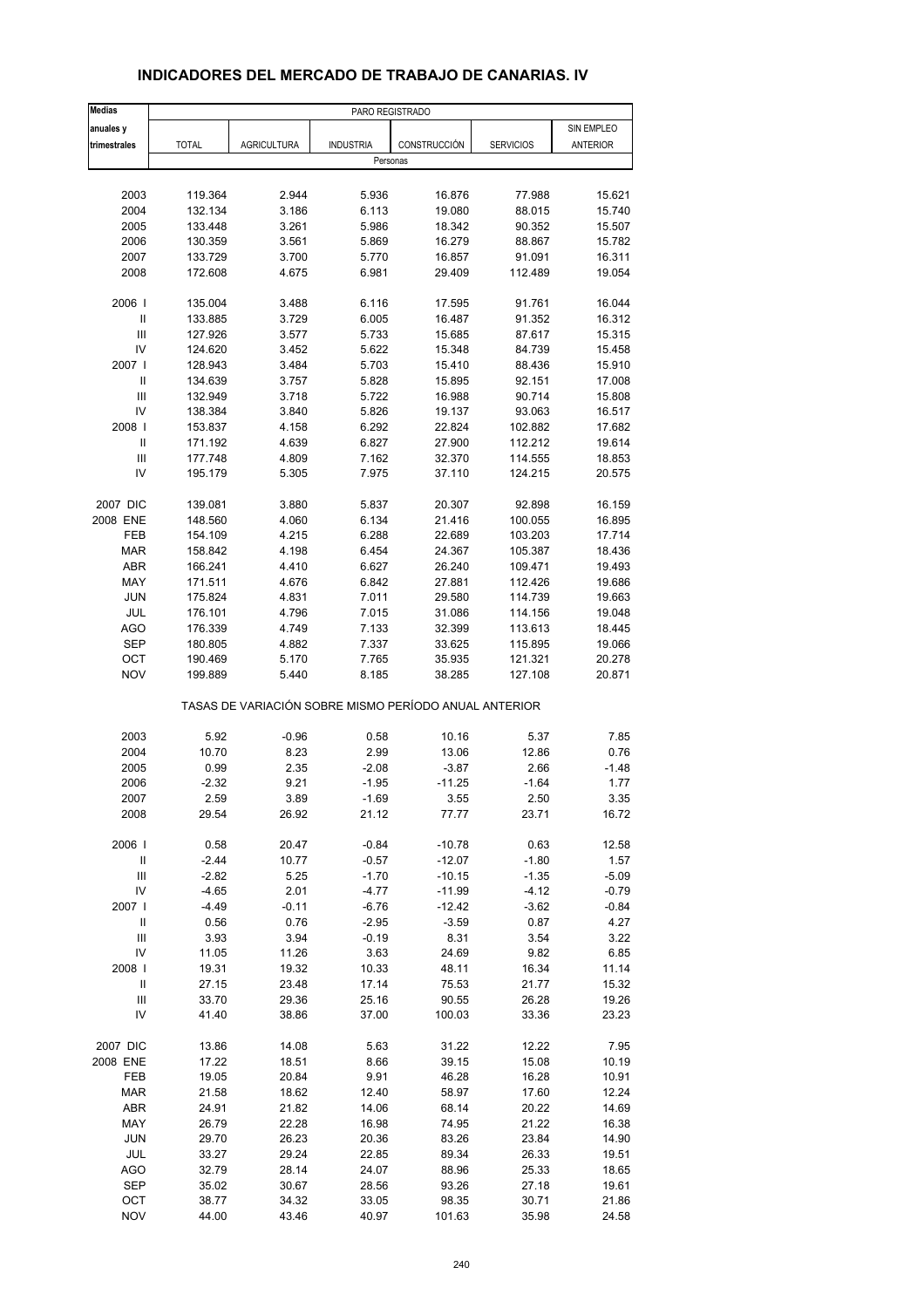## INDICADORES DEL MERCADO DE TRABAJO DE CANARIAS. IV

| Medias anuales y trimestrales | PARO REGISTRADO | | | | | |
|---|---|---|---|---|---|---|
| | TOTAL | AGRICULTURA | INDUSTRIA | CONSTRUCCIÓN | SERVICIOS | SIN EMPLEO ANTERIOR |
| | Personas | | | | | |
| 2003 | 119.364 | 2.944 | 5.936 | 16.876 | 77.988 | 15.621 |
| 2004 | 132.134 | 3.186 | 6.113 | 19.080 | 88.015 | 15.740 |
| 2005 | 133.448 | 3.261 | 5.986 | 18.342 | 90.352 | 15.507 |
| 2006 | 130.359 | 3.561 | 5.869 | 16.279 | 88.867 | 15.782 |
| 2007 | 133.729 | 3.700 | 5.770 | 16.857 | 91.091 | 16.311 |
| 2008 | 172.608 | 4.675 | 6.981 | 29.409 | 112.489 | 19.054 |
| 2006 I | 135.004 | 3.488 | 6.116 | 17.595 | 91.761 | 16.044 |
| II | 133.885 | 3.729 | 6.005 | 16.487 | 91.352 | 16.312 |
| III | 127.926 | 3.577 | 5.733 | 15.685 | 87.617 | 15.315 |
| IV | 124.620 | 3.452 | 5.622 | 15.348 | 84.739 | 15.458 |
| 2007 I | 128.943 | 3.484 | 5.703 | 15.410 | 88.436 | 15.910 |
| II | 134.639 | 3.757 | 5.828 | 15.895 | 92.151 | 17.008 |
| III | 132.949 | 3.718 | 5.722 | 16.988 | 90.714 | 15.808 |
| IV | 138.384 | 3.840 | 5.826 | 19.137 | 93.063 | 16.517 |
| 2008 I | 153.837 | 4.158 | 6.292 | 22.824 | 102.882 | 17.682 |
| II | 171.192 | 4.639 | 6.827 | 27.900 | 112.212 | 19.614 |
| III | 177.748 | 4.809 | 7.162 | 32.370 | 114.555 | 18.853 |
| IV | 195.179 | 5.305 | 7.975 | 37.110 | 124.215 | 20.575 |
| 2007 DIC | 139.081 | 3.880 | 5.837 | 20.307 | 92.898 | 16.159 |
| 2008 ENE | 148.560 | 4.060 | 6.134 | 21.416 | 100.055 | 16.895 |
| FEB | 154.109 | 4.215 | 6.288 | 22.689 | 103.203 | 17.714 |
| MAR | 158.842 | 4.198 | 6.454 | 24.367 | 105.387 | 18.436 |
| ABR | 166.241 | 4.410 | 6.627 | 26.240 | 109.471 | 19.493 |
| MAY | 171.511 | 4.676 | 6.842 | 27.881 | 112.426 | 19.686 |
| JUN | 175.824 | 4.831 | 7.011 | 29.580 | 114.739 | 19.663 |
| JUL | 176.101 | 4.796 | 7.015 | 31.086 | 114.156 | 19.048 |
| AGO | 176.339 | 4.749 | 7.133 | 32.399 | 113.613 | 18.445 |
| SEP | 180.805 | 4.882 | 7.337 | 33.625 | 115.895 | 19.066 |
| OCT | 190.469 | 5.170 | 7.765 | 35.935 | 121.321 | 20.278 |
| NOV | 199.889 | 5.440 | 8.185 | 38.285 | 127.108 | 20.871 |
| | TASAS DE VARIACIÓN SOBRE MISMO PERÍODO ANUAL ANTERIOR | | | | | |
| 2003 | 5.92 | -0.96 | 0.58 | 10.16 | 5.37 | 7.85 |
| 2004 | 10.70 | 8.23 | 2.99 | 13.06 | 12.86 | 0.76 |
| 2005 | 0.99 | 2.35 | -2.08 | -3.87 | 2.66 | -1.48 |
| 2006 | -2.32 | 9.21 | -1.95 | -11.25 | -1.64 | 1.77 |
| 2007 | 2.59 | 3.89 | -1.69 | 3.55 | 2.50 | 3.35 |
| 2008 | 29.54 | 26.92 | 21.12 | 77.77 | 23.71 | 16.72 |
| 2006 I | 0.58 | 20.47 | -0.84 | -10.78 | 0.63 | 12.58 |
| II | -2.44 | 10.77 | -0.57 | -12.07 | -1.80 | 1.57 |
| III | -2.82 | 5.25 | -1.70 | -10.15 | -1.35 | -5.09 |
| IV | -4.65 | 2.01 | -4.77 | -11.99 | -4.12 | -0.79 |
| 2007 I | -4.49 | -0.11 | -6.76 | -12.42 | -3.62 | -0.84 |
| II | 0.56 | 0.76 | -2.95 | -3.59 | 0.87 | 4.27 |
| III | 3.93 | 3.94 | -0.19 | 8.31 | 3.54 | 3.22 |
| IV | 11.05 | 11.26 | 3.63 | 24.69 | 9.82 | 6.85 |
| 2008 I | 19.31 | 19.32 | 10.33 | 48.11 | 16.34 | 11.14 |
| II | 27.15 | 23.48 | 17.14 | 75.53 | 21.77 | 15.32 |
| III | 33.70 | 29.36 | 25.16 | 90.55 | 26.28 | 19.26 |
| IV | 41.40 | 38.86 | 37.00 | 100.03 | 33.36 | 23.23 |
| 2007 DIC | 13.86 | 14.08 | 5.63 | 31.22 | 12.22 | 7.95 |
| 2008 ENE | 17.22 | 18.51 | 8.66 | 39.15 | 15.08 | 10.19 |
| FEB | 19.05 | 20.84 | 9.91 | 46.28 | 16.28 | 10.91 |
| MAR | 21.58 | 18.62 | 12.40 | 58.97 | 17.60 | 12.24 |
| ABR | 24.91 | 21.82 | 14.06 | 68.14 | 20.22 | 14.69 |
| MAY | 26.79 | 22.28 | 16.98 | 74.95 | 21.22 | 16.38 |
| JUN | 29.70 | 26.23 | 20.36 | 83.26 | 23.84 | 14.90 |
| JUL | 33.27 | 29.24 | 22.85 | 89.34 | 26.33 | 19.51 |
| AGO | 32.79 | 28.14 | 24.07 | 88.96 | 25.33 | 18.65 |
| SEP | 35.02 | 30.67 | 28.56 | 93.26 | 27.18 | 19.61 |
| OCT | 38.77 | 34.32 | 33.05 | 98.35 | 30.71 | 21.86 |
| NOV | 44.00 | 43.46 | 40.97 | 101.63 | 35.98 | 24.58 |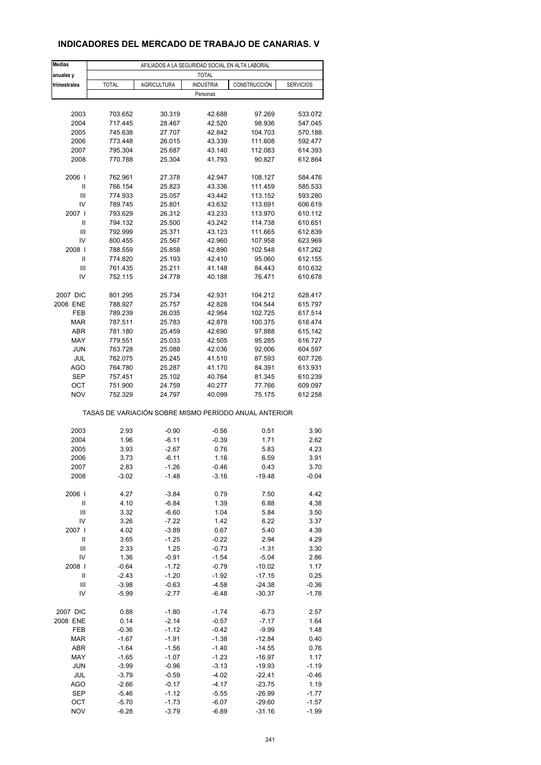# INDICADORES DEL MERCADO DE TRABAJO DE CANARIAS. V

| Medias anuales y trimestrales | AFILIADOS A LA SEGURIDAD SOCIAL EN ALTA LABORAL | | | | |
|---|---|---|---|---|---|
| | TOTAL | | | | |
| | TOTAL | AGRICULTURA | INDUSTRIA | CONSTRUCCIÓN | SERVICIOS |
| | Personas | | | | |
| 2003 | 703.652 | 30.319 | 42.688 | 97.269 | 533.072 |
| 2004 | 717.445 | 28.467 | 42.520 | 98.936 | 547.045 |
| 2005 | 745.638 | 27.707 | 42.842 | 104.703 | 570.188 |
| 2006 | 773.448 | 26.015 | 43.339 | 111.608 | 592.477 |
| 2007 | 795.304 | 25.687 | 43.140 | 112.083 | 614.393 |
| 2008 | 770.788 | 25.304 | 41.793 | 90.827 | 612.864 |
| 2006 I | 762.961 | 27.378 | 42.947 | 108.127 | 584.476 |
| II | 766.154 | 25.823 | 43.336 | 111.459 | 585.533 |
| III | 774.933 | 25.057 | 43.442 | 113.152 | 593.280 |
| IV | 789.745 | 25.801 | 43.632 | 113.691 | 606.619 |
| 2007 I | 793.629 | 26.312 | 43.233 | 113.970 | 610.112 |
| II | 794.132 | 25.500 | 43.242 | 114.738 | 610.651 |
| III | 792.999 | 25.371 | 43.123 | 111.665 | 612.839 |
| IV | 800.455 | 25.567 | 42.960 | 107.958 | 623.969 |
| 2008 I | 788.559 | 25.858 | 42.890 | 102.548 | 617.262 |
| II | 774.820 | 25.193 | 42.410 | 95.060 | 612.155 |
| III | 761.435 | 25.211 | 41.148 | 84.443 | 610.632 |
| IV | 752.115 | 24.778 | 40.188 | 76.471 | 610.678 |
| 2007 DIC | 801.295 | 25.734 | 42.931 | 104.212 | 628.417 |
| 2008 ENE | 788.927 | 25.757 | 42.828 | 104.544 | 615.797 |
| FEB | 789.239 | 26.035 | 42.964 | 102.725 | 617.514 |
| MAR | 787.511 | 25.783 | 42.878 | 100.375 | 618.474 |
| ABR | 781.180 | 25.459 | 42.690 | 97.888 | 615.142 |
| MAY | 779.551 | 25.033 | 42.505 | 95.285 | 616.727 |
| JUN | 763.728 | 25.088 | 42.036 | 92.006 | 604.597 |
| JUL | 762.075 | 25.245 | 41.510 | 87.593 | 607.726 |
| AGO | 764.780 | 25.287 | 41.170 | 84.391 | 613.931 |
| SEP | 757.451 | 25.102 | 40.764 | 81.345 | 610.239 |
| OCT | 751.900 | 24.759 | 40.277 | 77.766 | 609.097 |
| NOV | 752.329 | 24.797 | 40.099 | 75.175 | 612.258 |
| | TASAS DE VARIACIÓN SOBRE MISMO PERÍODO ANUAL ANTERIOR | | | | |
| 2003 | 2.93 | -0.90 | -0.56 | 0.51 | 3.90 |
| 2004 | 1.96 | -6.11 | -0.39 | 1.71 | 2.62 |
| 2005 | 3.93 | -2.67 | 0.76 | 5.83 | 4.23 |
| 2006 | 3.73 | -6.11 | 1.16 | 6.59 | 3.91 |
| 2007 | 2.83 | -1.26 | -0.46 | 0.43 | 3.70 |
| 2008 | -3.02 | -1.48 | -3.16 | -19.48 | -0.04 |
| 2006 I | 4.27 | -3.84 | 0.79 | 7.50 | 4.42 |
| II | 4.10 | -6.84 | 1.39 | 6.88 | 4.38 |
| III | 3.32 | -6.60 | 1.04 | 5.84 | 3.50 |
| IV | 3.26 | -7.22 | 1.42 | 6.22 | 3.37 |
| 2007 I | 4.02 | -3.89 | 0.67 | 5.40 | 4.39 |
| II | 3.65 | -1.25 | -0.22 | 2.94 | 4.29 |
| III | 2.33 | 1.25 | -0.73 | -1.31 | 3.30 |
| IV | 1.36 | -0.91 | -1.54 | -5.04 | 2.86 |
| 2008 I | -0.64 | -1.72 | -0.79 | -10.02 | 1.17 |
| II | -2.43 | -1.20 | -1.92 | -17.15 | 0.25 |
| III | -3.98 | -0.63 | -4.58 | -24.38 | -0.36 |
| IV | -5.99 | -2.77 | -6.48 | -30.37 | -1.78 |
| 2007 DIC | 0.88 | -1.80 | -1.74 | -6.73 | 2.57 |
| 2008 ENE | 0.14 | -2.14 | -0.57 | -7.17 | 1.64 |
| FEB | -0.36 | -1.12 | -0.42 | -9.99 | 1.48 |
| MAR | -1.67 | -1.91 | -1.38 | -12.84 | 0.40 |
| ABR | -1.64 | -1.56 | -1.40 | -14.55 | 0.76 |
| MAY | -1.65 | -1.07 | -1.23 | -16.97 | 1.17 |
| JUN | -3.99 | -0.96 | -3.13 | -19.93 | -1.19 |
| JUL | -3.79 | -0.59 | -4.02 | -22.41 | -0.46 |
| AGO | -2.66 | -0.17 | -4.17 | -23.75 | 1.19 |
| SEP | -5.46 | -1.12 | -5.55 | -26.99 | -1.77 |
| OCT | -5.70 | -1.73 | -6.07 | -29.60 | -1.57 |
| NOV | -6.28 | -3.79 | -6.89 | -31.16 | -1.99 |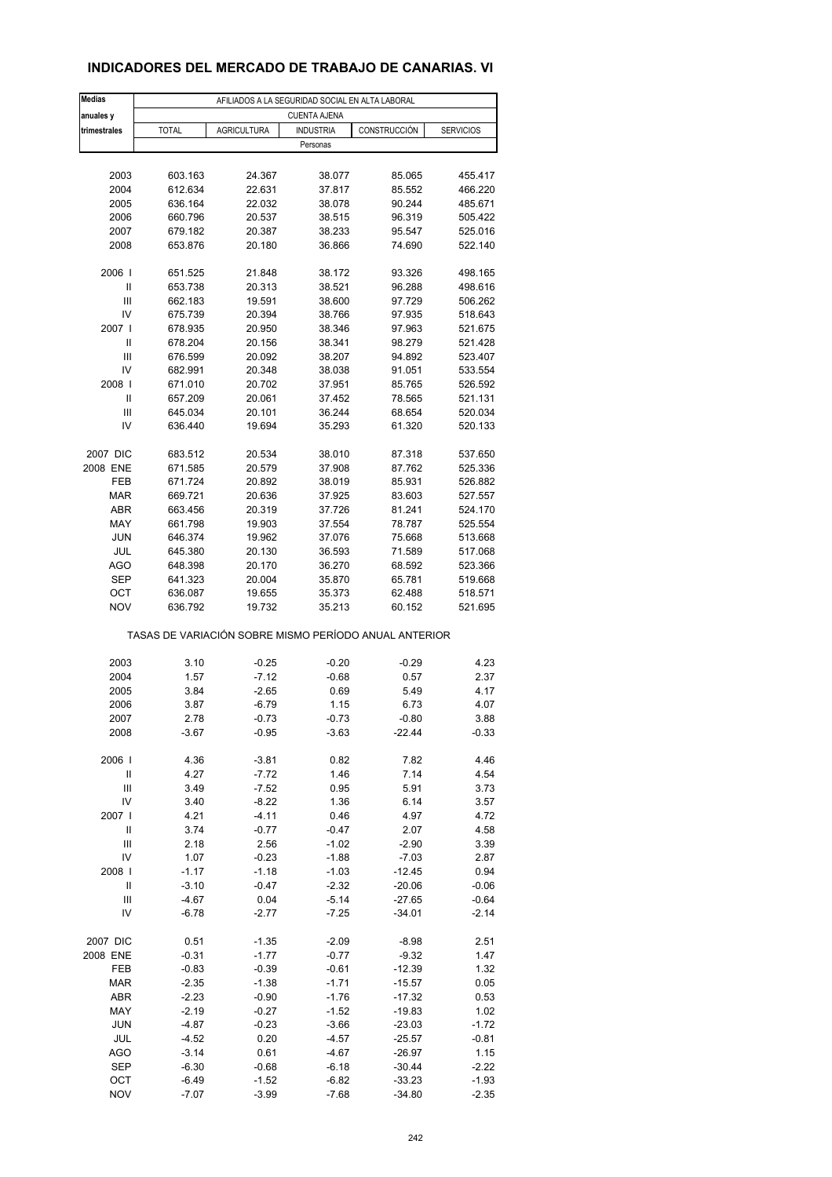# INDICADORES DEL MERCADO DE TRABAJO DE CANARIAS. VI

| Medias anuales y trimestrales | AFILIADOS A LA SEGURIDAD SOCIAL EN ALTA LABORAL | | | | |
|---|---|---|---|---|---|
| | CUENTA AJENA | | | | |
| | TOTAL | AGRICULTURA | INDUSTRIA | CONSTRUCCIÓN | SERVICIOS |
| | Personas | | | | |
| 2003 | 603.163 | 24.367 | 38.077 | 85.065 | 455.417 |
| 2004 | 612.634 | 22.631 | 37.817 | 85.552 | 466.220 |
| 2005 | 636.164 | 22.032 | 38.078 | 90.244 | 485.671 |
| 2006 | 660.796 | 20.537 | 38.515 | 96.319 | 505.422 |
| 2007 | 679.182 | 20.387 | 38.233 | 95.547 | 525.016 |
| 2008 | 653.876 | 20.180 | 36.866 | 74.690 | 522.140 |
| 2006 I | 651.525 | 21.848 | 38.172 | 93.326 | 498.165 |
| II | 653.738 | 20.313 | 38.521 | 96.288 | 498.616 |
| III | 662.183 | 19.591 | 38.600 | 97.729 | 506.262 |
| IV | 675.739 | 20.394 | 38.766 | 97.935 | 518.643 |
| 2007 I | 678.935 | 20.950 | 38.346 | 97.963 | 521.675 |
| II | 678.204 | 20.156 | 38.341 | 98.279 | 521.428 |
| III | 676.599 | 20.092 | 38.207 | 94.892 | 523.407 |
| IV | 682.991 | 20.348 | 38.038 | 91.051 | 533.554 |
| 2008 I | 671.010 | 20.702 | 37.951 | 85.765 | 526.592 |
| II | 657.209 | 20.061 | 37.452 | 78.565 | 521.131 |
| III | 645.034 | 20.101 | 36.244 | 68.654 | 520.034 |
| IV | 636.440 | 19.694 | 35.293 | 61.320 | 520.133 |
| 2007 DIC | 683.512 | 20.534 | 38.010 | 87.318 | 537.650 |
| 2008 ENE | 671.585 | 20.579 | 37.908 | 87.762 | 525.336 |
| FEB | 671.724 | 20.892 | 38.019 | 85.931 | 526.882 |
| MAR | 669.721 | 20.636 | 37.925 | 83.603 | 527.557 |
| ABR | 663.456 | 20.319 | 37.726 | 81.241 | 524.170 |
| MAY | 661.798 | 19.903 | 37.554 | 78.787 | 525.554 |
| JUN | 646.374 | 19.962 | 37.076 | 75.668 | 513.668 |
| JUL | 645.380 | 20.130 | 36.593 | 71.589 | 517.068 |
| AGO | 648.398 | 20.170 | 36.270 | 68.592 | 523.366 |
| SEP | 641.323 | 20.004 | 35.870 | 65.781 | 519.668 |
| OCT | 636.087 | 19.655 | 35.373 | 62.488 | 518.571 |
| NOV | 636.792 | 19.732 | 35.213 | 60.152 | 521.695 |
| | TASAS DE VARIACIÓN SOBRE MISMO PERÍODO ANUAL ANTERIOR | | | | |
| 2003 | 3.10 | -0.25 | -0.20 | -0.29 | 4.23 |
| 2004 | 1.57 | -7.12 | -0.68 | 0.57 | 2.37 |
| 2005 | 3.84 | -2.65 | 0.69 | 5.49 | 4.17 |
| 2006 | 3.87 | -6.79 | 1.15 | 6.73 | 4.07 |
| 2007 | 2.78 | -0.73 | -0.73 | -0.80 | 3.88 |
| 2008 | -3.67 | -0.95 | -3.63 | -22.44 | -0.33 |
| 2006 I | 4.36 | -3.81 | 0.82 | 7.82 | 4.46 |
| II | 4.27 | -7.72 | 1.46 | 7.14 | 4.54 |
| III | 3.49 | -7.52 | 0.95 | 5.91 | 3.73 |
| IV | 3.40 | -8.22 | 1.36 | 6.14 | 3.57 |
| 2007 I | 4.21 | -4.11 | 0.46 | 4.97 | 4.72 |
| II | 3.74 | -0.77 | -0.47 | 2.07 | 4.58 |
| III | 2.18 | 2.56 | -1.02 | -2.90 | 3.39 |
| IV | 1.07 | -0.23 | -1.88 | -7.03 | 2.87 |
| 2008 I | -1.17 | -1.18 | -1.03 | -12.45 | 0.94 |
| II | -3.10 | -0.47 | -2.32 | -20.06 | -0.06 |
| III | -4.67 | 0.04 | -5.14 | -27.65 | -0.64 |
| IV | -6.78 | -2.77 | -7.25 | -34.01 | -2.14 |
| 2007 DIC | 0.51 | -1.35 | -2.09 | -8.98 | 2.51 |
| 2008 ENE | -0.31 | -1.77 | -0.77 | -9.32 | 1.47 |
| FEB | -0.83 | -0.39 | -0.61 | -12.39 | 1.32 |
| MAR | -2.35 | -1.38 | -1.71 | -15.57 | 0.05 |
| ABR | -2.23 | -0.90 | -1.76 | -17.32 | 0.53 |
| MAY | -2.19 | -0.27 | -1.52 | -19.83 | 1.02 |
| JUN | -4.87 | -0.23 | -3.66 | -23.03 | -1.72 |
| JUL | -4.52 | 0.20 | -4.57 | -25.57 | -0.81 |
| AGO | -3.14 | 0.61 | -4.67 | -26.97 | 1.15 |
| SEP | -6.30 | -0.68 | -6.18 | -30.44 | -2.22 |
| OCT | -6.49 | -1.52 | -6.82 | -33.23 | -1.93 |
| NOV | -7.07 | -3.99 | -7.68 | -34.80 | -2.35 |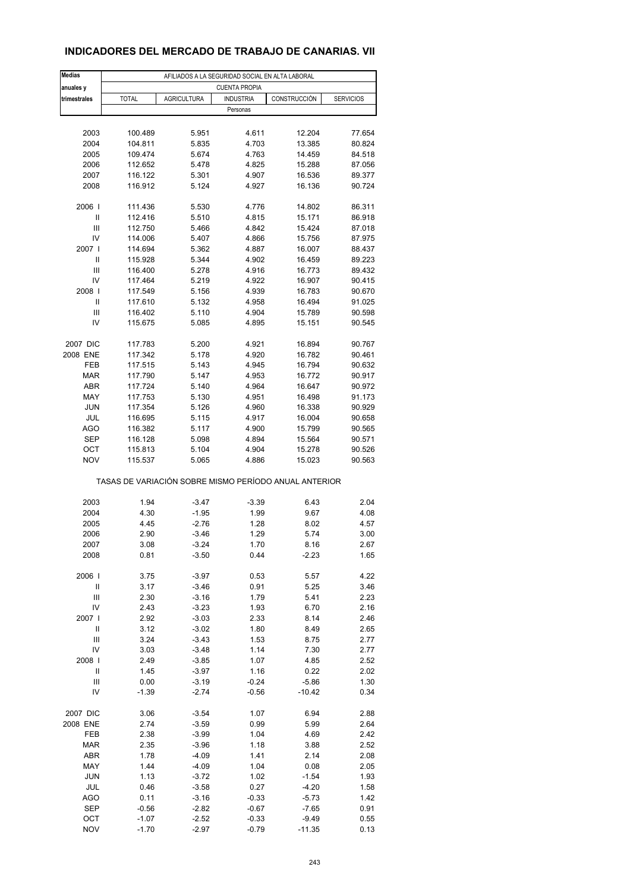# INDICADORES DEL MERCADO DE TRABAJO DE CANARIAS. VII

| Medias anuales y trimestrales | AFILIADOS A LA SEGURIDAD SOCIAL EN ALTA LABORAL | | | | |
|---|---|---|---|---|---|
| | CUENTA PROPIA | | | | |
| | TOTAL | AGRICULTURA | INDUSTRIA | CONSTRUCCIÓN | SERVICIOS |
| | Personas | | | | |
| 2003 | 100.489 | 5.951 | 4.611 | 12.204 | 77.654 |
| 2004 | 104.811 | 5.835 | 4.703 | 13.385 | 80.824 |
| 2005 | 109.474 | 5.674 | 4.763 | 14.459 | 84.518 |
| 2006 | 112.652 | 5.478 | 4.825 | 15.288 | 87.056 |
| 2007 | 116.122 | 5.301 | 4.907 | 16.536 | 89.377 |
| 2008 | 116.912 | 5.124 | 4.927 | 16.136 | 90.724 |
| 2006 I | 111.436 | 5.530 | 4.776 | 14.802 | 86.311 |
| II | 112.416 | 5.510 | 4.815 | 15.171 | 86.918 |
| III | 112.750 | 5.466 | 4.842 | 15.424 | 87.018 |
| IV | 114.006 | 5.407 | 4.866 | 15.756 | 87.975 |
| 2007 I | 114.694 | 5.362 | 4.887 | 16.007 | 88.437 |
| II | 115.928 | 5.344 | 4.902 | 16.459 | 89.223 |
| III | 116.400 | 5.278 | 4.916 | 16.773 | 89.432 |
| IV | 117.464 | 5.219 | 4.922 | 16.907 | 90.415 |
| 2008 I | 117.549 | 5.156 | 4.939 | 16.783 | 90.670 |
| II | 117.610 | 5.132 | 4.958 | 16.494 | 91.025 |
| III | 116.402 | 5.110 | 4.904 | 15.789 | 90.598 |
| IV | 115.675 | 5.085 | 4.895 | 15.151 | 90.545 |
| 2007 DIC | 117.783 | 5.200 | 4.921 | 16.894 | 90.767 |
| 2008 ENE | 117.342 | 5.178 | 4.920 | 16.782 | 90.461 |
| FEB | 117.515 | 5.143 | 4.945 | 16.794 | 90.632 |
| MAR | 117.790 | 5.147 | 4.953 | 16.772 | 90.917 |
| ABR | 117.724 | 5.140 | 4.964 | 16.647 | 90.972 |
| MAY | 117.753 | 5.130 | 4.951 | 16.498 | 91.173 |
| JUN | 117.354 | 5.126 | 4.960 | 16.338 | 90.929 |
| JUL | 116.695 | 5.115 | 4.917 | 16.004 | 90.658 |
| AGO | 116.382 | 5.117 | 4.900 | 15.799 | 90.565 |
| SEP | 116.128 | 5.098 | 4.894 | 15.564 | 90.571 |
| OCT | 115.813 | 5.104 | 4.904 | 15.278 | 90.526 |
| NOV | 115.537 | 5.065 | 4.886 | 15.023 | 90.563 |
| | TASAS DE VARIACIÓN SOBRE MISMO PERÍODO ANUAL ANTERIOR | | | | |
| 2003 | 1.94 | -3.47 | -3.39 | 6.43 | 2.04 |
| 2004 | 4.30 | -1.95 | 1.99 | 9.67 | 4.08 |
| 2005 | 4.45 | -2.76 | 1.28 | 8.02 | 4.57 |
| 2006 | 2.90 | -3.46 | 1.29 | 5.74 | 3.00 |
| 2007 | 3.08 | -3.24 | 1.70 | 8.16 | 2.67 |
| 2008 | 0.81 | -3.50 | 0.44 | -2.23 | 1.65 |
| 2006 I | 3.75 | -3.97 | 0.53 | 5.57 | 4.22 |
| II | 3.17 | -3.46 | 0.91 | 5.25 | 3.46 |
| III | 2.30 | -3.16 | 1.79 | 5.41 | 2.23 |
| IV | 2.43 | -3.23 | 1.93 | 6.70 | 2.16 |
| 2007 I | 2.92 | -3.03 | 2.33 | 8.14 | 2.46 |
| II | 3.12 | -3.02 | 1.80 | 8.49 | 2.65 |
| III | 3.24 | -3.43 | 1.53 | 8.75 | 2.77 |
| IV | 3.03 | -3.48 | 1.14 | 7.30 | 2.77 |
| 2008 I | 2.49 | -3.85 | 1.07 | 4.85 | 2.52 |
| II | 1.45 | -3.97 | 1.16 | 0.22 | 2.02 |
| III | 0.00 | -3.19 | -0.24 | -5.86 | 1.30 |
| IV | -1.39 | -2.74 | -0.56 | -10.42 | 0.34 |
| 2007 DIC | 3.06 | -3.54 | 1.07 | 6.94 | 2.88 |
| 2008 ENE | 2.74 | -3.59 | 0.99 | 5.99 | 2.64 |
| FEB | 2.38 | -3.99 | 1.04 | 4.69 | 2.42 |
| MAR | 2.35 | -3.96 | 1.18 | 3.88 | 2.52 |
| ABR | 1.78 | -4.09 | 1.41 | 2.14 | 2.08 |
| MAY | 1.44 | -4.09 | 1.04 | 0.08 | 2.05 |
| JUN | 1.13 | -3.72 | 1.02 | -1.54 | 1.93 |
| JUL | 0.46 | -3.58 | 0.27 | -4.20 | 1.58 |
| AGO | 0.11 | -3.16 | -0.33 | -5.73 | 1.42 |
| SEP | -0.56 | -2.82 | -0.67 | -7.65 | 0.91 |
| OCT | -1.07 | -2.52 | -0.33 | -9.49 | 0.55 |
| NOV | -1.70 | -2.97 | -0.79 | -11.35 | 0.13 |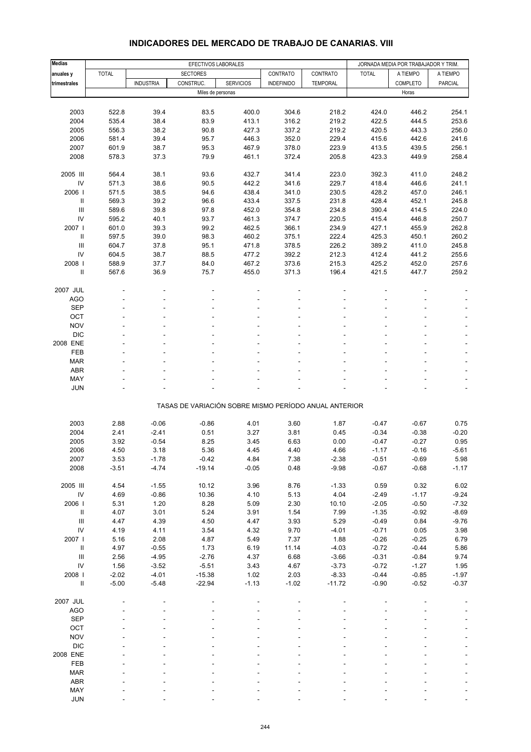## INDICADORES DEL MERCADO DE TRABAJO DE CANARIAS. VIII

| Medias anuales y trimestrales | EFECTIVOS LABORALES | | | | | | JORNADA MEDIA POR TRABAJADOR Y TRIM. | | |
|---|---|---|---|---|---|---|---|---|---|
| | TOTAL | SECTORES | | | CONTRATO | CONTRATO | TOTAL | A TIEMPO | A TIEMPO |
| | | INDUSTRIA | CONSTRUC. | SERVICIOS | INDEFINIDO | TEMPORAL | | COMPLETO | PARCIAL |
| | Miles de personas | | | | | | Horas | | |
| 2003 | 522.8 | 39.4 | 83.5 | 400.0 | 304.6 | 218.2 | 424.0 | 446.2 | 254.1 |
| 2004 | 535.4 | 38.4 | 83.9 | 413.1 | 316.2 | 219.2 | 422.5 | 444.5 | 253.6 |
| 2005 | 556.3 | 38.2 | 90.8 | 427.3 | 337.2 | 219.2 | 420.5 | 443.3 | 256.0 |
| 2006 | 581.4 | 39.4 | 95.7 | 446.3 | 352.0 | 229.4 | 415.6 | 442.6 | 241.6 |
| 2007 | 601.9 | 38.7 | 95.3 | 467.9 | 378.0 | 223.9 | 413.5 | 439.5 | 256.1 |
| 2008 | 578.3 | 37.3 | 79.9 | 461.1 | 372.4 | 205.8 | 423.3 | 449.9 | 258.4 |
| 2005 III | 564.4 | 38.1 | 93.6 | 432.7 | 341.4 | 223.0 | 392.3 | 411.0 | 248.2 |
| IV | 571.3 | 38.6 | 90.5 | 442.2 | 341.6 | 229.7 | 418.4 | 446.6 | 241.1 |
| 2006 I | 571.5 | 38.5 | 94.6 | 438.4 | 341.0 | 230.5 | 428.2 | 457.0 | 246.1 |
| II | 569.3 | 39.2 | 96.6 | 433.4 | 337.5 | 231.8 | 428.4 | 452.1 | 245.8 |
| III | 589.6 | 39.8 | 97.8 | 452.0 | 354.8 | 234.8 | 390.4 | 414.5 | 224.0 |
| IV | 595.2 | 40.1 | 93.7 | 461.3 | 374.7 | 220.5 | 415.4 | 446.8 | 250.7 |
| 2007 I | 601.0 | 39.3 | 99.2 | 462.5 | 366.1 | 234.9 | 427.1 | 455.9 | 262.8 |
| II | 597.5 | 39.0 | 98.3 | 460.2 | 375.1 | 222.4 | 425.3 | 450.1 | 260.2 |
| III | 604.7 | 37.8 | 95.1 | 471.8 | 378.5 | 226.2 | 389.2 | 411.0 | 245.8 |
| IV | 604.5 | 38.7 | 88.5 | 477.2 | 392.2 | 212.3 | 412.4 | 441.2 | 255.6 |
| 2008 I | 588.9 | 37.7 | 84.0 | 467.2 | 373.6 | 215.3 | 425.2 | 452.0 | 257.6 |
| II | 567.6 | 36.9 | 75.7 | 455.0 | 371.3 | 196.4 | 421.5 | 447.7 | 259.2 |
| 2007 JUL | - | - | - | - | - | - | - | - | - |
| AGO | - | - | - | - | - | - | - | - | - |
| SEP | - | - | - | - | - | - | - | - | - |
| OCT | - | - | - | - | - | - | - | - | - |
| NOV | - | - | - | - | - | - | - | - | - |
| DIC | - | - | - | - | - | - | - | - | - |
| 2008 ENE | - | - | - | - | - | - | - | - | - |
| FEB | - | - | - | - | - | - | - | - | - |
| MAR | - | - | - | - | - | - | - | - | - |
| ABR | - | - | - | - | - | - | - | - | - |
| MAY | - | - | - | - | - | - | - | - | - |
| JUN | - | - | - | - | - | - | - | - | - |
| | TASAS DE VARIACIÓN SOBRE MISMO PERÍODO ANUAL ANTERIOR | | | | | | | | |
| 2003 | 2.88 | -0.06 | -0.86 | 4.01 | 3.60 | 1.87 | -0.47 | -0.67 | 0.75 |
| 2004 | 2.41 | -2.41 | 0.51 | 3.27 | 3.81 | 0.45 | -0.34 | -0.38 | -0.20 |
| 2005 | 3.92 | -0.54 | 8.25 | 3.45 | 6.63 | 0.00 | -0.47 | -0.27 | 0.95 |
| 2006 | 4.50 | 3.18 | 5.36 | 4.45 | 4.40 | 4.66 | -1.17 | -0.16 | -5.61 |
| 2007 | 3.53 | -1.78 | -0.42 | 4.84 | 7.38 | -2.38 | -0.51 | -0.69 | 5.98 |
| 2008 | -3.51 | -4.74 | -19.14 | -0.05 | 0.48 | -9.98 | -0.67 | -0.68 | -1.17 |
| 2005 III | 4.54 | -1.55 | 10.12 | 3.96 | 8.76 | -1.33 | 0.59 | 0.32 | 6.02 |
| IV | 4.69 | -0.86 | 10.36 | 4.10 | 5.13 | 4.04 | -2.49 | -1.17 | -9.24 |
| 2006 I | 5.31 | 1.20 | 8.28 | 5.09 | 2.30 | 10.10 | -2.05 | -0.50 | -7.32 |
| II | 4.07 | 3.01 | 5.24 | 3.91 | 1.54 | 7.99 | -1.35 | -0.92 | -8.69 |
| III | 4.47 | 4.39 | 4.50 | 4.47 | 3.93 | 5.29 | -0.49 | 0.84 | -9.76 |
| IV | 4.19 | 4.11 | 3.54 | 4.32 | 9.70 | -4.01 | -0.71 | 0.05 | 3.98 |
| 2007 I | 5.16 | 2.08 | 4.87 | 5.49 | 7.37 | 1.88 | -0.26 | -0.25 | 6.79 |
| II | 4.97 | -0.55 | 1.73 | 6.19 | 11.14 | -4.03 | -0.72 | -0.44 | 5.86 |
| III | 2.56 | -4.95 | -2.76 | 4.37 | 6.68 | -3.66 | -0.31 | -0.84 | 9.74 |
| IV | 1.56 | -3.52 | -5.51 | 3.43 | 4.67 | -3.73 | -0.72 | -1.27 | 1.95 |
| 2008 I | -2.02 | -4.01 | -15.38 | 1.02 | 2.03 | -8.33 | -0.44 | -0.85 | -1.97 |
| II | -5.00 | -5.48 | -22.94 | -1.13 | -1.02 | -11.72 | -0.90 | -0.52 | -0.37 |
| 2007 JUL | - | - | - | - | - | - | - | - | - |
| AGO | - | - | - | - | - | - | - | - | - |
| SEP | - | - | - | - | - | - | - | - | - |
| OCT | - | - | - | - | - | - | - | - | - |
| NOV | - | - | - | - | - | - | - | - | - |
| DIC | - | - | - | - | - | - | - | - | - |
| 2008 ENE | - | - | - | - | - | - | - | - | - |
| FEB | - | - | - | - | - | - | - | - | - |
| MAR | - | - | - | - | - | - | - | - | - |
| ABR | - | - | - | - | - | - | - | - | - |
| MAY | - | - | - | - | - | - | - | - | - |
| JUN | - | - | - | - | - | - | - | - | - |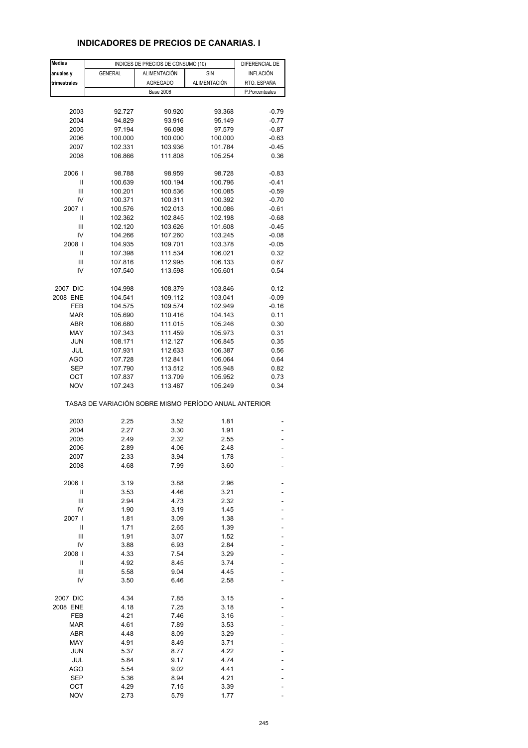## INDICADORES DE PRECIOS DE CANARIAS. I

| Medias anuales y trimestrales | INDICES DE PRECIOS DE CONSUMO (10) | | | DIFERENCIAL DE INFLACIÓN RTO. ESPAÑA |
|---|---|---|---|---|
| | GENERAL | ALIMENTACIÓN AGREGADO | SIN ALIMENTACIÓN | |
| | Base 2006 | | | P.Porcentuales |
| 2003 | 92.727 | 90.920 | 93.368 | -0.79 |
| 2004 | 94.829 | 93.916 | 95.149 | -0.77 |
| 2005 | 97.194 | 96.098 | 97.579 | -0.87 |
| 2006 | 100.000 | 100.000 | 100.000 | -0.63 |
| 2007 | 102.331 | 103.936 | 101.784 | -0.45 |
| 2008 | 106.866 | 111.808 | 105.254 | 0.36 |
| 2006 I | 98.788 | 98.959 | 98.728 | -0.83 |
| II | 100.639 | 100.194 | 100.796 | -0.41 |
| III | 100.201 | 100.536 | 100.085 | -0.59 |
| IV | 100.371 | 100.311 | 100.392 | -0.70 |
| 2007 I | 100.576 | 102.013 | 100.086 | -0.61 |
| II | 102.362 | 102.845 | 102.198 | -0.68 |
| III | 102.120 | 103.626 | 101.608 | -0.45 |
| IV | 104.266 | 107.260 | 103.245 | -0.08 |
| 2008 I | 104.935 | 109.701 | 103.378 | -0.05 |
| II | 107.398 | 111.534 | 106.021 | 0.32 |
| III | 107.816 | 112.995 | 106.133 | 0.67 |
| IV | 107.540 | 113.598 | 105.601 | 0.54 |
| 2007 DIC | 104.998 | 108.379 | 103.846 | 0.12 |
| 2008 ENE | 104.541 | 109.112 | 103.041 | -0.09 |
| FEB | 104.575 | 109.574 | 102.949 | -0.16 |
| MAR | 105.690 | 110.416 | 104.143 | 0.11 |
| ABR | 106.680 | 111.015 | 105.246 | 0.30 |
| MAY | 107.343 | 111.459 | 105.973 | 0.31 |
| JUN | 108.171 | 112.127 | 106.845 | 0.35 |
| JUL | 107.931 | 112.633 | 106.387 | 0.56 |
| AGO | 107.728 | 112.841 | 106.064 | 0.64 |
| SEP | 107.790 | 113.512 | 105.948 | 0.82 |
| OCT | 107.837 | 113.709 | 105.952 | 0.73 |
| NOV | 107.243 | 113.487 | 105.249 | 0.34 |
| TASAS DE VARIACIÓN SOBRE MISMO PERÍODO ANUAL ANTERIOR | | | | |
| 2003 | 2.25 | 3.52 | 1.81 | - |
| 2004 | 2.27 | 3.30 | 1.91 | - |
| 2005 | 2.49 | 2.32 | 2.55 | - |
| 2006 | 2.89 | 4.06 | 2.48 | - |
| 2007 | 2.33 | 3.94 | 1.78 | - |
| 2008 | 4.68 | 7.99 | 3.60 | - |
| 2006 I | 3.19 | 3.88 | 2.96 | - |
| II | 3.53 | 4.46 | 3.21 | - |
| III | 2.94 | 4.73 | 2.32 | - |
| IV | 1.90 | 3.19 | 1.45 | - |
| 2007 I | 1.81 | 3.09 | 1.38 | - |
| II | 1.71 | 2.65 | 1.39 | - |
| III | 1.91 | 3.07 | 1.52 | - |
| IV | 3.88 | 6.93 | 2.84 | - |
| 2008 I | 4.33 | 7.54 | 3.29 | - |
| II | 4.92 | 8.45 | 3.74 | - |
| III | 5.58 | 9.04 | 4.45 | - |
| IV | 3.50 | 6.46 | 2.58 | - |
| 2007 DIC | 4.34 | 7.85 | 3.15 | - |
| 2008 ENE | 4.18 | 7.25 | 3.18 | - |
| FEB | 4.21 | 7.46 | 3.16 | - |
| MAR | 4.61 | 7.89 | 3.53 | - |
| ABR | 4.48 | 8.09 | 3.29 | - |
| MAY | 4.91 | 8.49 | 3.71 | - |
| JUN | 5.37 | 8.77 | 4.22 | - |
| JUL | 5.84 | 9.17 | 4.74 | - |
| AGO | 5.54 | 9.02 | 4.41 | - |
| SEP | 5.36 | 8.94 | 4.21 | - |
| OCT | 4.29 | 7.15 | 3.39 | - |
| NOV | 2.73 | 5.79 | 1.77 | - |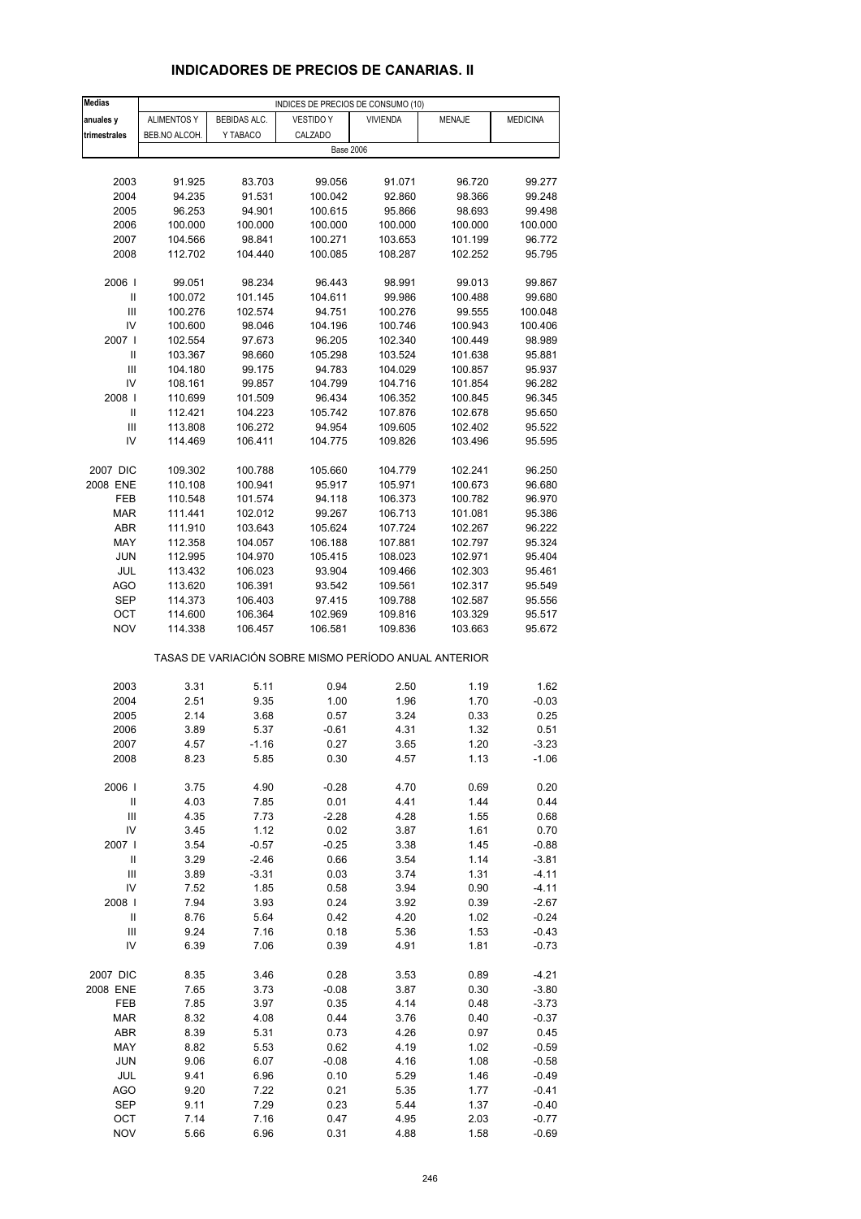# INDICADORES DE PRECIOS DE CANARIAS. II

| Medias anuales y trimestrales | INDICES DE PRECIOS DE CONSUMO (10) | | | | | |
|---|---|---|---|---|---|---|
| | ALIMENTOS Y BEB.NO ALCOH. | BEBIDAS ALC. Y TABACO | VESTIDO Y CALZADO | VIVIENDA | MENAJE | MEDICINA |
| | Base 2006 | | | | | |
| 2003 | 91.925 | 83.703 | 99.056 | 91.071 | 96.720 | 99.277 |
| 2004 | 94.235 | 91.531 | 100.042 | 92.860 | 98.366 | 99.248 |
| 2005 | 96.253 | 94.901 | 100.615 | 95.866 | 98.693 | 99.498 |
| 2006 | 100.000 | 100.000 | 100.000 | 100.000 | 100.000 | 100.000 |
| 2007 | 104.566 | 98.841 | 100.271 | 103.653 | 101.199 | 96.772 |
| 2008 | 112.702 | 104.440 | 100.085 | 108.287 | 102.252 | 95.795 |
| 2006 I | 99.051 | 98.234 | 96.443 | 98.991 | 99.013 | 99.867 |
| II | 100.072 | 101.145 | 104.611 | 99.986 | 100.488 | 99.680 |
| III | 100.276 | 102.574 | 94.751 | 100.276 | 99.555 | 100.048 |
| IV | 100.600 | 98.046 | 104.196 | 100.746 | 100.943 | 100.406 |
| 2007 I | 102.554 | 97.673 | 96.205 | 102.340 | 100.449 | 98.989 |
| II | 103.367 | 98.660 | 105.298 | 103.524 | 101.638 | 95.881 |
| III | 104.180 | 99.175 | 94.783 | 104.029 | 100.857 | 95.937 |
| IV | 108.161 | 99.857 | 104.799 | 104.716 | 101.854 | 96.282 |
| 2008 I | 110.699 | 101.509 | 96.434 | 106.352 | 100.845 | 96.345 |
| II | 112.421 | 104.223 | 105.742 | 107.876 | 102.678 | 95.650 |
| III | 113.808 | 106.272 | 94.954 | 109.605 | 102.402 | 95.522 |
| IV | 114.469 | 106.411 | 104.775 | 109.826 | 103.496 | 95.595 |
| 2007 DIC | 109.302 | 100.788 | 105.660 | 104.779 | 102.241 | 96.250 |
| 2008 ENE | 110.108 | 100.941 | 95.917 | 105.971 | 100.673 | 96.680 |
| FEB | 110.548 | 101.574 | 94.118 | 106.373 | 100.782 | 96.970 |
| MAR | 111.441 | 102.012 | 99.267 | 106.713 | 101.081 | 95.386 |
| ABR | 111.910 | 103.643 | 105.624 | 107.724 | 102.267 | 96.222 |
| MAY | 112.358 | 104.057 | 106.188 | 107.881 | 102.797 | 95.324 |
| JUN | 112.995 | 104.970 | 105.415 | 108.023 | 102.971 | 95.404 |
| JUL | 113.432 | 106.023 | 93.904 | 109.466 | 102.303 | 95.461 |
| AGO | 113.620 | 106.391 | 93.542 | 109.561 | 102.317 | 95.549 |
| SEP | 114.373 | 106.403 | 97.415 | 109.788 | 102.587 | 95.556 |
| OCT | 114.600 | 106.364 | 102.969 | 109.816 | 103.329 | 95.517 |
| NOV | 114.338 | 106.457 | 106.581 | 109.836 | 103.663 | 95.672 |
| | TASAS DE VARIACIÓN SOBRE MISMO PERÍODO ANUAL ANTERIOR | | | | | |
| 2003 | 3.31 | 5.11 | 0.94 | 2.50 | 1.19 | 1.62 |
| 2004 | 2.51 | 9.35 | 1.00 | 1.96 | 1.70 | -0.03 |
| 2005 | 2.14 | 3.68 | 0.57 | 3.24 | 0.33 | 0.25 |
| 2006 | 3.89 | 5.37 | -0.61 | 4.31 | 1.32 | 0.51 |
| 2007 | 4.57 | -1.16 | 0.27 | 3.65 | 1.20 | -3.23 |
| 2008 | 8.23 | 5.85 | 0.30 | 4.57 | 1.13 | -1.06 |
| 2006 I | 3.75 | 4.90 | -0.28 | 4.70 | 0.69 | 0.20 |
| II | 4.03 | 7.85 | 0.01 | 4.41 | 1.44 | 0.44 |
| III | 4.35 | 7.73 | -2.28 | 4.28 | 1.55 | 0.68 |
| IV | 3.45 | 1.12 | 0.02 | 3.87 | 1.61 | 0.70 |
| 2007 I | 3.54 | -0.57 | -0.25 | 3.38 | 1.45 | -0.88 |
| II | 3.29 | -2.46 | 0.66 | 3.54 | 1.14 | -3.81 |
| III | 3.89 | -3.31 | 0.03 | 3.74 | 1.31 | -4.11 |
| IV | 7.52 | 1.85 | 0.58 | 3.94 | 0.90 | -4.11 |
| 2008 I | 7.94 | 3.93 | 0.24 | 3.92 | 0.39 | -2.67 |
| II | 8.76 | 5.64 | 0.42 | 4.20 | 1.02 | -0.24 |
| III | 9.24 | 7.16 | 0.18 | 5.36 | 1.53 | -0.43 |
| IV | 6.39 | 7.06 | 0.39 | 4.91 | 1.81 | -0.73 |
| 2007 DIC | 8.35 | 3.46 | 0.28 | 3.53 | 0.89 | -4.21 |
| 2008 ENE | 7.65 | 3.73 | -0.08 | 3.87 | 0.30 | -3.80 |
| FEB | 7.85 | 3.97 | 0.35 | 4.14 | 0.48 | -3.73 |
| MAR | 8.32 | 4.08 | 0.44 | 3.76 | 0.40 | -0.37 |
| ABR | 8.39 | 5.31 | 0.73 | 4.26 | 0.97 | 0.45 |
| MAY | 8.82 | 5.53 | 0.62 | 4.19 | 1.02 | -0.59 |
| JUN | 9.06 | 6.07 | -0.08 | 4.16 | 1.08 | -0.58 |
| JUL | 9.41 | 6.96 | 0.10 | 5.29 | 1.46 | -0.49 |
| AGO | 9.20 | 7.22 | 0.21 | 5.35 | 1.77 | -0.41 |
| SEP | 9.11 | 7.29 | 0.23 | 5.44 | 1.37 | -0.40 |
| OCT | 7.14 | 7.16 | 0.47 | 4.95 | 2.03 | -0.77 |
| NOV | 5.66 | 6.96 | 0.31 | 4.88 | 1.58 | -0.69 |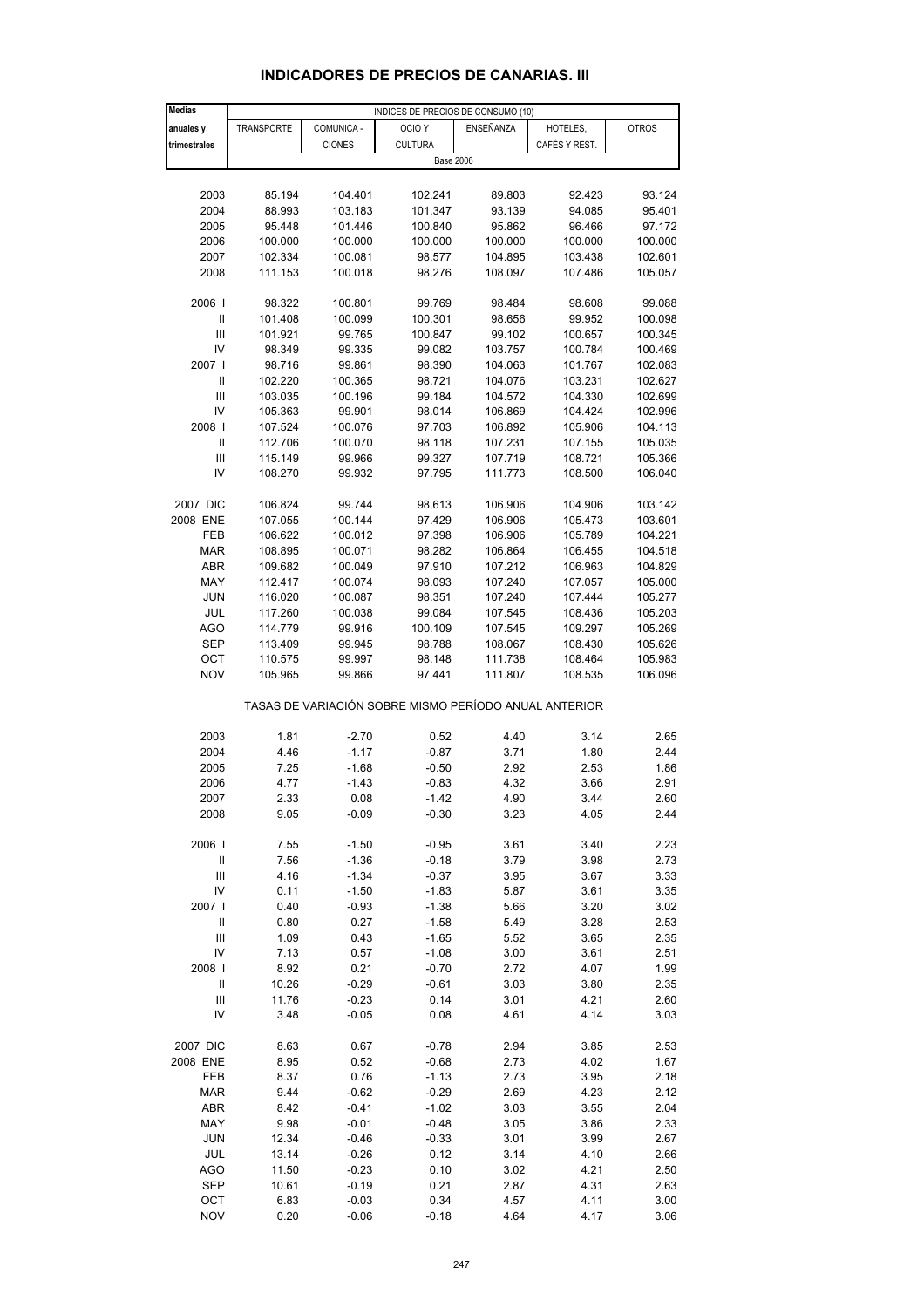# INDICADORES DE PRECIOS DE CANARIAS. III

| Medias anuales y trimestrales | INDICES DE PRECIOS DE CONSUMO (10) | | | | | |
|---|---|---|---|---|---|---|
| | TRANSPORTE | COMUNICA - CIONES | OCIO Y CULTURA | ENSEÑANZA | HOTELES, CAFÉS Y REST. | OTROS |
| | Base 2006 | | | | | |
| 2003 | 85.194 | 104.401 | 102.241 | 89.803 | 92.423 | 93.124 |
| 2004 | 88.993 | 103.183 | 101.347 | 93.139 | 94.085 | 95.401 |
| 2005 | 95.448 | 101.446 | 100.840 | 95.862 | 96.466 | 97.172 |
| 2006 | 100.000 | 100.000 | 100.000 | 100.000 | 100.000 | 100.000 |
| 2007 | 102.334 | 100.081 | 98.577 | 104.895 | 103.438 | 102.601 |
| 2008 | 111.153 | 100.018 | 98.276 | 108.097 | 107.486 | 105.057 |
| 2006 I | 98.322 | 100.801 | 99.769 | 98.484 | 98.608 | 99.088 |
| II | 101.408 | 100.099 | 100.301 | 98.656 | 99.952 | 100.098 |
| III | 101.921 | 99.765 | 100.847 | 99.102 | 100.657 | 100.345 |
| IV | 98.349 | 99.335 | 99.082 | 103.757 | 100.784 | 100.469 |
| 2007 I | 98.716 | 99.861 | 98.390 | 104.063 | 101.767 | 102.083 |
| II | 102.220 | 100.365 | 98.721 | 104.076 | 103.231 | 102.627 |
| III | 103.035 | 100.196 | 99.184 | 104.572 | 104.330 | 102.699 |
| IV | 105.363 | 99.901 | 98.014 | 106.869 | 104.424 | 102.996 |
| 2008 I | 107.524 | 100.076 | 97.703 | 106.892 | 105.906 | 104.113 |
| II | 112.706 | 100.070 | 98.118 | 107.231 | 107.155 | 105.035 |
| III | 115.149 | 99.966 | 99.327 | 107.719 | 108.721 | 105.366 |
| IV | 108.270 | 99.932 | 97.795 | 111.773 | 108.500 | 106.040 |
| 2007 DIC | 106.824 | 99.744 | 98.613 | 106.906 | 104.906 | 103.142 |
| 2008 ENE | 107.055 | 100.144 | 97.429 | 106.906 | 105.473 | 103.601 |
| FEB | 106.622 | 100.012 | 97.398 | 106.906 | 105.789 | 104.221 |
| MAR | 108.895 | 100.071 | 98.282 | 106.864 | 106.455 | 104.518 |
| ABR | 109.682 | 100.049 | 97.910 | 107.212 | 106.963 | 104.829 |
| MAY | 112.417 | 100.074 | 98.093 | 107.240 | 107.057 | 105.000 |
| JUN | 116.020 | 100.087 | 98.351 | 107.240 | 107.444 | 105.277 |
| JUL | 117.260 | 100.038 | 99.084 | 107.545 | 108.436 | 105.203 |
| AGO | 114.779 | 99.916 | 100.109 | 107.545 | 109.297 | 105.269 |
| SEP | 113.409 | 99.945 | 98.788 | 108.067 | 108.430 | 105.626 |
| OCT | 110.575 | 99.997 | 98.148 | 111.738 | 108.464 | 105.983 |
| NOV | 105.965 | 99.866 | 97.441 | 111.807 | 108.535 | 106.096 |
| | TASAS DE VARIACIÓN SOBRE MISMO PERÍODO ANUAL ANTERIOR | | | | | |
| 2003 | 1.81 | -2.70 | 0.52 | 4.40 | 3.14 | 2.65 |
| 2004 | 4.46 | -1.17 | -0.87 | 3.71 | 1.80 | 2.44 |
| 2005 | 7.25 | -1.68 | -0.50 | 2.92 | 2.53 | 1.86 |
| 2006 | 4.77 | -1.43 | -0.83 | 4.32 | 3.66 | 2.91 |
| 2007 | 2.33 | 0.08 | -1.42 | 4.90 | 3.44 | 2.60 |
| 2008 | 9.05 | -0.09 | -0.30 | 3.23 | 4.05 | 2.44 |
| 2006 I | 7.55 | -1.50 | -0.95 | 3.61 | 3.40 | 2.23 |
| II | 7.56 | -1.36 | -0.18 | 3.79 | 3.98 | 2.73 |
| III | 4.16 | -1.34 | -0.37 | 3.95 | 3.67 | 3.33 |
| IV | 0.11 | -1.50 | -1.83 | 5.87 | 3.61 | 3.35 |
| 2007 I | 0.40 | -0.93 | -1.38 | 5.66 | 3.20 | 3.02 |
| II | 0.80 | 0.27 | -1.58 | 5.49 | 3.28 | 2.53 |
| III | 1.09 | 0.43 | -1.65 | 5.52 | 3.65 | 2.35 |
| IV | 7.13 | 0.57 | -1.08 | 3.00 | 3.61 | 2.51 |
| 2008 I | 8.92 | 0.21 | -0.70 | 2.72 | 4.07 | 1.99 |
| II | 10.26 | -0.29 | -0.61 | 3.03 | 3.80 | 2.35 |
| III | 11.76 | -0.23 | 0.14 | 3.01 | 4.21 | 2.60 |
| IV | 3.48 | -0.05 | 0.08 | 4.61 | 4.14 | 3.03 |
| 2007 DIC | 8.63 | 0.67 | -0.78 | 2.94 | 3.85 | 2.53 |
| 2008 ENE | 8.95 | 0.52 | -0.68 | 2.73 | 4.02 | 1.67 |
| FEB | 8.37 | 0.76 | -1.13 | 2.73 | 3.95 | 2.18 |
| MAR | 9.44 | -0.62 | -0.29 | 2.69 | 4.23 | 2.12 |
| ABR | 8.42 | -0.41 | -1.02 | 3.03 | 3.55 | 2.04 |
| MAY | 9.98 | -0.01 | -0.48 | 3.05 | 3.86 | 2.33 |
| JUN | 12.34 | -0.46 | -0.33 | 3.01 | 3.99 | 2.67 |
| JUL | 13.14 | -0.26 | 0.12 | 3.14 | 4.10 | 2.66 |
| AGO | 11.50 | -0.23 | 0.10 | 3.02 | 4.21 | 2.50 |
| SEP | 10.61 | -0.19 | 0.21 | 2.87 | 4.31 | 2.63 |
| OCT | 6.83 | -0.03 | 0.34 | 4.57 | 4.11 | 3.00 |
| NOV | 0.20 | -0.06 | -0.18 | 4.64 | 4.17 | 3.06 |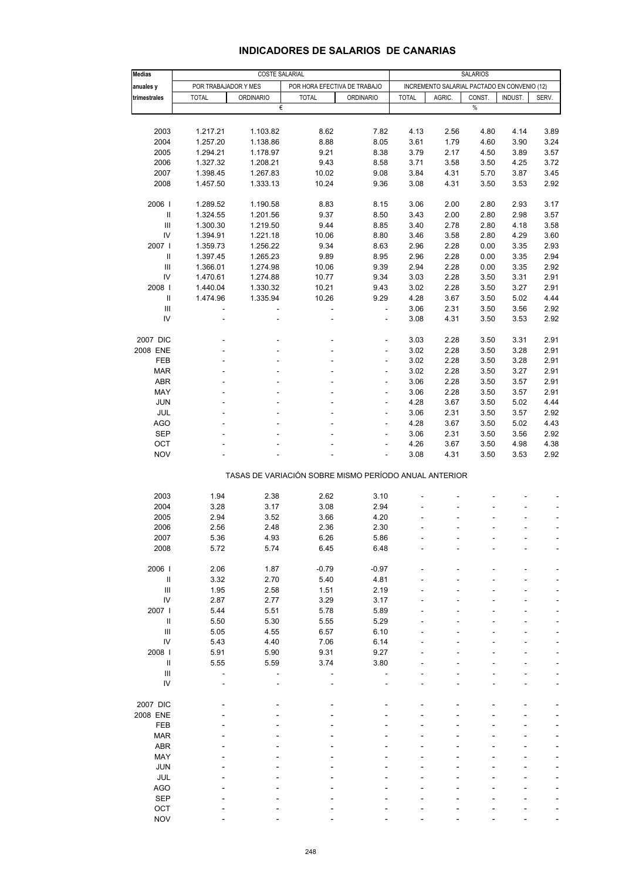# INDICADORES DE SALARIOS DE CANARIAS

| Medias anuales y trimestrales | COSTE SALARIAL | | | | SALARIOS | | | | |
|---|---|---|---|---|---|---|---|---|---|
| | POR TRABAJADOR Y MES | | POR HORA EFECTIVA DE TRABAJO | | INCREMENTO SALARIAL PACTADO EN CONVENIO (12) | | | | |
| | TOTAL | ORDINARIO | TOTAL | ORDINARIO | TOTAL | AGRIC. | CONST. | INDUST. | SERV. |
| | € | | | | % | | | | |
| 2003 | 1.217.21 | 1.103.82 | 8.62 | 7.82 | 4.13 | 2.56 | 4.80 | 4.14 | 3.89 |
| 2004 | 1.257.20 | 1.138.86 | 8.88 | 8.05 | 3.61 | 1.79 | 4.60 | 3.90 | 3.24 |
| 2005 | 1.294.21 | 1.178.97 | 9.21 | 8.38 | 3.79 | 2.17 | 4.50 | 3.89 | 3.57 |
| 2006 | 1.327.32 | 1.208.21 | 9.43 | 8.58 | 3.71 | 3.58 | 3.50 | 4.25 | 3.72 |
| 2007 | 1.398.45 | 1.267.83 | 10.02 | 9.08 | 3.84 | 4.31 | 5.70 | 3.87 | 3.45 |
| 2008 | 1.457.50 | 1.333.13 | 10.24 | 9.36 | 3.08 | 4.31 | 3.50 | 3.53 | 2.92 |
| 2006 I | 1.289.52 | 1.190.58 | 8.83 | 8.15 | 3.06 | 2.00 | 2.80 | 2.93 | 3.17 |
| II | 1.324.55 | 1.201.56 | 9.37 | 8.50 | 3.43 | 2.00 | 2.80 | 2.98 | 3.57 |
| III | 1.300.30 | 1.219.50 | 9.44 | 8.85 | 3.40 | 2.78 | 2.80 | 4.18 | 3.58 |
| IV | 1.394.91 | 1.221.18 | 10.06 | 8.80 | 3.46 | 3.58 | 2.80 | 4.29 | 3.60 |
| 2007 I | 1.359.73 | 1.256.22 | 9.34 | 8.63 | 2.96 | 2.28 | 0.00 | 3.35 | 2.93 |
| II | 1.397.45 | 1.265.23 | 9.89 | 8.95 | 2.96 | 2.28 | 0.00 | 3.35 | 2.94 |
| III | 1.366.01 | 1.274.98 | 10.06 | 9.39 | 2.94 | 2.28 | 0.00 | 3.35 | 2.92 |
| IV | 1.470.61 | 1.274.88 | 10.77 | 9.34 | 3.03 | 2.28 | 3.50 | 3.31 | 2.91 |
| 2008 I | 1.440.04 | 1.330.32 | 10.21 | 9.43 | 3.02 | 2.28 | 3.50 | 3.27 | 2.91 |
| II | 1.474.96 | 1.335.94 | 10.26 | 9.29 | 4.28 | 3.67 | 3.50 | 5.02 | 4.44 |
| III | - | - | - | - | 3.06 | 2.31 | 3.50 | 3.56 | 2.92 |
| IV | - | - | - | - | 3.08 | 4.31 | 3.50 | 3.53 | 2.92 |
| 2007 DIC | - | - | - | - | 3.03 | 2.28 | 3.50 | 3.31 | 2.91 |
| 2008 ENE | - | - | - | - | 3.02 | 2.28 | 3.50 | 3.28 | 2.91 |
| FEB | - | - | - | - | 3.02 | 2.28 | 3.50 | 3.28 | 2.91 |
| MAR | - | - | - | - | 3.02 | 2.28 | 3.50 | 3.27 | 2.91 |
| ABR | - | - | - | - | 3.06 | 2.28 | 3.50 | 3.57 | 2.91 |
| MAY | - | - | - | - | 3.06 | 2.28 | 3.50 | 3.57 | 2.91 |
| JUN | - | - | - | - | 4.28 | 3.67 | 3.50 | 5.02 | 4.44 |
| JUL | - | - | - | - | 3.06 | 2.31 | 3.50 | 3.57 | 2.92 |
| AGO | - | - | - | - | 4.28 | 3.67 | 3.50 | 5.02 | 4.43 |
| SEP | - | - | - | - | 3.06 | 2.31 | 3.50 | 3.56 | 2.92 |
| OCT | - | - | - | - | 4.26 | 3.67 | 3.50 | 4.98 | 4.38 |
| NOV | - | - | - | - | 3.08 | 4.31 | 3.50 | 3.53 | 2.92 |
| | TASAS DE VARIACIÓN SOBRE MISMO PERÍODO ANUAL ANTERIOR | | | | | | | | |
| 2003 | 1.94 | 2.38 | 2.62 | 3.10 | - | - | - | - | - |
| 2004 | 3.28 | 3.17 | 3.08 | 2.94 | - | - | - | - | - |
| 2005 | 2.94 | 3.52 | 3.66 | 4.20 | - | - | - | - | - |
| 2006 | 2.56 | 2.48 | 2.36 | 2.30 | - | - | - | - | - |
| 2007 | 5.36 | 4.93 | 6.26 | 5.86 | - | - | - | - | - |
| 2008 | 5.72 | 5.74 | 6.45 | 6.48 | - | - | - | - | - |
| 2006 I | 2.06 | 1.87 | -0.79 | -0.97 | - | - | - | - | - |
| II | 3.32 | 2.70 | 5.40 | 4.81 | - | - | - | - | - |
| III | 1.95 | 2.58 | 1.51 | 2.19 | - | - | - | - | - |
| IV | 2.87 | 2.77 | 3.29 | 3.17 | - | - | - | - | - |
| 2007 I | 5.44 | 5.51 | 5.78 | 5.89 | - | - | - | - | - |
| II | 5.50 | 5.30 | 5.55 | 5.29 | - | - | - | - | - |
| III | 5.05 | 4.55 | 6.57 | 6.10 | - | - | - | - | - |
| IV | 5.43 | 4.40 | 7.06 | 6.14 | - | - | - | - | - |
| 2008 I | 5.91 | 5.90 | 9.31 | 9.27 | - | - | - | - | - |
| II | 5.55 | 5.59 | 3.74 | 3.80 | - | - | - | - | - |
| III | - | - | - | - | - | - | - | - | - |
| IV | - | - | - | - | - | - | - | - | - |
| 2007 DIC | - | - | - | - | - | - | - | - | - |
| 2008 ENE | - | - | - | - | - | - | - | - | - |
| FEB | - | - | - | - | - | - | - | - | - |
| MAR | - | - | - | - | - | - | - | - | - |
| ABR | - | - | - | - | - | - | - | - | - |
| MAY | - | - | - | - | - | - | - | - | - |
| JUN | - | - | - | - | - | - | - | - | - |
| JUL | - | - | - | - | - | - | - | - | - |
| AGO | - | - | - | - | - | - | - | - | - |
| SEP | - | - | - | - | - | - | - | - | - |
| OCT | - | - | - | - | - | - | - | - | - |
| NOV | - | - | - | - | - | - | - | - | - |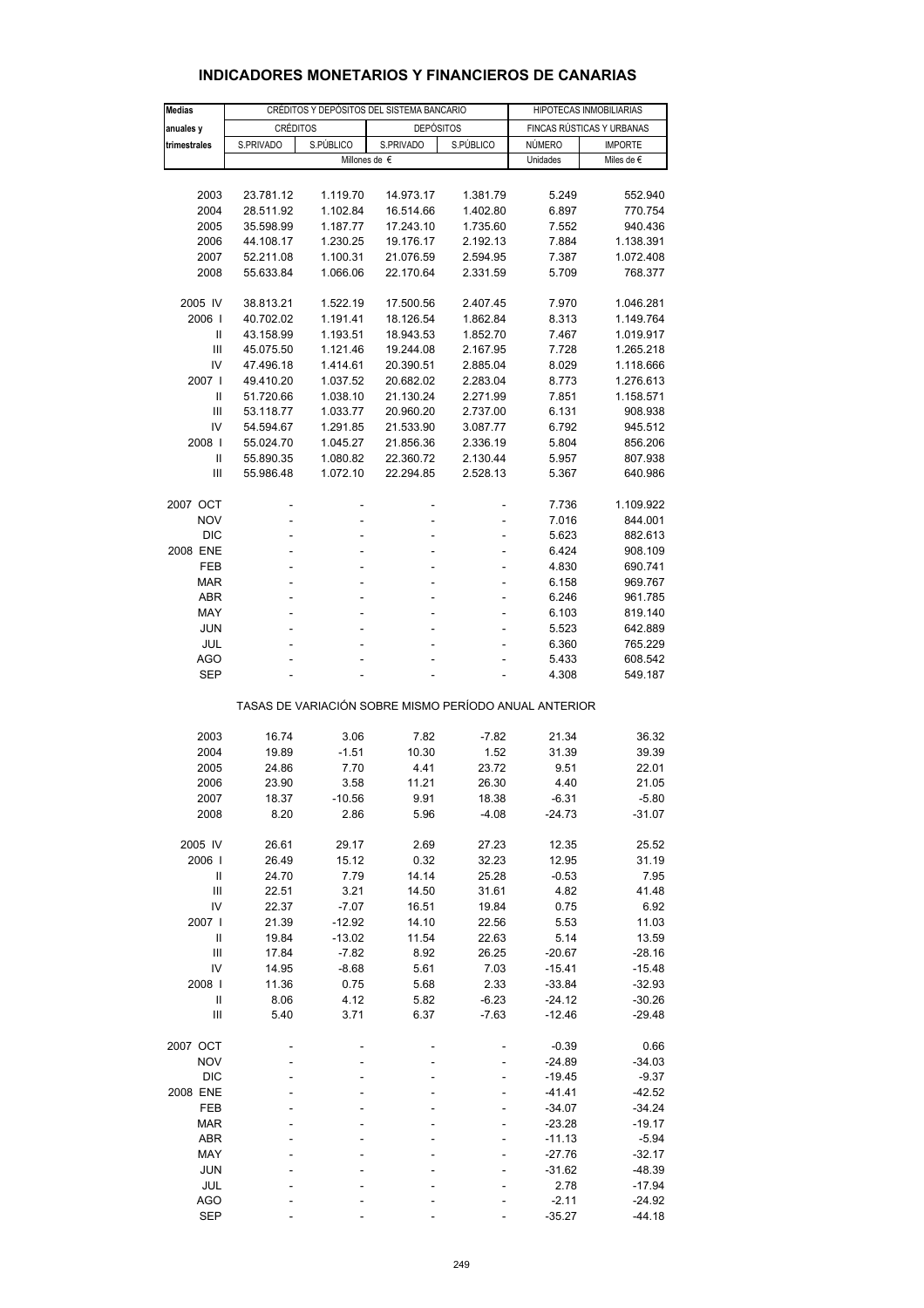# INDICADORES MONETARIOS Y FINANCIEROS DE CANARIAS

| Medias anuales y trimestrales | CRÉDITOS Y DEPÓSITOS DEL SISTEMA BANCARIO | | | | HIPOTECAS INMOBILIARIAS | |
|---|---|---|---|---|---|---|
| | CRÉDITOS | | DEPÓSITOS | | FINCAS RÚSTICAS Y URBANAS | |
| | S.PRIVADO | S.PÚBLICO | S.PRIVADO | S.PÚBLICO | NÚMERO | IMPORTE |
| | Millones de € | | | | Unidades | Miles de € |
| 2003 | 23.781.12 | 1.119.70 | 14.973.17 | 1.381.79 | 5.249 | 552.940 |
| 2004 | 28.511.92 | 1.102.84 | 16.514.66 | 1.402.80 | 6.897 | 770.754 |
| 2005 | 35.598.99 | 1.187.77 | 17.243.10 | 1.735.60 | 7.552 | 940.436 |
| 2006 | 44.108.17 | 1.230.25 | 19.176.17 | 2.192.13 | 7.884 | 1.138.391 |
| 2007 | 52.211.08 | 1.100.31 | 21.076.59 | 2.594.95 | 7.387 | 1.072.408 |
| 2008 | 55.633.84 | 1.066.06 | 22.170.64 | 2.331.59 | 5.709 | 768.377 |
| 2005 IV | 38.813.21 | 1.522.19 | 17.500.56 | 2.407.45 | 7.970 | 1.046.281 |
| 2006 I | 40.702.02 | 1.191.41 | 18.126.54 | 1.862.84 | 8.313 | 1.149.764 |
| II | 43.158.99 | 1.193.51 | 18.943.53 | 1.852.70 | 7.467 | 1.019.917 |
| III | 45.075.50 | 1.121.46 | 19.244.08 | 2.167.95 | 7.728 | 1.265.218 |
| IV | 47.496.18 | 1.414.61 | 20.390.51 | 2.885.04 | 8.029 | 1.118.666 |
| 2007 I | 49.410.20 | 1.037.52 | 20.682.02 | 2.283.04 | 8.773 | 1.276.613 |
| II | 51.720.66 | 1.038.10 | 21.130.24 | 2.271.99 | 7.851 | 1.158.571 |
| III | 53.118.77 | 1.033.77 | 20.960.20 | 2.737.00 | 6.131 | 908.938 |
| IV | 54.594.67 | 1.291.85 | 21.533.90 | 3.087.77 | 6.792 | 945.512 |
| 2008 I | 55.024.70 | 1.045.27 | 21.856.36 | 2.336.19 | 5.804 | 856.206 |
| II | 55.890.35 | 1.080.82 | 22.360.72 | 2.130.44 | 5.957 | 807.938 |
| III | 55.986.48 | 1.072.10 | 22.294.85 | 2.528.13 | 5.367 | 640.986 |
| 2007 OCT | - | - | - | - | 7.736 | 1.109.922 |
| NOV | - | - | - | - | 7.016 | 844.001 |
| DIC | - | - | - | - | 5.623 | 882.613 |
| 2008 ENE | - | - | - | - | 6.424 | 908.109 |
| FEB | - | - | - | - | 4.830 | 690.741 |
| MAR | - | - | - | - | 6.158 | 969.767 |
| ABR | - | - | - | - | 6.246 | 961.785 |
| MAY | - | - | - | - | 6.103 | 819.140 |
| JUN | - | - | - | - | 5.523 | 642.889 |
| JUL | - | - | - | - | 6.360 | 765.229 |
| AGO | - | - | - | - | 5.433 | 608.542 |
| SEP | - | - | - | - | 4.308 | 549.187 |

TASAS DE VARIACIÓN SOBRE MISMO PERÍODO ANUAL ANTERIOR

| | S.PRIVADO | S.PÚBLICO | S.PRIVADO | S.PÚBLICO | NÚMERO | IMPORTE |
|---|---|---|---|---|---|---|
| 2003 | 16.74 | 3.06 | 7.82 | -7.82 | 21.34 | 36.32 |
| 2004 | 19.89 | -1.51 | 10.30 | 1.52 | 31.39 | 39.39 |
| 2005 | 24.86 | 7.70 | 4.41 | 23.72 | 9.51 | 22.01 |
| 2006 | 23.90 | 3.58 | 11.21 | 26.30 | 4.40 | 21.05 |
| 2007 | 18.37 | -10.56 | 9.91 | 18.38 | -6.31 | -5.80 |
| 2008 | 8.20 | 2.86 | 5.96 | -4.08 | -24.73 | -31.07 |
| 2005 IV | 26.61 | 29.17 | 2.69 | 27.23 | 12.35 | 25.52 |
| 2006 I | 26.49 | 15.12 | 0.32 | 32.23 | 12.95 | 31.19 |
| II | 24.70 | 7.79 | 14.14 | 25.28 | -0.53 | 7.95 |
| III | 22.51 | 3.21 | 14.50 | 31.61 | 4.82 | 41.48 |
| IV | 22.37 | -7.07 | 16.51 | 19.84 | 0.75 | 6.92 |
| 2007 I | 21.39 | -12.92 | 14.10 | 22.56 | 5.53 | 11.03 |
| II | 19.84 | -13.02 | 11.54 | 22.63 | 5.14 | 13.59 |
| III | 17.84 | -7.82 | 8.92 | 26.25 | -20.67 | -28.16 |
| IV | 14.95 | -8.68 | 5.61 | 7.03 | -15.41 | -15.48 |
| 2008 I | 11.36 | 0.75 | 5.68 | 2.33 | -33.84 | -32.93 |
| II | 8.06 | 4.12 | 5.82 | -6.23 | -24.12 | -30.26 |
| III | 5.40 | 3.71 | 6.37 | -7.63 | -12.46 | -29.48 |
| 2007 OCT | - | - | - | - | -0.39 | 0.66 |
| NOV | - | - | - | - | -24.89 | -34.03 |
| DIC | - | - | - | - | -19.45 | -9.37 |
| 2008 ENE | - | - | - | - | -41.41 | -42.52 |
| FEB | - | - | - | - | -34.07 | -34.24 |
| MAR | - | - | - | - | -23.28 | -19.17 |
| ABR | - | - | - | - | -11.13 | -5.94 |
| MAY | - | - | - | - | -27.76 | -32.17 |
| JUN | - | - | - | - | -31.62 | -48.39 |
| JUL | - | - | - | - | 2.78 | -17.94 |
| AGO | - | - | - | - | -2.11 | -24.92 |
| SEP | - | - | - | - | -35.27 | -44.18 |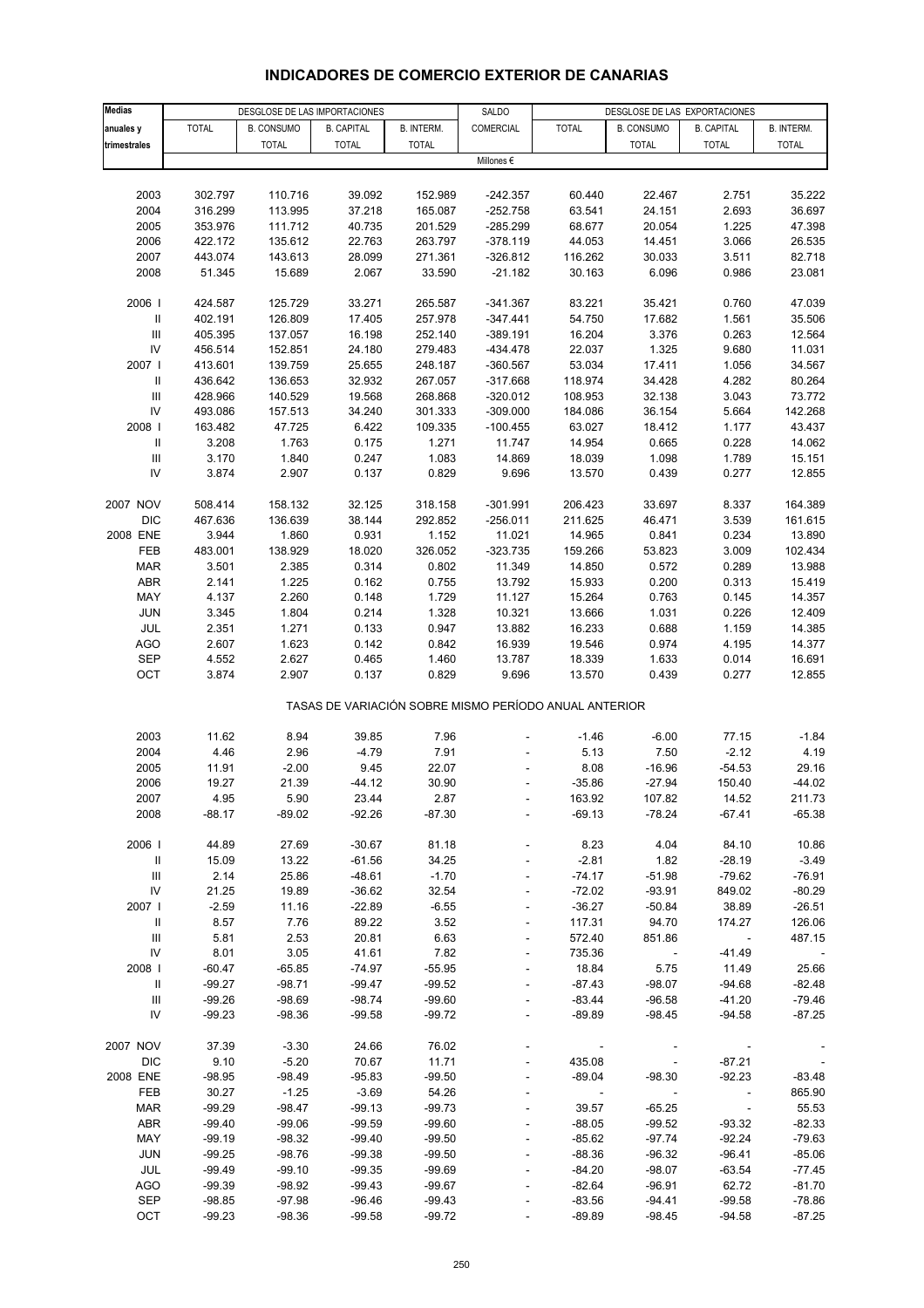# INDICADORES DE COMERCIO EXTERIOR DE CANARIAS

| Medias anuales y trimestrales | DESGLOSE DE LAS IMPORTACIONES | | | | SALDO | DESGLOSE DE LAS EXPORTACIONES | | | |
|---|---|---|---|---|---|---|---|---|---|
| | TOTAL | B. CONSUMO TOTAL | B. CAPITAL TOTAL | B. INTERM. TOTAL | COMERCIAL | TOTAL | B. CONSUMO TOTAL | B. CAPITAL TOTAL | B. INTERM. TOTAL |
| | | | | | Millones € | | | | |
| 2003 | 302.797 | 110.716 | 39.092 | 152.989 | -242.357 | 60.440 | 22.467 | 2.751 | 35.222 |
| 2004 | 316.299 | 113.995 | 37.218 | 165.087 | -252.758 | 63.541 | 24.151 | 2.693 | 36.697 |
| 2005 | 353.976 | 111.712 | 40.735 | 201.529 | -285.299 | 68.677 | 20.054 | 1.225 | 47.398 |
| 2006 | 422.172 | 135.612 | 22.763 | 263.797 | -378.119 | 44.053 | 14.451 | 3.066 | 26.535 |
| 2007 | 443.074 | 143.613 | 28.099 | 271.361 | -326.812 | 116.262 | 30.033 | 3.511 | 82.718 |
| 2008 | 51.345 | 15.689 | 2.067 | 33.590 | -21.182 | 30.163 | 6.096 | 0.986 | 23.081 |
| 2006 I | 424.587 | 125.729 | 33.271 | 265.587 | -341.367 | 83.221 | 35.421 | 0.760 | 47.039 |
| II | 402.191 | 126.809 | 17.405 | 257.978 | -347.441 | 54.750 | 17.682 | 1.561 | 35.506 |
| III | 405.395 | 137.057 | 16.198 | 252.140 | -389.191 | 16.204 | 3.376 | 0.263 | 12.564 |
| IV | 456.514 | 152.851 | 24.180 | 279.483 | -434.478 | 22.037 | 1.325 | 9.680 | 11.031 |
| 2007 I | 413.601 | 139.759 | 25.655 | 248.187 | -360.567 | 53.034 | 17.411 | 1.056 | 34.567 |
| II | 436.642 | 136.653 | 32.932 | 267.057 | -317.668 | 118.974 | 34.428 | 4.282 | 80.264 |
| III | 428.966 | 140.529 | 19.568 | 268.868 | -320.012 | 108.953 | 32.138 | 3.043 | 73.772 |
| IV | 493.086 | 157.513 | 34.240 | 301.333 | -309.000 | 184.086 | 36.154 | 5.664 | 142.268 |
| 2008 I | 163.482 | 47.725 | 6.422 | 109.335 | -100.455 | 63.027 | 18.412 | 1.177 | 43.437 |
| II | 3.208 | 1.763 | 0.175 | 1.271 | 11.747 | 14.954 | 0.665 | 0.228 | 14.062 |
| III | 3.170 | 1.840 | 0.247 | 1.083 | 14.869 | 18.039 | 1.098 | 1.789 | 15.151 |
| IV | 3.874 | 2.907 | 0.137 | 0.829 | 9.696 | 13.570 | 0.439 | 0.277 | 12.855 |
| 2007 NOV | 508.414 | 158.132 | 32.125 | 318.158 | -301.991 | 206.423 | 33.697 | 8.337 | 164.389 |
| DIC | 467.636 | 136.639 | 38.144 | 292.852 | -256.011 | 211.625 | 46.471 | 3.539 | 161.615 |
| 2008 ENE | 3.944 | 1.860 | 0.931 | 1.152 | 11.021 | 14.965 | 0.841 | 0.234 | 13.890 |
| FEB | 483.001 | 138.929 | 18.020 | 326.052 | -323.735 | 159.266 | 53.823 | 3.009 | 102.434 |
| MAR | 3.501 | 2.385 | 0.314 | 0.802 | 11.349 | 14.850 | 0.572 | 0.289 | 13.988 |
| ABR | 2.141 | 1.225 | 0.162 | 0.755 | 13.792 | 15.933 | 0.200 | 0.313 | 15.419 |
| MAY | 4.137 | 2.260 | 0.148 | 1.729 | 11.127 | 15.264 | 0.763 | 0.145 | 14.357 |
| JUN | 3.345 | 1.804 | 0.214 | 1.328 | 10.321 | 13.666 | 1.031 | 0.226 | 12.409 |
| JUL | 2.351 | 1.271 | 0.133 | 0.947 | 13.882 | 16.233 | 0.688 | 1.159 | 14.385 |
| AGO | 2.607 | 1.623 | 0.142 | 0.842 | 16.939 | 19.546 | 0.974 | 4.195 | 14.377 |
| SEP | 4.552 | 2.627 | 0.465 | 1.460 | 13.787 | 18.339 | 1.633 | 0.014 | 16.691 |
| OCT | 3.874 | 2.907 | 0.137 | 0.829 | 9.696 | 13.570 | 0.439 | 0.277 | 12.855 |
| | TASAS DE VARIACIÓN SOBRE MISMO PERÍODO ANUAL ANTERIOR | | | | | | | | |
| 2003 | 11.62 | 8.94 | 39.85 | 7.96 | - | -1.46 | -6.00 | 77.15 | -1.84 |
| 2004 | 4.46 | 2.96 | -4.79 | 7.91 | - | 5.13 | 7.50 | -2.12 | 4.19 |
| 2005 | 11.91 | -2.00 | 9.45 | 22.07 | - | 8.08 | -16.96 | -54.53 | 29.16 |
| 2006 | 19.27 | 21.39 | -44.12 | 30.90 | - | -35.86 | -27.94 | 150.40 | -44.02 |
| 2007 | 4.95 | 5.90 | 23.44 | 2.87 | - | 163.92 | 107.82 | 14.52 | 211.73 |
| 2008 | -88.17 | -89.02 | -92.26 | -87.30 | - | -69.13 | -78.24 | -67.41 | -65.38 |
| 2006 I | 44.89 | 27.69 | -30.67 | 81.18 | - | 8.23 | 4.04 | 84.10 | 10.86 |
| II | 15.09 | 13.22 | -61.56 | 34.25 | - | -2.81 | 1.82 | -28.19 | -3.49 |
| III | 2.14 | 25.86 | -48.61 | -1.70 | - | -74.17 | -51.98 | -79.62 | -76.91 |
| IV | 21.25 | 19.89 | -36.62 | 32.54 | - | -72.02 | -93.91 | 849.02 | -80.29 |
| 2007 I | -2.59 | 11.16 | -22.89 | -6.55 | - | -36.27 | -50.84 | 38.89 | -26.51 |
| II | 8.57 | 7.76 | 89.22 | 3.52 | - | 117.31 | 94.70 | 174.27 | 126.06 |
| III | 5.81 | 2.53 | 20.81 | 6.63 | - | 572.40 | 851.86 | - | 487.15 |
| IV | 8.01 | 3.05 | 41.61 | 7.82 | - | 735.36 | - | -41.49 | - |
| 2008 I | -60.47 | -65.85 | -74.97 | -55.95 | - | 18.84 | 5.75 | 11.49 | 25.66 |
| II | -99.27 | -98.71 | -99.47 | -99.52 | - | -87.43 | -98.07 | -94.68 | -82.48 |
| III | -99.26 | -98.69 | -98.74 | -99.60 | - | -83.44 | -96.58 | -41.20 | -79.46 |
| IV | -99.23 | -98.36 | -99.58 | -99.72 | - | -89.89 | -98.45 | -94.58 | -87.25 |
| 2007 NOV | 37.39 | -3.30 | 24.66 | 76.02 | - | - | - | - | - |
| DIC | 9.10 | -5.20 | 70.67 | 11.71 | - | 435.08 | - | -87.21 | - |
| 2008 ENE | -98.95 | -98.49 | -95.83 | -99.50 | - | -89.04 | -98.30 | -92.23 | -83.48 |
| FEB | 30.27 | -1.25 | -3.69 | 54.26 | - | - | - | - | 865.90 |
| MAR | -99.29 | -98.47 | -99.13 | -99.73 | - | 39.57 | -65.25 | - | 55.53 |
| ABR | -99.40 | -99.06 | -99.59 | -99.60 | - | -88.05 | -99.52 | -93.32 | -82.33 |
| MAY | -99.19 | -98.32 | -99.40 | -99.50 | - | -85.62 | -97.74 | -92.24 | -79.63 |
| JUN | -99.25 | -98.76 | -99.38 | -99.50 | - | -88.36 | -96.32 | -96.41 | -85.06 |
| JUL | -99.49 | -99.10 | -99.35 | -99.69 | - | -84.20 | -98.07 | -63.54 | -77.45 |
| AGO | -99.39 | -98.92 | -99.43 | -99.67 | - | -82.64 | -96.91 | 62.72 | -81.70 |
| SEP | -98.85 | -97.98 | -96.46 | -99.43 | - | -83.56 | -94.41 | -99.58 | -78.86 |
| OCT | -99.23 | -98.36 | -99.58 | -99.72 | - | -89.89 | -98.45 | -94.58 | -87.25 |